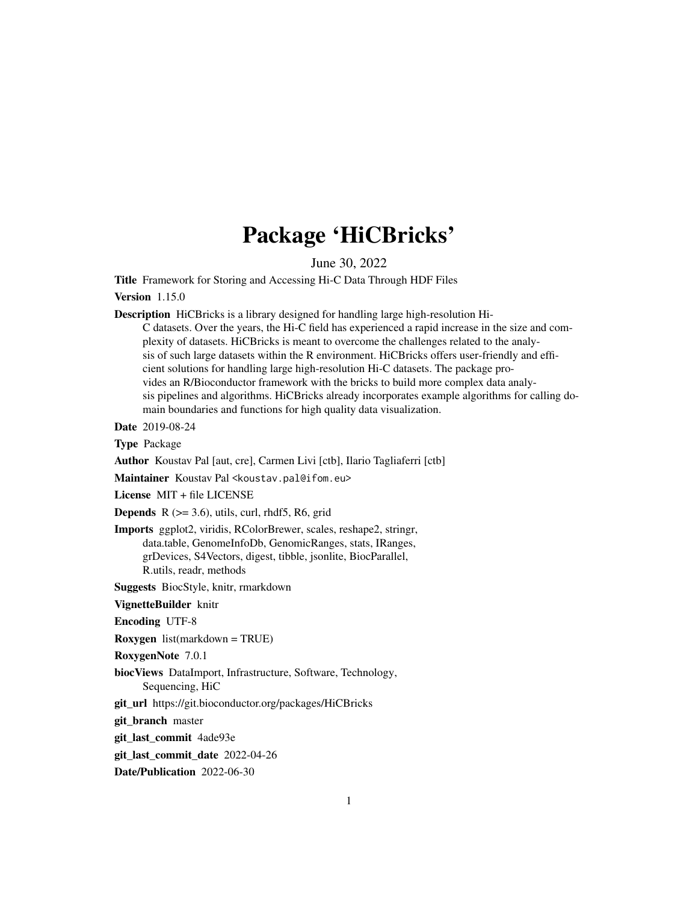# Package 'HiCBricks'

June 30, 2022

**Title** Framework for Storing and Accessing Hi-C Data Through HDF Files

**Version** 1.15.0

**Description** HiCBricks is a library designed for handling large high-resolution Hi-C datasets. Over the years, the Hi-C field has experienced a rapid increase in the size and complexity of datasets. HiCBricks is meant to overcome the challenges related to the analysis of such large datasets within the R environment. HiCBricks offers user-friendly and efficient solutions for handling large high-resolution Hi-C datasets. The package provides an R/Bioconductor framework with the bricks to build more complex data analysis pipelines and algorithms. HiCBricks already incorporates example algorithms for calling domain boundaries and functions for high quality data visualization.

**Date** 2019-08-24

**Type** Package

**Author** Koustav Pal [aut, cre], Carmen Livi [ctb], Ilario Tagliaferri [ctb]

**Maintainer** Koustav Pal <koustav.pal@ifom.eu>

**License** MIT + file LICENSE

**Depends** R (>= 3.6), utils, curl, rhdf5, R6, grid

**Imports** ggplot2, viridis, RColorBrewer, scales, reshape2, stringr, data.table, GenomeInfoDb, GenomicRanges, stats, IRanges, grDevices, S4Vectors, digest, tibble, jsonlite, BiocParallel, R.utils, readr, methods

**Suggests** BiocStyle, knitr, rmarkdown

**VignetteBuilder** knitr

**Encoding** UTF-8

**Roxygen** list(markdown = TRUE)

**RoxygenNote** 7.0.1

**biocViews** DataImport, Infrastructure, Software, Technology, Sequencing, HiC

**git_url** https://git.bioconductor.org/packages/HiCBricks

**git_branch** master

**git_last_commit** 4ade93e

**git_last_commit_date** 2022-04-26

**Date/Publication** 2022-06-30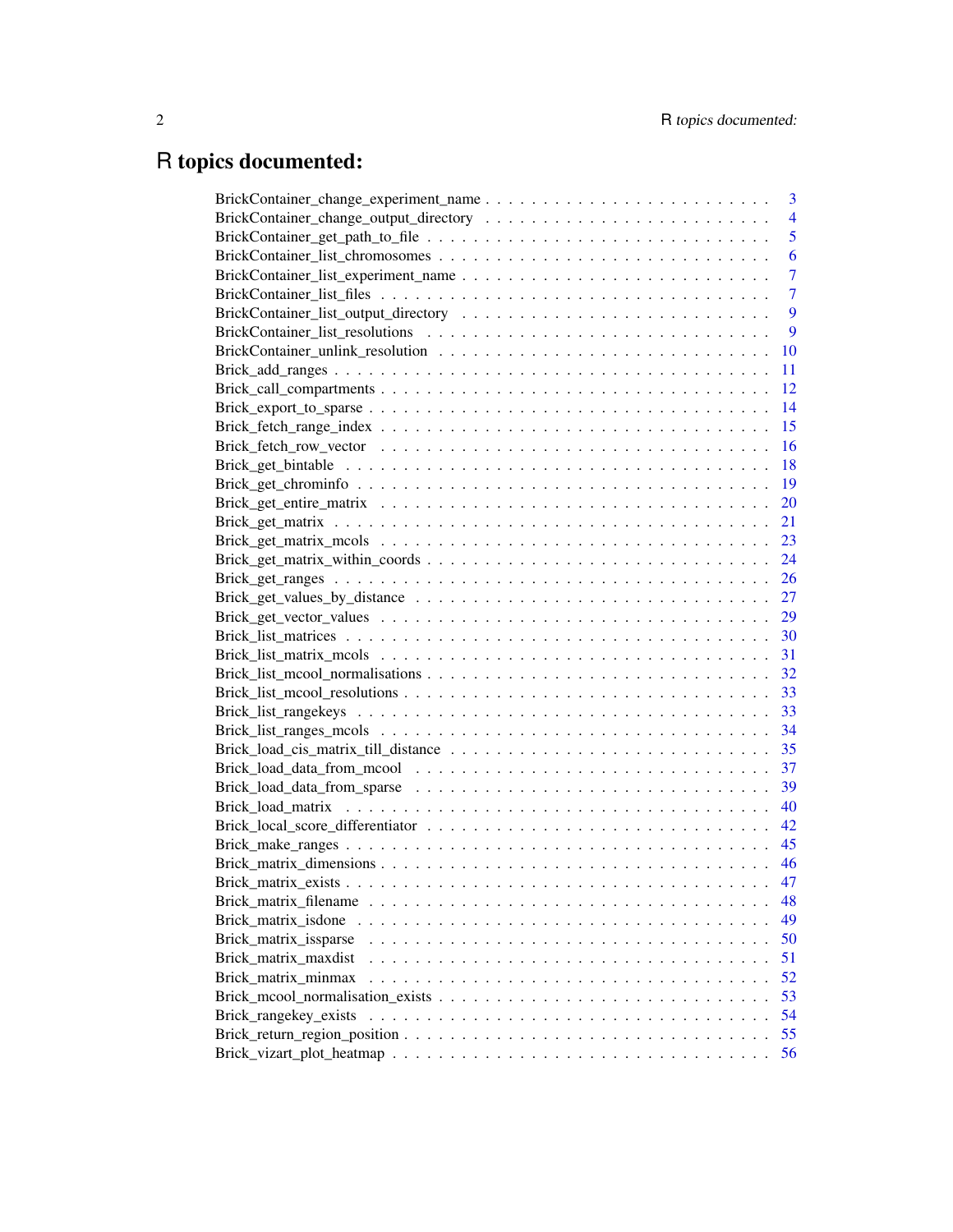# R topics documented:

| | |
|---|---|
| BrickContainer_change_experiment_name | 3 |
| BrickContainer_change_output_directory | 4 |
| BrickContainer_get_path_to_file | 5 |
| BrickContainer_list_chromosomes | 6 |
| BrickContainer_list_experiment_name | 7 |
| BrickContainer_list_files | 7 |
| BrickContainer_list_output_directory | 9 |
| BrickContainer_list_resolutions | 9 |
| BrickContainer_unlink_resolution | 10 |
| Brick_add_ranges | 11 |
| Brick_call_compartments | 12 |
| Brick_export_to_sparse | 14 |
| Brick_fetch_range_index | 15 |
| Brick_fetch_row_vector | 16 |
| Brick_get_bintable | 18 |
| Brick_get_chrominfo | 19 |
| Brick_get_entire_matrix | 20 |
| Brick_get_matrix | 21 |
| Brick_get_matrix_mcols | 23 |
| Brick_get_matrix_within_coords | 24 |
| Brick_get_ranges | 26 |
| Brick_get_values_by_distance | 27 |
| Brick_get_vector_values | 29 |
| Brick_list_matrices | 30 |
| Brick_list_matrix_mcols | 31 |
| Brick_list_mcool_normalisations | 32 |
| Brick_list_mcool_resolutions | 33 |
| Brick_list_rangekeys | 33 |
| Brick_list_ranges_mcols | 34 |
| Brick_load_cis_matrix_till_distance | 35 |
| Brick_load_data_from_mcool | 37 |
| Brick_load_data_from_sparse | 39 |
| Brick_load_matrix | 40 |
| Brick_local_score_differentiator | 42 |
| Brick_make_ranges | 45 |
| Brick_matrix_dimensions | 46 |
| Brick_matrix_exists | 47 |
| Brick_matrix_filename | 48 |
| Brick_matrix_isdone | 49 |
| Brick_matrix_issparse | 50 |
| Brick_matrix_maxdist | 51 |
| Brick_matrix_minmax | 52 |
| Brick_mcool_normalisation_exists | 53 |
| Brick_rangekey_exists | 54 |
| Brick_return_region_position | 55 |
| Brick_vizart_plot_heatmap | 56 |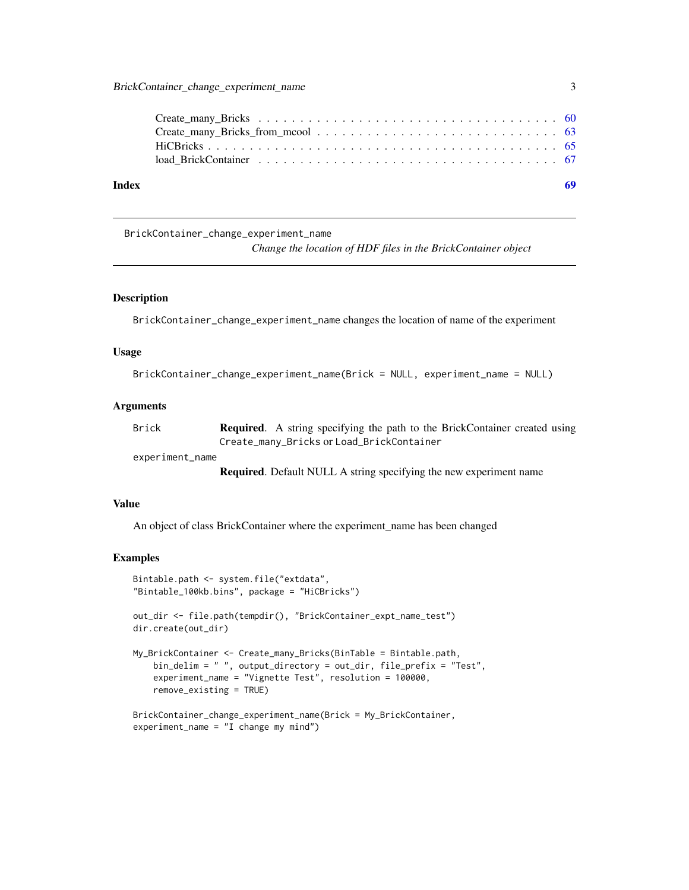| | |
|---|---|
| Create_many_Bricks | 60 |
| Create_many_Bricks_from_mcool | 63 |
| HiCBricks | 65 |
| load_BrickContainer | 67 |
| **Index** | **69** |

---

## BrickContainer_change_experiment_name

*Change the location of HDF files in the BrickContainer object*

---

### Description

`BrickContainer_change_experiment_name` changes the location of name of the experiment

### Usage

```
BrickContainer_change_experiment_name(Brick = NULL, experiment_name = NULL)
```

### Arguments

| | |
|---|---|
| `Brick` | **Required**. A string specifying the path to the BrickContainer created using `Create_many_Bricks` or `Load_BrickContainer` |
| `experiment_name` | **Required**. Default NULL A string specifying the new experiment name |

### Value

An object of class BrickContainer where the experiment_name has been changed

### Examples

```
Bintable.path <- system.file("extdata",
"Bintable_100kb.bins", package = "HiCBricks")

out_dir <- file.path(tempdir(), "BrickContainer_expt_name_test")
dir.create(out_dir)

My_BrickContainer <- Create_many_Bricks(BinTable = Bintable.path,
    bin_delim = " ", output_directory = out_dir, file_prefix = "Test",
    experiment_name = "Vignette Test", resolution = 100000,
    remove_existing = TRUE)

BrickContainer_change_experiment_name(Brick = My_BrickContainer,
experiment_name = "I change my mind")
```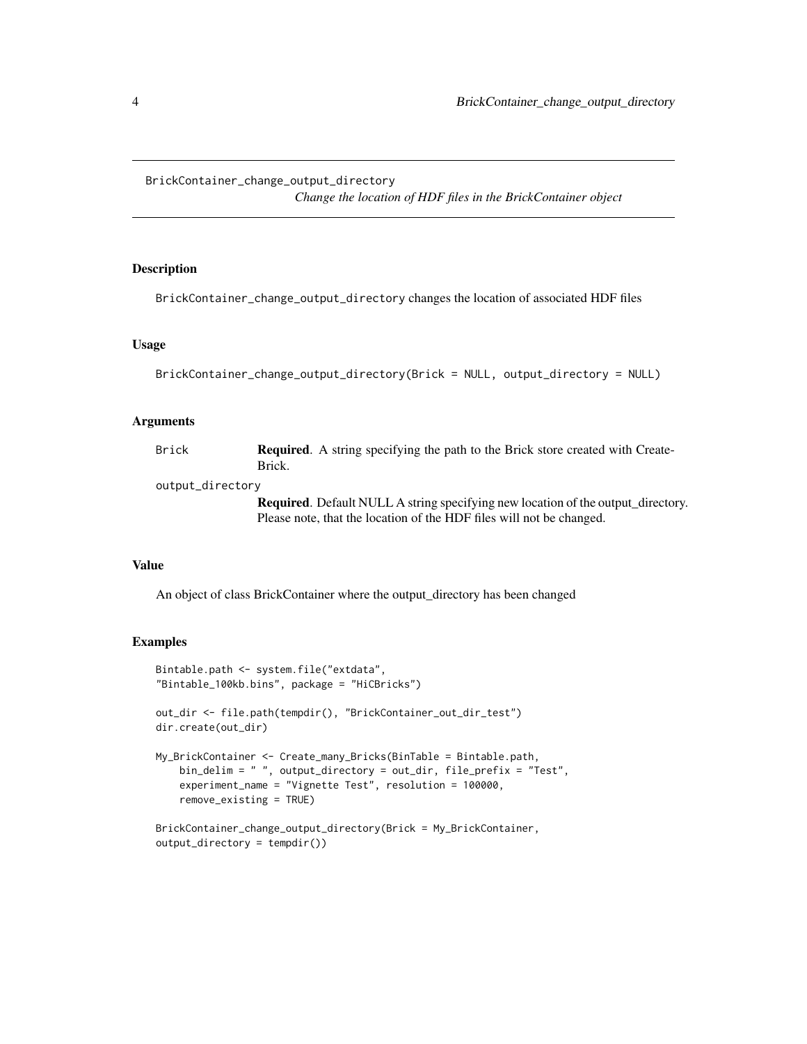# BrickContainer_change_output_directory

*Change the location of HDF files in the BrickContainer object*

## Description

BrickContainer_change_output_directory changes the location of associated HDF files

## Usage

```
BrickContainer_change_output_directory(Brick = NULL, output_directory = NULL)
```

## Arguments

| | |
|---|---|
| Brick | **Required**. A string specifying the path to the Brick store created with CreateBrick. |
| output_directory | **Required**. Default NULL A string specifying new location of the output_directory. Please note, that the location of the HDF files will not be changed. |

## Value

An object of class BrickContainer where the output_directory has been changed

## Examples

```
Bintable.path <- system.file("extdata",
"Bintable_100kb.bins", package = "HiCBricks")

out_dir <- file.path(tempdir(), "BrickContainer_out_dir_test")
dir.create(out_dir)

My_BrickContainer <- Create_many_Bricks(BinTable = Bintable.path,
    bin_delim = " ", output_directory = out_dir, file_prefix = "Test",
    experiment_name = "Vignette Test", resolution = 100000,
    remove_existing = TRUE)

BrickContainer_change_output_directory(Brick = My_BrickContainer,
output_directory = tempdir())
```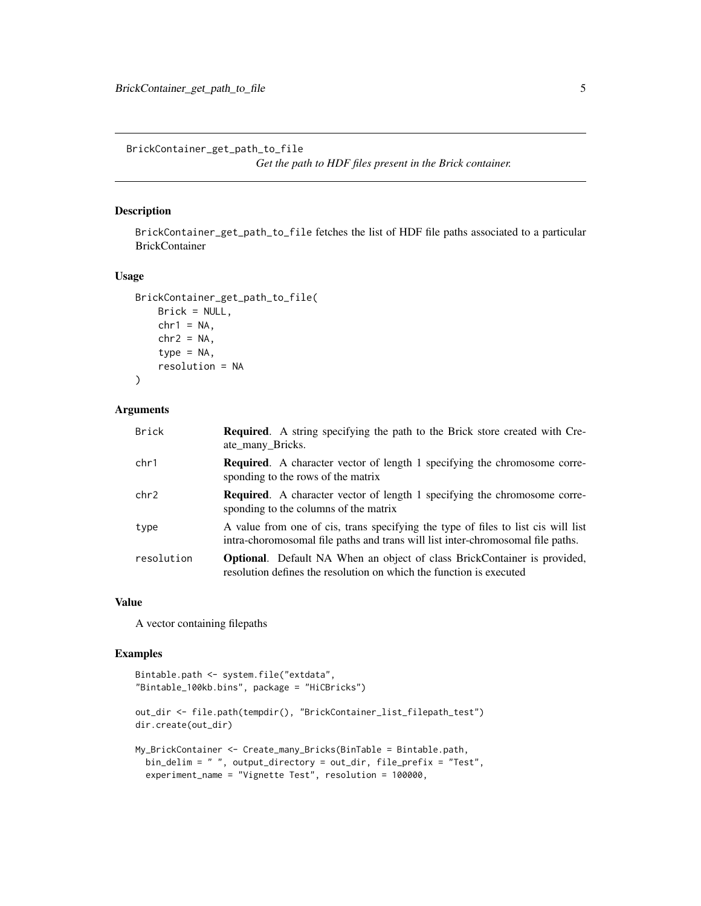BrickContainer_get_path_to_file

*Get the path to HDF files present in the Brick container.*

## Description

BrickContainer_get_path_to_file fetches the list of HDF file paths associated to a particular BrickContainer

## Usage

```
BrickContainer_get_path_to_file(
    Brick = NULL,
    chr1 = NA,
    chr2 = NA,
    type = NA,
    resolution = NA
)
```

## Arguments

| | |
|---|---|
| Brick | **Required**. A string specifying the path to the Brick store created with Create_many_Bricks. |
| chr1 | **Required**. A character vector of length 1 specifying the chromosome corresponding to the rows of the matrix |
| chr2 | **Required**. A character vector of length 1 specifying the chromosome corresponding to the columns of the matrix |
| type | A value from one of cis, trans specifying the type of files to list cis will list intra-choromosomal file paths and trans will list inter-chromosomal file paths. |
| resolution | **Optional**. Default NA When an object of class BrickContainer is provided, resolution defines the resolution on which the function is executed |

## Value

A vector containing filepaths

## Examples

```
Bintable.path <- system.file("extdata",
"Bintable_100kb.bins", package = "HiCBricks")

out_dir <- file.path(tempdir(), "BrickContainer_list_filepath_test")
dir.create(out_dir)

My_BrickContainer <- Create_many_Bricks(BinTable = Bintable.path,
  bin_delim = " ", output_directory = out_dir, file_prefix = "Test",
  experiment_name = "Vignette Test", resolution = 100000,
```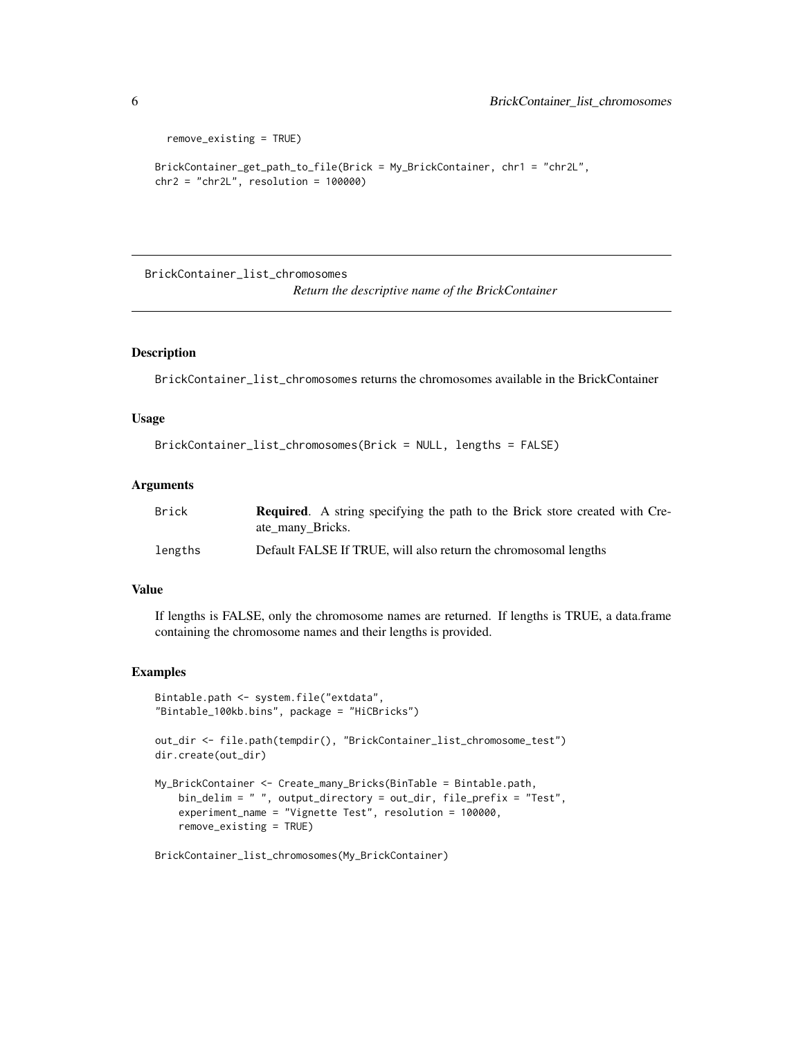```
  remove_existing = TRUE)

BrickContainer_get_path_to_file(Brick = My_BrickContainer, chr1 = "chr2L",
chr2 = "chr2L", resolution = 100000)
```

---

## BrickContainer_list_chromosomes

*Return the descriptive name of the BrickContainer*

---

### Description

BrickContainer_list_chromosomes returns the chromosomes available in the BrickContainer

### Usage

```
BrickContainer_list_chromosomes(Brick = NULL, lengths = FALSE)
```

### Arguments

| | |
|---|---|
| Brick | **Required**. A string specifying the path to the Brick store created with Create_many_Bricks. |
| lengths | Default FALSE If TRUE, will also return the chromosomal lengths |

### Value

If lengths is FALSE, only the chromosome names are returned. If lengths is TRUE, a data.frame containing the chromosome names and their lengths is provided.

### Examples

```
Bintable.path <- system.file("extdata",
"Bintable_100kb.bins", package = "HiCBricks")

out_dir <- file.path(tempdir(), "BrickContainer_list_chromosome_test")
dir.create(out_dir)

My_BrickContainer <- Create_many_Bricks(BinTable = Bintable.path,
    bin_delim = " ", output_directory = out_dir, file_prefix = "Test",
    experiment_name = "Vignette Test", resolution = 100000,
    remove_existing = TRUE)

BrickContainer_list_chromosomes(My_BrickContainer)
```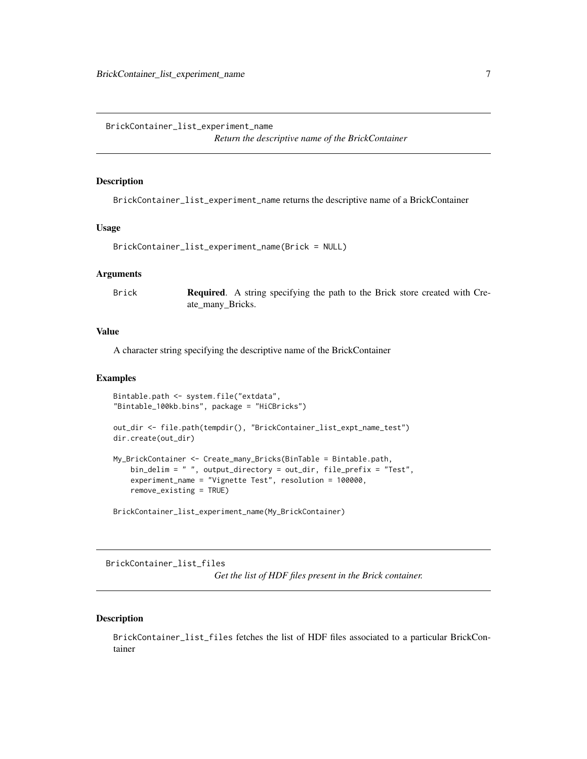## BrickContainer_list_experiment_name

*Return the descriptive name of the BrickContainer*

### Description

BrickContainer_list_experiment_name returns the descriptive name of a BrickContainer

### Usage

```
BrickContainer_list_experiment_name(Brick = NULL)
```

### Arguments

| | |
|---|---|
| Brick | **Required**. A string specifying the path to the Brick store created with Create_many_Bricks. |

### Value

A character string specifying the descriptive name of the BrickContainer

### Examples

```
Bintable.path <- system.file("extdata",
"Bintable_100kb.bins", package = "HiCBricks")

out_dir <- file.path(tempdir(), "BrickContainer_list_expt_name_test")
dir.create(out_dir)

My_BrickContainer <- Create_many_Bricks(BinTable = Bintable.path,
    bin_delim = " ", output_directory = out_dir, file_prefix = "Test",
    experiment_name = "Vignette Test", resolution = 100000,
    remove_existing = TRUE)

BrickContainer_list_experiment_name(My_BrickContainer)
```

## BrickContainer_list_files

*Get the list of HDF files present in the Brick container.*

### Description

BrickContainer_list_files fetches the list of HDF files associated to a particular BrickContainer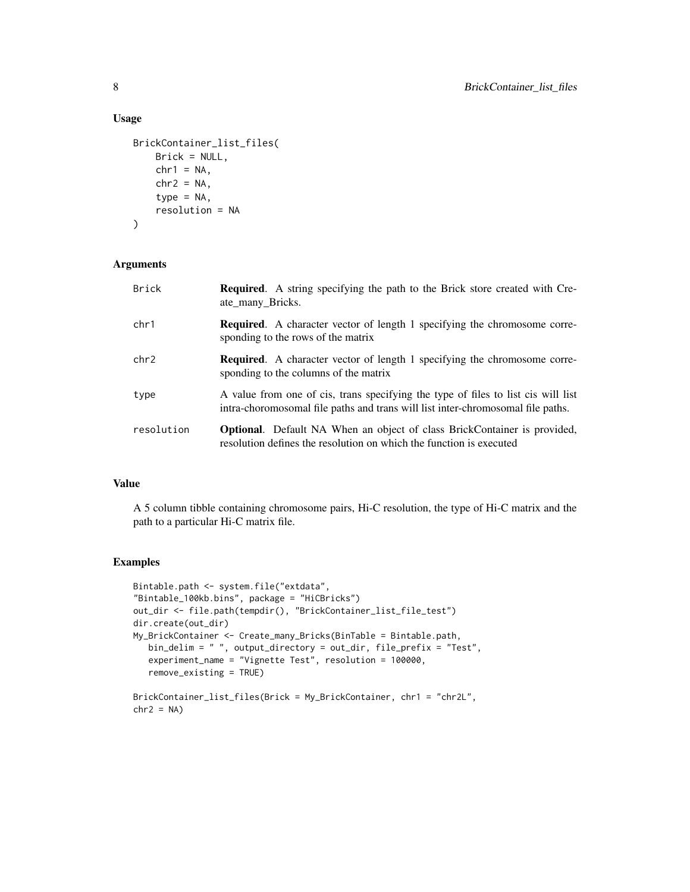## Usage

```
BrickContainer_list_files(
    Brick = NULL,
    chr1 = NA,
    chr2 = NA,
    type = NA,
    resolution = NA
)
```

## Arguments

| | |
|---|---|
| Brick | **Required**. A string specifying the path to the Brick store created with Create_many_Bricks. |
| chr1 | **Required**. A character vector of length 1 specifying the chromosome corresponding to the rows of the matrix |
| chr2 | **Required**. A character vector of length 1 specifying the chromosome corresponding to the columns of the matrix |
| type | A value from one of cis, trans specifying the type of files to list cis will list intra-choromosomal file paths and trans will list inter-chromosomal file paths. |
| resolution | **Optional**. Default NA When an object of class BrickContainer is provided, resolution defines the resolution on which the function is executed |

## Value

A 5 column tibble containing chromosome pairs, Hi-C resolution, the type of Hi-C matrix and the path to a particular Hi-C matrix file.

## Examples

```
Bintable.path <- system.file("extdata",
"Bintable_100kb.bins", package = "HiCBricks")
out_dir <- file.path(tempdir(), "BrickContainer_list_file_test")
dir.create(out_dir)
My_BrickContainer <- Create_many_Bricks(BinTable = Bintable.path,
   bin_delim = " ", output_directory = out_dir, file_prefix = "Test",
   experiment_name = "Vignette Test", resolution = 100000,
   remove_existing = TRUE)

BrickContainer_list_files(Brick = My_BrickContainer, chr1 = "chr2L",
chr2 = NA)
```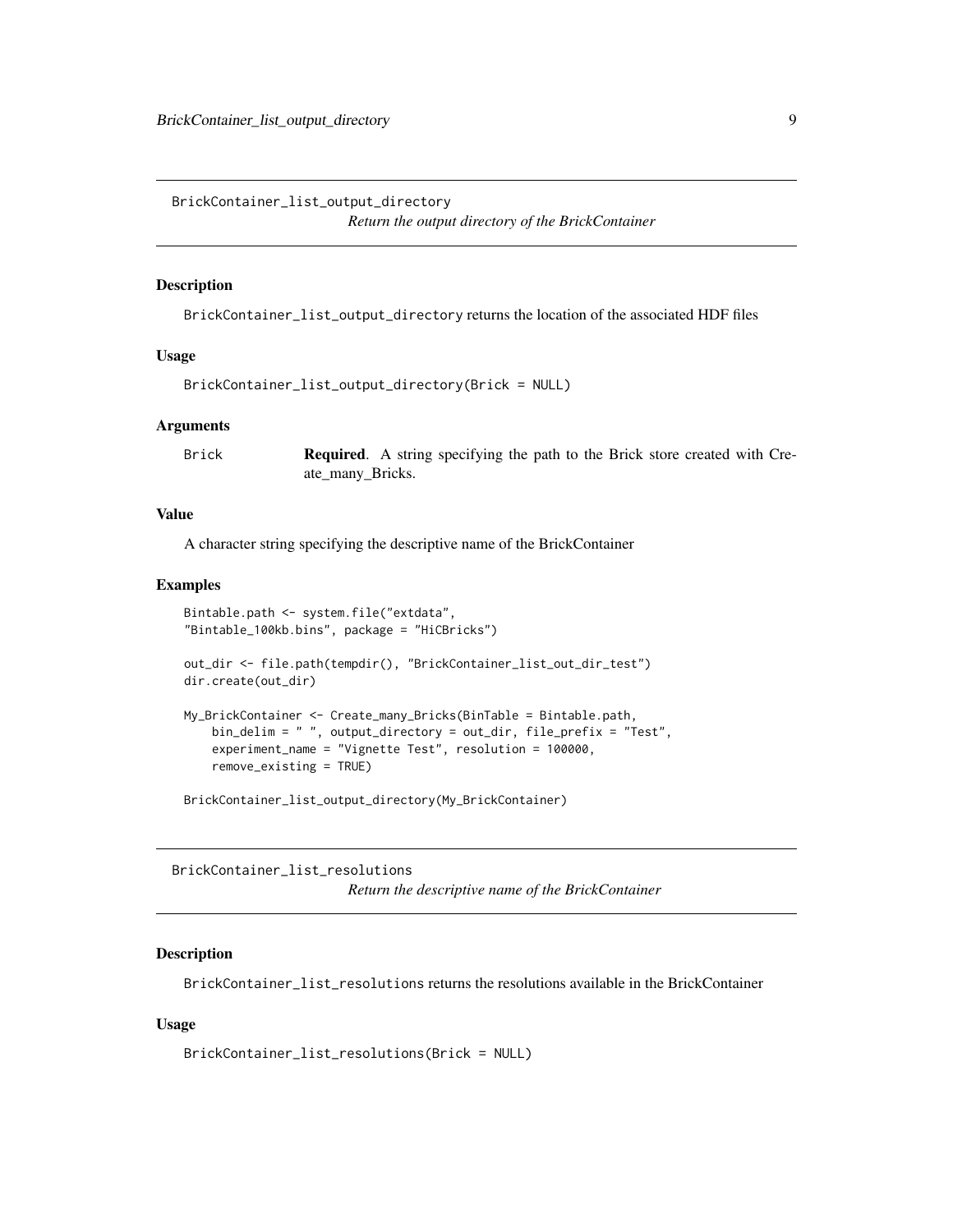## BrickContainer_list_output_directory

*Return the output directory of the BrickContainer*

### Description

BrickContainer_list_output_directory returns the location of the associated HDF files

### Usage

```
BrickContainer_list_output_directory(Brick = NULL)
```

### Arguments

| | |
|---|---|
| Brick | **Required**. A string specifying the path to the Brick store created with Create_many_Bricks. |

### Value

A character string specifying the descriptive name of the BrickContainer

### Examples

```
Bintable.path <- system.file("extdata",
"Bintable_100kb.bins", package = "HiCBricks")

out_dir <- file.path(tempdir(), "BrickContainer_list_out_dir_test")
dir.create(out_dir)

My_BrickContainer <- Create_many_Bricks(BinTable = Bintable.path,
    bin_delim = " ", output_directory = out_dir, file_prefix = "Test",
    experiment_name = "Vignette Test", resolution = 100000,
    remove_existing = TRUE)

BrickContainer_list_output_directory(My_BrickContainer)
```

## BrickContainer_list_resolutions

*Return the descriptive name of the BrickContainer*

### Description

BrickContainer_list_resolutions returns the resolutions available in the BrickContainer

### Usage

```
BrickContainer_list_resolutions(Brick = NULL)
```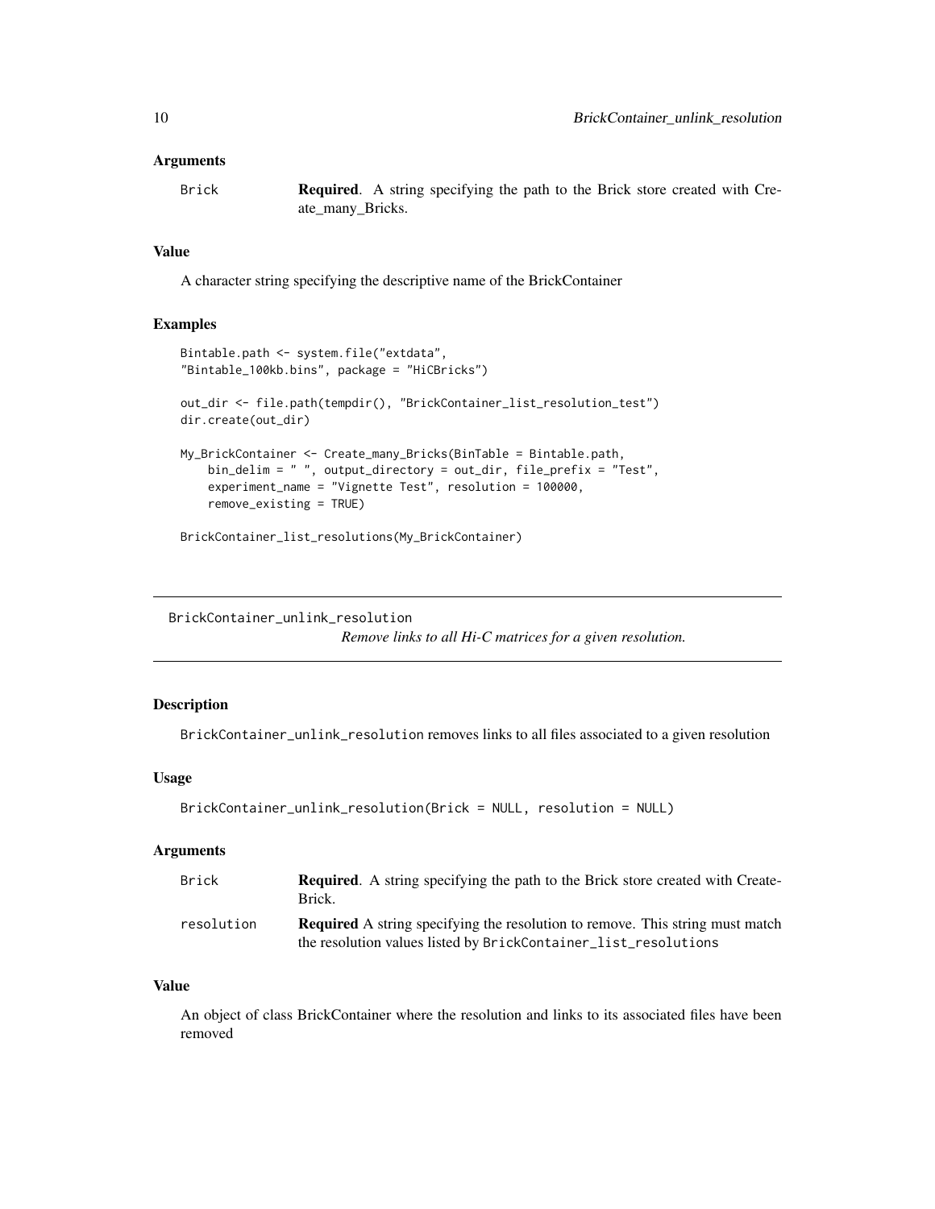### Arguments

| | |
|---|---|
| Brick | **Required**. A string specifying the path to the Brick store created with Create_many_Bricks. |

### Value

A character string specifying the descriptive name of the BrickContainer

### Examples

```
Bintable.path <- system.file("extdata",
"Bintable_100kb.bins", package = "HiCBricks")

out_dir <- file.path(tempdir(), "BrickContainer_list_resolution_test")
dir.create(out_dir)

My_BrickContainer <- Create_many_Bricks(BinTable = Bintable.path,
    bin_delim = " ", output_directory = out_dir, file_prefix = "Test",
    experiment_name = "Vignette Test", resolution = 100000,
    remove_existing = TRUE)

BrickContainer_list_resolutions(My_BrickContainer)
```

---

## BrickContainer_unlink_resolution

*Remove links to all Hi-C matrices for a given resolution.*

### Description

BrickContainer_unlink_resolution removes links to all files associated to a given resolution

### Usage

```
BrickContainer_unlink_resolution(Brick = NULL, resolution = NULL)
```

### Arguments

| | |
|---|---|
| Brick | **Required**. A string specifying the path to the Brick store created with CreateBrick. |
| resolution | **Required** A string specifying the resolution to remove. This string must match the resolution values listed by BrickContainer_list_resolutions |

### Value

An object of class BrickContainer where the resolution and links to its associated files have been removed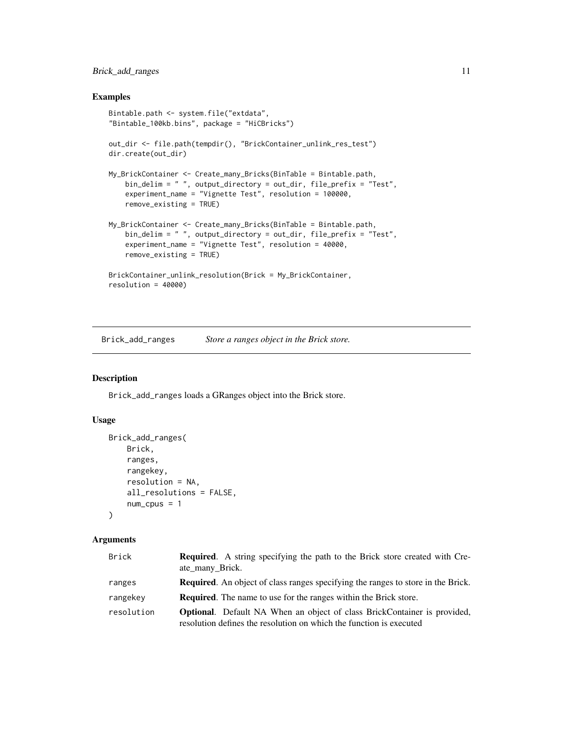## Examples

```
Bintable.path <- system.file("extdata",
"Bintable_100kb.bins", package = "HiCBricks")

out_dir <- file.path(tempdir(), "BrickContainer_unlink_res_test")
dir.create(out_dir)

My_BrickContainer <- Create_many_Bricks(BinTable = Bintable.path,
    bin_delim = " ", output_directory = out_dir, file_prefix = "Test",
    experiment_name = "Vignette Test", resolution = 100000,
    remove_existing = TRUE)

My_BrickContainer <- Create_many_Bricks(BinTable = Bintable.path,
    bin_delim = " ", output_directory = out_dir, file_prefix = "Test",
    experiment_name = "Vignette Test", resolution = 40000,
    remove_existing = TRUE)

BrickContainer_unlink_resolution(Brick = My_BrickContainer,
resolution = 40000)
```

---

# Brick_add_ranges — *Store a ranges object in the Brick store.*

---

## Description

Brick_add_ranges loads a GRanges object into the Brick store.

## Usage

```
Brick_add_ranges(
    Brick,
    ranges,
    rangekey,
    resolution = NA,
    all_resolutions = FALSE,
    num_cpus = 1
)
```

## Arguments

| | |
|---|---|
| Brick | **Required**. A string specifying the path to the Brick store created with Create_many_Brick. |
| ranges | **Required**. An object of class ranges specifying the ranges to store in the Brick. |
| rangekey | **Required**. The name to use for the ranges within the Brick store. |
| resolution | **Optional**. Default NA When an object of class BrickContainer is provided, resolution defines the resolution on which the function is executed |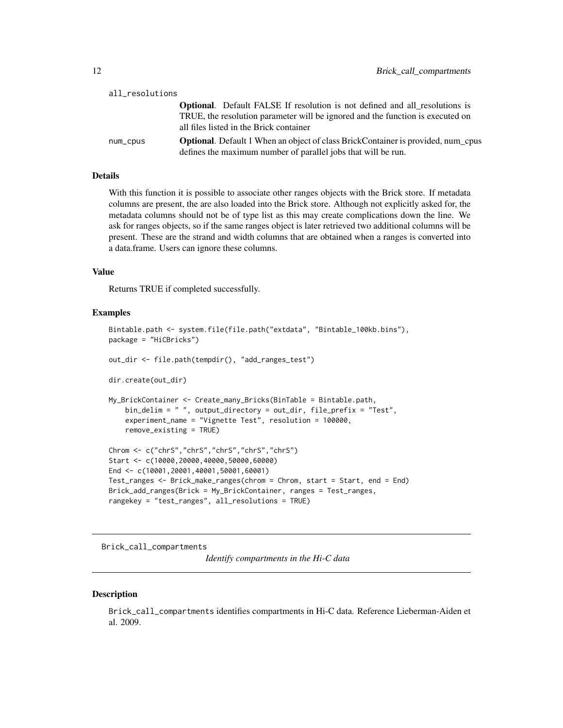all_resolutions

**Optional**. Default FALSE If resolution is not defined and all_resolutions is TRUE, the resolution parameter will be ignored and the function is executed on all files listed in the Brick container

num_cpus

**Optional**. Default 1 When an object of class BrickContainer is provided, num_cpus defines the maximum number of parallel jobs that will be run.

### Details

With this function it is possible to associate other ranges objects with the Brick store. If metadata columns are present, the are also loaded into the Brick store. Although not explicitly asked for, the metadata columns should not be of type list as this may create complications down the line. We ask for ranges objects, so if the same ranges object is later retrieved two additional columns will be present. These are the strand and width columns that are obtained when a ranges is converted into a data.frame. Users can ignore these columns.

### Value

Returns TRUE if completed successfully.

### Examples

```
Bintable.path <- system.file(file.path("extdata", "Bintable_100kb.bins"),
package = "HiCBricks")

out_dir <- file.path(tempdir(), "add_ranges_test")

dir.create(out_dir)

My_BrickContainer <- Create_many_Bricks(BinTable = Bintable.path,
    bin_delim = " ", output_directory = out_dir, file_prefix = "Test",
    experiment_name = "Vignette Test", resolution = 100000,
    remove_existing = TRUE)

Chrom <- c("chrS","chrS","chrS","chrS","chrS")
Start <- c(10000,20000,40000,50000,60000)
End <- c(10001,20001,40001,50001,60001)
Test_ranges <- Brick_make_ranges(chrom = Chrom, start = Start, end = End)
Brick_add_ranges(Brick = My_BrickContainer, ranges = Test_ranges,
rangekey = "test_ranges", all_resolutions = TRUE)
```

---

## Brick_call_compartments

*Identify compartments in the Hi-C data*

---

### Description

Brick_call_compartments identifies compartments in Hi-C data. Reference Lieberman-Aiden et al. 2009.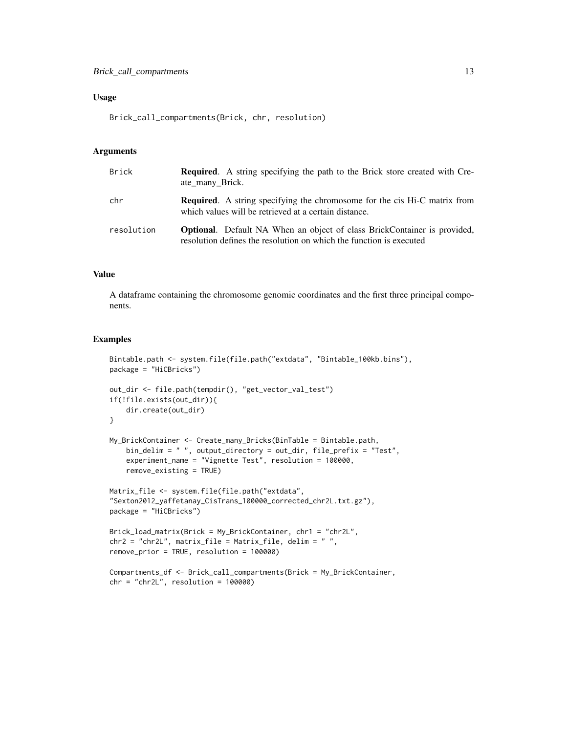### Usage

```
Brick_call_compartments(Brick, chr, resolution)
```

### Arguments

| | |
|---|---|
| Brick | **Required**. A string specifying the path to the Brick store created with Create_many_Brick. |
| chr | **Required**. A string specifying the chromosome for the cis Hi-C matrix from which values will be retrieved at a certain distance. |
| resolution | **Optional**. Default NA When an object of class BrickContainer is provided, resolution defines the resolution on which the function is executed |

### Value

A dataframe containing the chromosome genomic coordinates and the first three principal components.

### Examples

```
Bintable.path <- system.file(file.path("extdata", "Bintable_100kb.bins"),
package = "HiCBricks")

out_dir <- file.path(tempdir(), "get_vector_val_test")
if(!file.exists(out_dir)){
    dir.create(out_dir)
}

My_BrickContainer <- Create_many_Bricks(BinTable = Bintable.path,
    bin_delim = " ", output_directory = out_dir, file_prefix = "Test",
    experiment_name = "Vignette Test", resolution = 100000,
    remove_existing = TRUE)

Matrix_file <- system.file(file.path("extdata",
"Sexton2012_yaffetanay_CisTrans_100000_corrected_chr2L.txt.gz"),
package = "HiCBricks")

Brick_load_matrix(Brick = My_BrickContainer, chr1 = "chr2L",
chr2 = "chr2L", matrix_file = Matrix_file, delim = " ",
remove_prior = TRUE, resolution = 100000)

Compartments_df <- Brick_call_compartments(Brick = My_BrickContainer,
chr = "chr2L", resolution = 100000)
```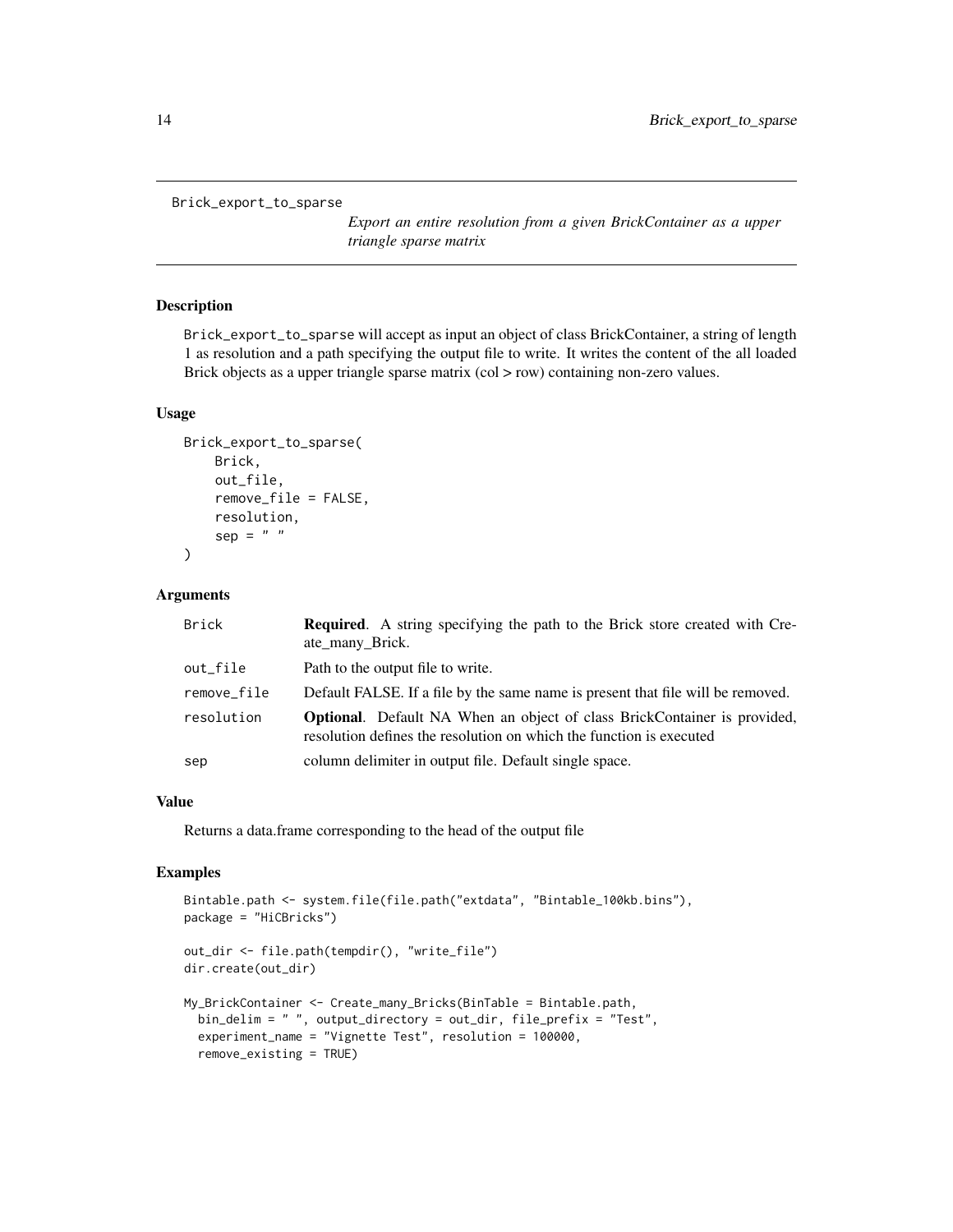# Brick_export_to_sparse

*Export an entire resolution from a given BrickContainer as a upper triangle sparse matrix*

## Description

Brick_export_to_sparse will accept as input an object of class BrickContainer, a string of length 1 as resolution and a path specifying the output file to write. It writes the content of the all loaded Brick objects as a upper triangle sparse matrix (col > row) containing non-zero values.

## Usage

```
Brick_export_to_sparse(
    Brick,
    out_file,
    remove_file = FALSE,
    resolution,
    sep = " "
)
```

## Arguments

| | |
|---|---|
| Brick | **Required**. A string specifying the path to the Brick store created with Create_many_Brick. |
| out_file | Path to the output file to write. |
| remove_file | Default FALSE. If a file by the same name is present that file will be removed. |
| resolution | **Optional**. Default NA When an object of class BrickContainer is provided, resolution defines the resolution on which the function is executed |
| sep | column delimiter in output file. Default single space. |

## Value

Returns a data.frame corresponding to the head of the output file

## Examples

```
Bintable.path <- system.file(file.path("extdata", "Bintable_100kb.bins"),
package = "HiCBricks")

out_dir <- file.path(tempdir(), "write_file")
dir.create(out_dir)

My_BrickContainer <- Create_many_Bricks(BinTable = Bintable.path,
  bin_delim = " ", output_directory = out_dir, file_prefix = "Test",
  experiment_name = "Vignette Test", resolution = 100000,
  remove_existing = TRUE)
```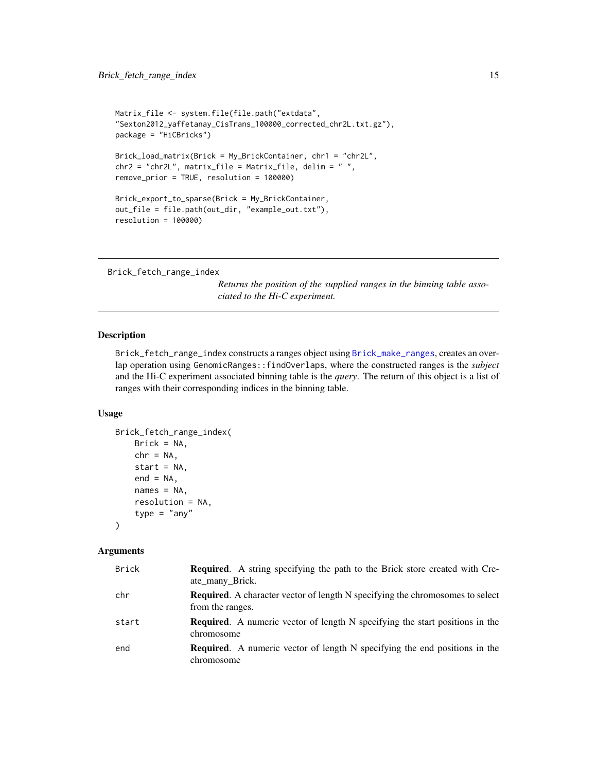```
Matrix_file <- system.file(file.path("extdata",
"Sexton2012_yaffetanay_CisTrans_100000_corrected_chr2L.txt.gz"),
package = "HiCBricks")

Brick_load_matrix(Brick = My_BrickContainer, chr1 = "chr2L",
chr2 = "chr2L", matrix_file = Matrix_file, delim = " ",
remove_prior = TRUE, resolution = 100000)

Brick_export_to_sparse(Brick = My_BrickContainer,
out_file = file.path(out_dir, "example_out.txt"),
resolution = 100000)
```

---

## Brick_fetch_range_index

*Returns the position of the supplied ranges in the binning table associated to the Hi-C experiment.*

---

### Description

Brick_fetch_range_index constructs a ranges object using Brick_make_ranges, creates an overlap operation using GenomicRanges::findOverlaps, where the constructed ranges is the *subject* and the Hi-C experiment associated binning table is the *query*. The return of this object is a list of ranges with their corresponding indices in the binning table.

### Usage

```
Brick_fetch_range_index(
    Brick = NA,
    chr = NA,
    start = NA,
    end = NA,
    names = NA,
    resolution = NA,
    type = "any"
)
```

### Arguments

| | |
|---|---|
| Brick | **Required**. A string specifying the path to the Brick store created with Create_many_Brick. |
| chr | **Required**. A character vector of length N specifying the chromosomes to select from the ranges. |
| start | **Required**. A numeric vector of length N specifying the start positions in the chromosome |
| end | **Required**. A numeric vector of length N specifying the end positions in the chromosome |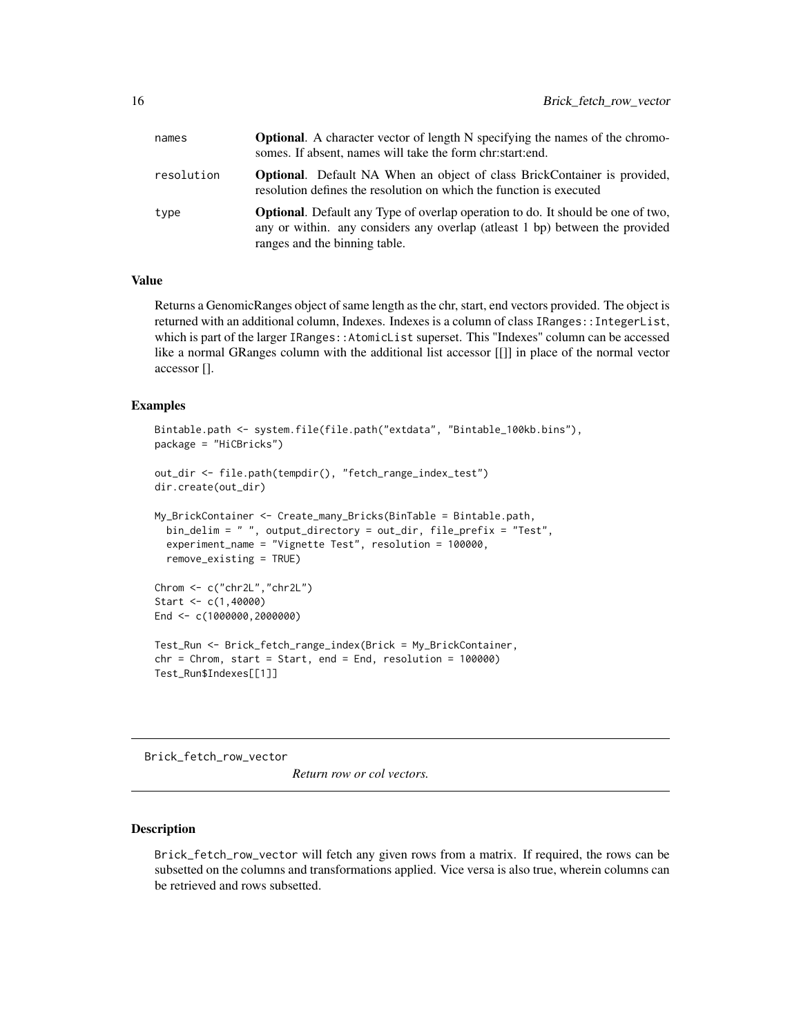| | |
|---|---|
| names | **Optional**. A character vector of length N specifying the names of the chromosomes. If absent, names will take the form chr:start:end. |
| resolution | **Optional**. Default NA When an object of class BrickContainer is provided, resolution defines the resolution on which the function is executed |
| type | **Optional**. Default any Type of overlap operation to do. It should be one of two, any or within. any considers any overlap (atleast 1 bp) between the provided ranges and the binning table. |

### Value

Returns a GenomicRanges object of same length as the chr, start, end vectors provided. The object is returned with an additional column, Indexes. Indexes is a column of class `IRanges::IntegerList`, which is part of the larger `IRanges::AtomicList` superset. This "Indexes" column can be accessed like a normal GRanges column with the additional list accessor [[]] in place of the normal vector accessor [].

### Examples

```
Bintable.path <- system.file(file.path("extdata", "Bintable_100kb.bins"),
package = "HiCBricks")

out_dir <- file.path(tempdir(), "fetch_range_index_test")
dir.create(out_dir)

My_BrickContainer <- Create_many_Bricks(BinTable = Bintable.path,
  bin_delim = " ", output_directory = out_dir, file_prefix = "Test",
  experiment_name = "Vignette Test", resolution = 100000,
  remove_existing = TRUE)

Chrom <- c("chr2L","chr2L")
Start <- c(1,40000)
End <- c(1000000,2000000)

Test_Run <- Brick_fetch_range_index(Brick = My_BrickContainer,
chr = Chrom, start = Start, end = End, resolution = 100000)
Test_Run$Indexes[[1]]
```

---

## Brick_fetch_row_vector

*Return row or col vectors.*

---

### Description

`Brick_fetch_row_vector` will fetch any given rows from a matrix. If required, the rows can be subsetted on the columns and transformations applied. Vice versa is also true, wherein columns can be retrieved and rows subsetted.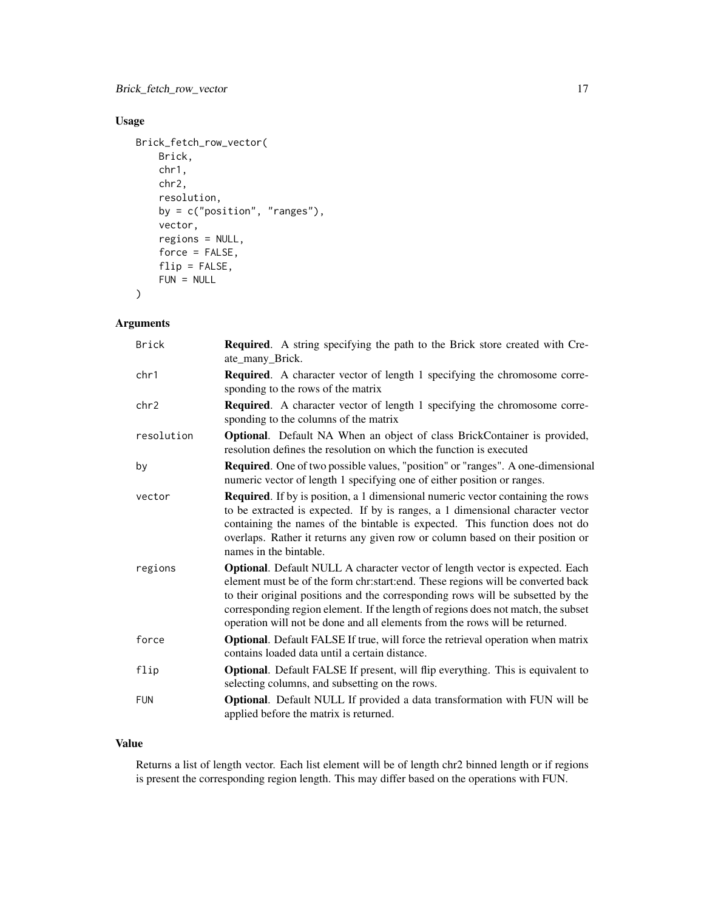## Usage

```
Brick_fetch_row_vector(
    Brick,
    chr1,
    chr2,
    resolution,
    by = c("position", "ranges"),
    vector,
    regions = NULL,
    force = FALSE,
    flip = FALSE,
    FUN = NULL
)
```

## Arguments

| | |
|---|---|
| Brick | **Required**. A string specifying the path to the Brick store created with Create_many_Brick. |
| chr1 | **Required**. A character vector of length 1 specifying the chromosome corresponding to the rows of the matrix |
| chr2 | **Required**. A character vector of length 1 specifying the chromosome corresponding to the columns of the matrix |
| resolution | **Optional**. Default NA When an object of class BrickContainer is provided, resolution defines the resolution on which the function is executed |
| by | **Required**. One of two possible values, "position" or "ranges". A one-dimensional numeric vector of length 1 specifying one of either position or ranges. |
| vector | **Required**. If by is position, a 1 dimensional numeric vector containing the rows to be extracted is expected. If by is ranges, a 1 dimensional character vector containing the names of the bintable is expected. This function does not do overlaps. Rather it returns any given row or column based on their position or names in the bintable. |
| regions | **Optional**. Default NULL A character vector of length vector is expected. Each element must be of the form chr:start:end. These regions will be converted back to their original positions and the corresponding rows will be subsetted by the corresponding region element. If the length of regions does not match, the subset operation will not be done and all elements from the rows will be returned. |
| force | **Optional**. Default FALSE If true, will force the retrieval operation when matrix contains loaded data until a certain distance. |
| flip | **Optional**. Default FALSE If present, will flip everything. This is equivalent to selecting columns, and subsetting on the rows. |
| FUN | **Optional**. Default NULL If provided a data transformation with FUN will be applied before the matrix is returned. |

## Value

Returns a list of length vector. Each list element will be of length chr2 binned length or if regions is present the corresponding region length. This may differ based on the operations with FUN.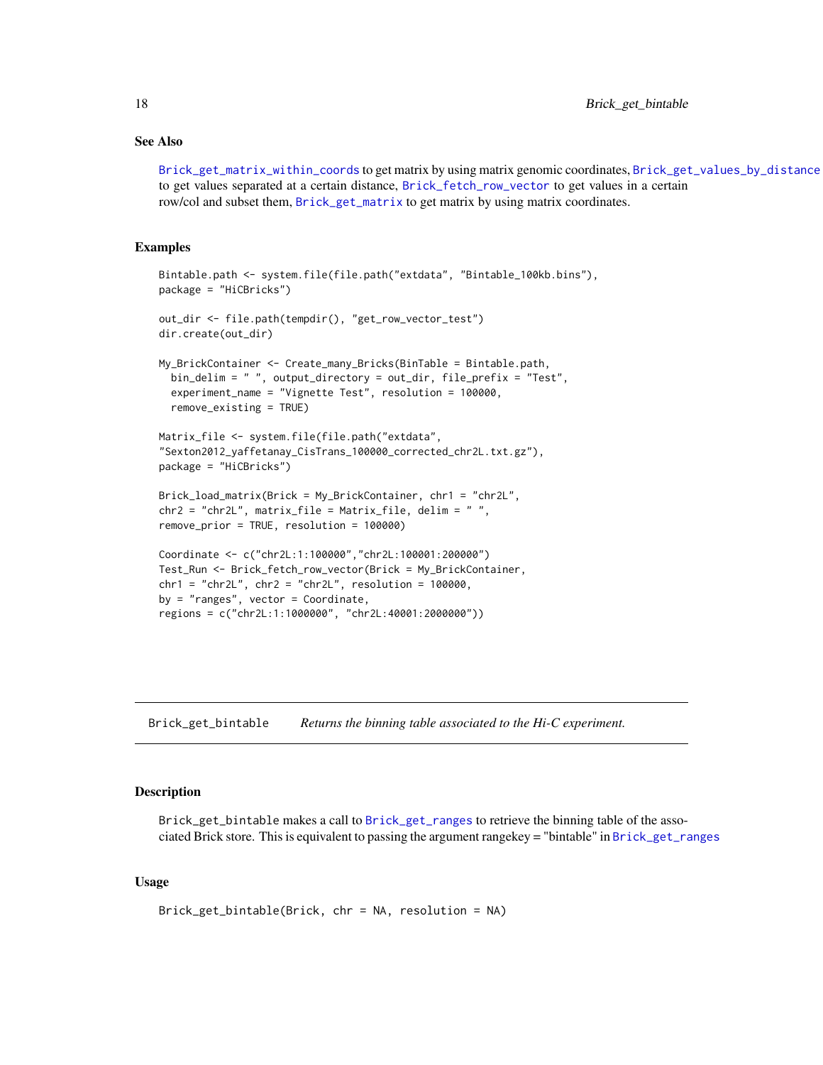### See Also

Brick_get_matrix_within_coords to get matrix by using matrix genomic coordinates, Brick_get_values_by_distance to get values separated at a certain distance, Brick_fetch_row_vector to get values in a certain row/col and subset them, Brick_get_matrix to get matrix by using matrix coordinates.

### Examples

```
Bintable.path <- system.file(file.path("extdata", "Bintable_100kb.bins"),
package = "HiCBricks")

out_dir <- file.path(tempdir(), "get_row_vector_test")
dir.create(out_dir)

My_BrickContainer <- Create_many_Bricks(BinTable = Bintable.path,
  bin_delim = " ", output_directory = out_dir, file_prefix = "Test",
  experiment_name = "Vignette Test", resolution = 100000,
  remove_existing = TRUE)

Matrix_file <- system.file(file.path("extdata",
"Sexton2012_yaffetanay_CisTrans_100000_corrected_chr2L.txt.gz"),
package = "HiCBricks")

Brick_load_matrix(Brick = My_BrickContainer, chr1 = "chr2L",
chr2 = "chr2L", matrix_file = Matrix_file, delim = " ",
remove_prior = TRUE, resolution = 100000)

Coordinate <- c("chr2L:1:100000","chr2L:100001:200000")
Test_Run <- Brick_fetch_row_vector(Brick = My_BrickContainer,
chr1 = "chr2L", chr2 = "chr2L", resolution = 100000,
by = "ranges", vector = Coordinate,
regions = c("chr2L:1:1000000", "chr2L:40001:2000000"))
```

---

## Brick_get_bintable &nbsp;&nbsp;&nbsp; *Returns the binning table associated to the Hi-C experiment.*

### Description

Brick_get_bintable makes a call to Brick_get_ranges to retrieve the binning table of the associated Brick store. This is equivalent to passing the argument rangekey = "bintable" in Brick_get_ranges

### Usage

```
Brick_get_bintable(Brick, chr = NA, resolution = NA)
```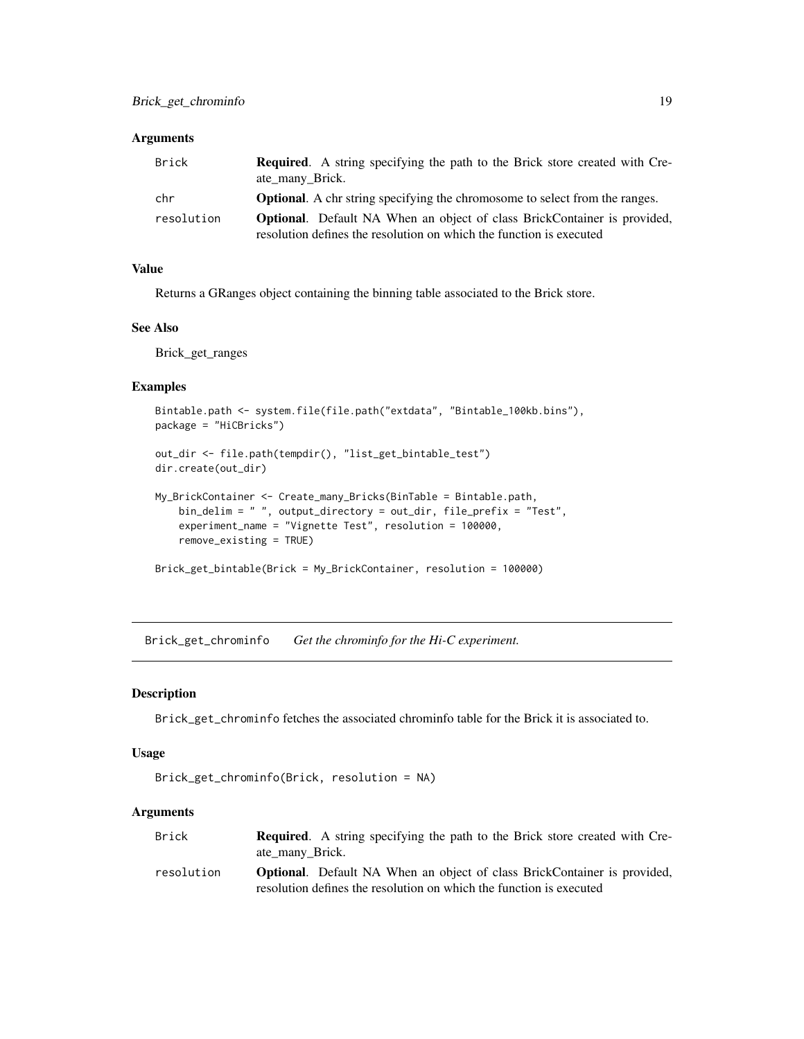### Arguments

| | |
|---|---|
| Brick | **Required**. A string specifying the path to the Brick store created with Create_many_Brick. |
| chr | **Optional**. A chr string specifying the chromosome to select from the ranges. |
| resolution | **Optional**. Default NA When an object of class BrickContainer is provided, resolution defines the resolution on which the function is executed |

### Value

Returns a GRanges object containing the binning table associated to the Brick store.

### See Also

Brick_get_ranges

### Examples

```
Bintable.path <- system.file(file.path("extdata", "Bintable_100kb.bins"),
package = "HiCBricks")

out_dir <- file.path(tempdir(), "list_get_bintable_test")
dir.create(out_dir)

My_BrickContainer <- Create_many_Bricks(BinTable = Bintable.path,
    bin_delim = " ", output_directory = out_dir, file_prefix = "Test",
    experiment_name = "Vignette Test", resolution = 100000,
    remove_existing = TRUE)

Brick_get_bintable(Brick = My_BrickContainer, resolution = 100000)
```

---

## Brick_get_chrominfo *Get the chrominfo for the Hi-C experiment.*

### Description

Brick_get_chrominfo fetches the associated chrominfo table for the Brick it is associated to.

### Usage

```
Brick_get_chrominfo(Brick, resolution = NA)
```

### Arguments

| | |
|---|---|
| Brick | **Required**. A string specifying the path to the Brick store created with Create_many_Brick. |
| resolution | **Optional**. Default NA When an object of class BrickContainer is provided, resolution defines the resolution on which the function is executed |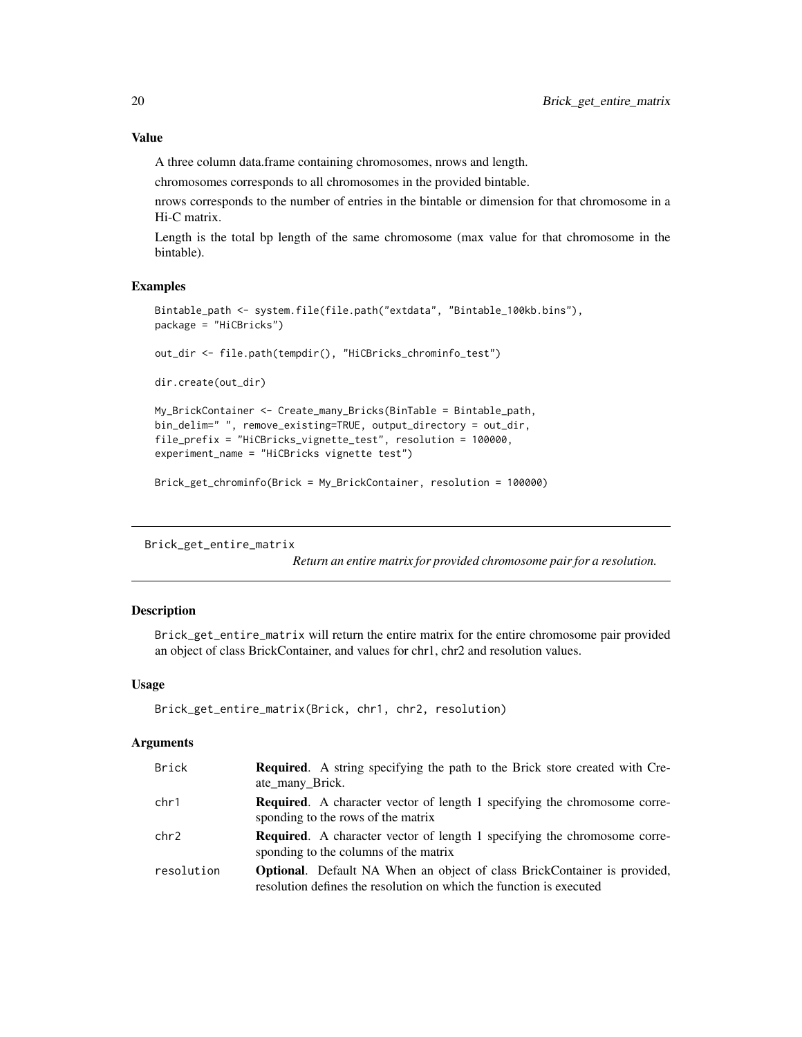### Value

A three column data.frame containing chromosomes, nrows and length.

chromosomes corresponds to all chromosomes in the provided bintable.

nrows corresponds to the number of entries in the bintable or dimension for that chromosome in a Hi-C matrix.

Length is the total bp length of the same chromosome (max value for that chromosome in the bintable).

### Examples

```
Bintable_path <- system.file(file.path("extdata", "Bintable_100kb.bins"),
package = "HiCBricks")

out_dir <- file.path(tempdir(), "HiCBricks_chrominfo_test")

dir.create(out_dir)

My_BrickContainer <- Create_many_Bricks(BinTable = Bintable_path,
bin_delim=" ", remove_existing=TRUE, output_directory = out_dir,
file_prefix = "HiCBricks_vignette_test", resolution = 100000,
experiment_name = "HiCBricks vignette test")

Brick_get_chrominfo(Brick = My_BrickContainer, resolution = 100000)
```

---

## Brick_get_entire_matrix

*Return an entire matrix for provided chromosome pair for a resolution.*

### Description

`Brick_get_entire_matrix` will return the entire matrix for the entire chromosome pair provided an object of class BrickContainer, and values for chr1, chr2 and resolution values.

### Usage

```
Brick_get_entire_matrix(Brick, chr1, chr2, resolution)
```

### Arguments

| | |
|---|---|
| Brick | **Required**. A string specifying the path to the Brick store created with Create_many_Brick. |
| chr1 | **Required**. A character vector of length 1 specifying the chromosome corresponding to the rows of the matrix |
| chr2 | **Required**. A character vector of length 1 specifying the chromosome corresponding to the columns of the matrix |
| resolution | **Optional**. Default NA When an object of class BrickContainer is provided, resolution defines the resolution on which the function is executed |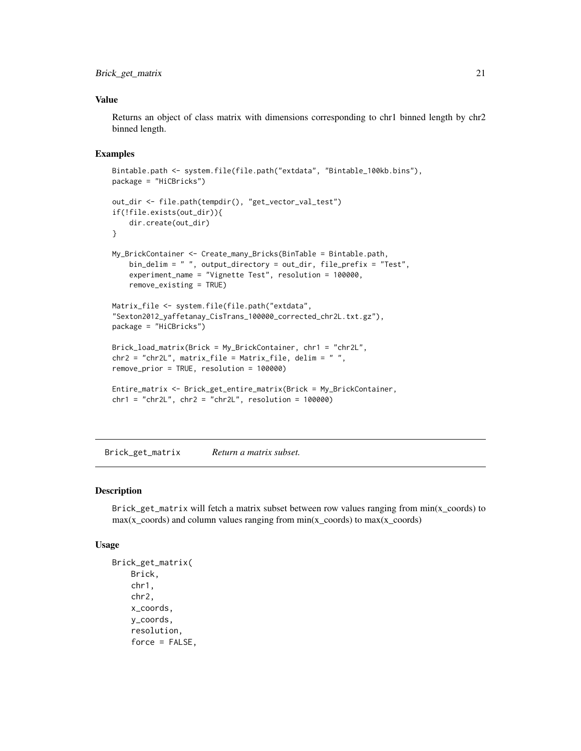### Value

Returns an object of class matrix with dimensions corresponding to chr1 binned length by chr2 binned length.

### Examples

```
Bintable.path <- system.file(file.path("extdata", "Bintable_100kb.bins"),
package = "HiCBricks")

out_dir <- file.path(tempdir(), "get_vector_val_test")
if(!file.exists(out_dir)){
    dir.create(out_dir)
}

My_BrickContainer <- Create_many_Bricks(BinTable = Bintable.path,
    bin_delim = " ", output_directory = out_dir, file_prefix = "Test",
    experiment_name = "Vignette Test", resolution = 100000,
    remove_existing = TRUE)

Matrix_file <- system.file(file.path("extdata",
"Sexton2012_yaffetanay_CisTrans_100000_corrected_chr2L.txt.gz"),
package = "HiCBricks")

Brick_load_matrix(Brick = My_BrickContainer, chr1 = "chr2L",
chr2 = "chr2L", matrix_file = Matrix_file, delim = " ",
remove_prior = TRUE, resolution = 100000)

Entire_matrix <- Brick_get_entire_matrix(Brick = My_BrickContainer,
chr1 = "chr2L", chr2 = "chr2L", resolution = 100000)
```

---

## Brick_get_matrix *Return a matrix subset.*

---

### Description

Brick_get_matrix will fetch a matrix subset between row values ranging from min(x_coords) to max(x_coords) and column values ranging from min(x_coords) to max(x_coords)

### Usage

```
Brick_get_matrix(
    Brick,
    chr1,
    chr2,
    x_coords,
    y_coords,
    resolution,
    force = FALSE,
```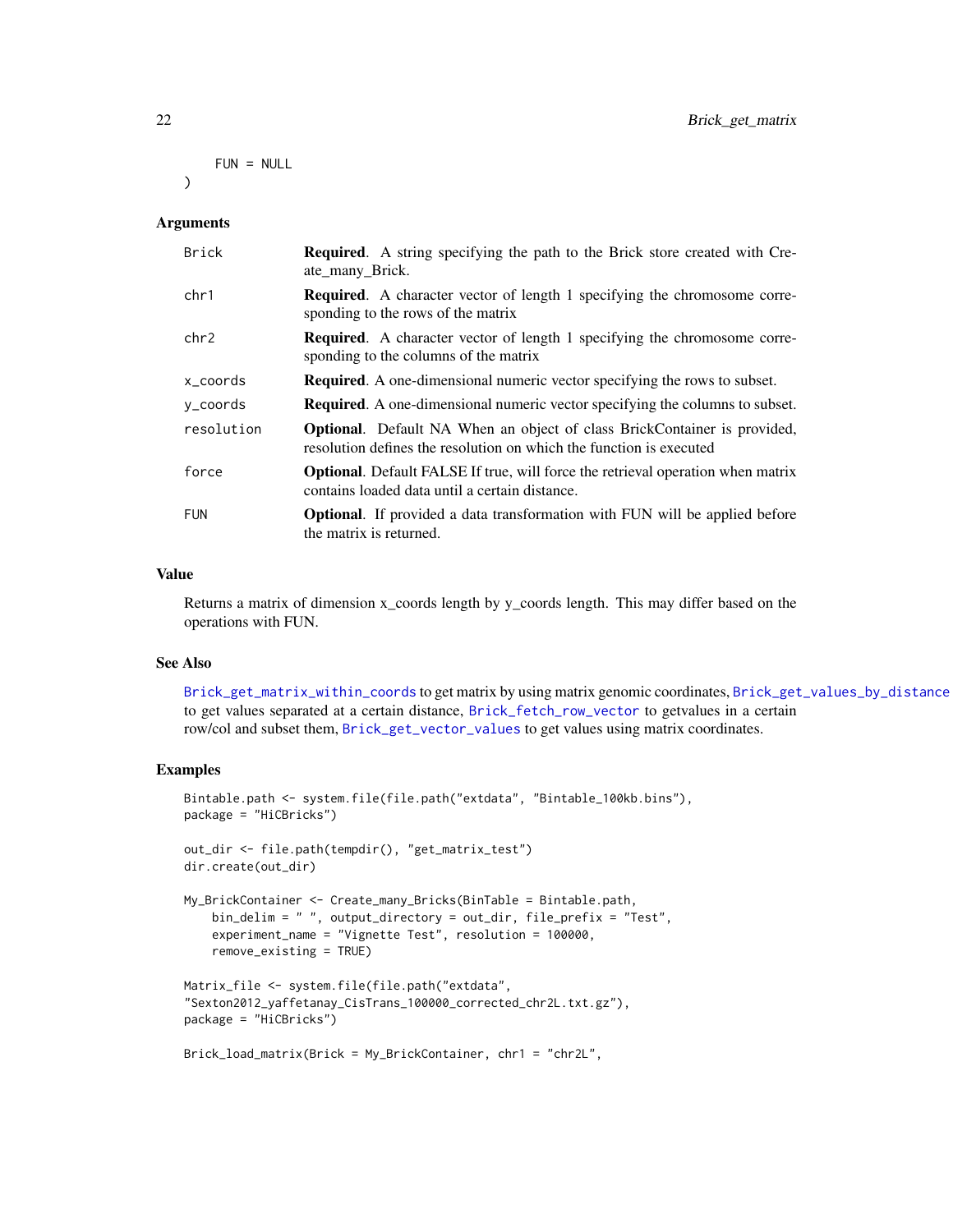```
    FUN = NULL
)
```

### Arguments

| | |
|---|---|
| Brick | **Required**. A string specifying the path to the Brick store created with Create_many_Brick. |
| chr1 | **Required**. A character vector of length 1 specifying the chromosome corresponding to the rows of the matrix |
| chr2 | **Required**. A character vector of length 1 specifying the chromosome corresponding to the columns of the matrix |
| x_coords | **Required**. A one-dimensional numeric vector specifying the rows to subset. |
| y_coords | **Required**. A one-dimensional numeric vector specifying the columns to subset. |
| resolution | **Optional**. Default NA When an object of class BrickContainer is provided, resolution defines the resolution on which the function is executed |
| force | **Optional**. Default FALSE If true, will force the retrieval operation when matrix contains loaded data until a certain distance. |
| FUN | **Optional**. If provided a data transformation with FUN will be applied before the matrix is returned. |

### Value

Returns a matrix of dimension x_coords length by y_coords length. This may differ based on the operations with FUN.

### See Also

Brick_get_matrix_within_coords to get matrix by using matrix genomic coordinates, Brick_get_values_by_distance to get values separated at a certain distance, Brick_fetch_row_vector to getvalues in a certain row/col and subset them, Brick_get_vector_values to get values using matrix coordinates.

### Examples

```
Bintable.path <- system.file(file.path("extdata", "Bintable_100kb.bins"),
package = "HiCBricks")

out_dir <- file.path(tempdir(), "get_matrix_test")
dir.create(out_dir)

My_BrickContainer <- Create_many_Bricks(BinTable = Bintable.path,
    bin_delim = " ", output_directory = out_dir, file_prefix = "Test",
    experiment_name = "Vignette Test", resolution = 100000,
    remove_existing = TRUE)

Matrix_file <- system.file(file.path("extdata",
"Sexton2012_yaffetanay_CisTrans_100000_corrected_chr2L.txt.gz"),
package = "HiCBricks")

Brick_load_matrix(Brick = My_BrickContainer, chr1 = "chr2L",
```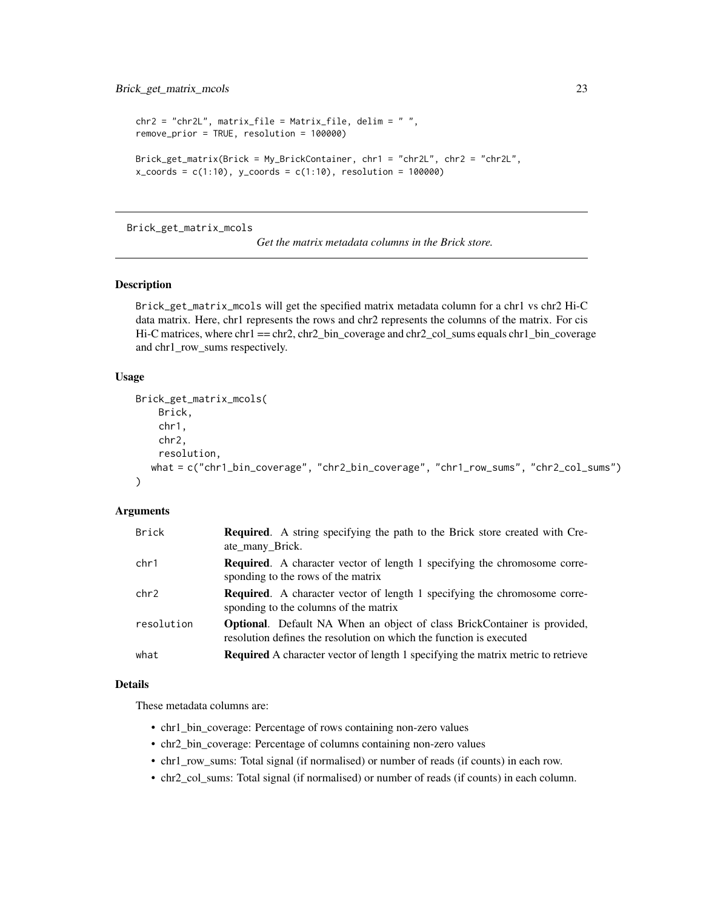```
chr2 = "chr2L", matrix_file = Matrix_file, delim = " ",
remove_prior = TRUE, resolution = 100000)

Brick_get_matrix(Brick = My_BrickContainer, chr1 = "chr2L", chr2 = "chr2L",
x_coords = c(1:10), y_coords = c(1:10), resolution = 100000)
```

---

## Brick_get_matrix_mcols

*Get the matrix metadata columns in the Brick store.*

---

### Description

Brick_get_matrix_mcols will get the specified matrix metadata column for a chr1 vs chr2 Hi-C data matrix. Here, chr1 represents the rows and chr2 represents the columns of the matrix. For cis Hi-C matrices, where chr1 == chr2, chr2_bin_coverage and chr2_col_sums equals chr1_bin_coverage and chr1_row_sums respectively.

### Usage

```
Brick_get_matrix_mcols(
    Brick,
    chr1,
    chr2,
    resolution,
   what = c("chr1_bin_coverage", "chr2_bin_coverage", "chr1_row_sums", "chr2_col_sums")
)
```

### Arguments

| | |
|---|---|
| Brick | **Required**. A string specifying the path to the Brick store created with Create_many_Brick. |
| chr1 | **Required**. A character vector of length 1 specifying the chromosome corresponding to the rows of the matrix |
| chr2 | **Required**. A character vector of length 1 specifying the chromosome corresponding to the columns of the matrix |
| resolution | **Optional**. Default NA When an object of class BrickContainer is provided, resolution defines the resolution on which the function is executed |
| what | **Required** A character vector of length 1 specifying the matrix metric to retrieve |

### Details

These metadata columns are:

- chr1_bin_coverage: Percentage of rows containing non-zero values
- chr2_bin_coverage: Percentage of columns containing non-zero values
- chr1_row_sums: Total signal (if normalised) or number of reads (if counts) in each row.
- chr2_col_sums: Total signal (if normalised) or number of reads (if counts) in each column.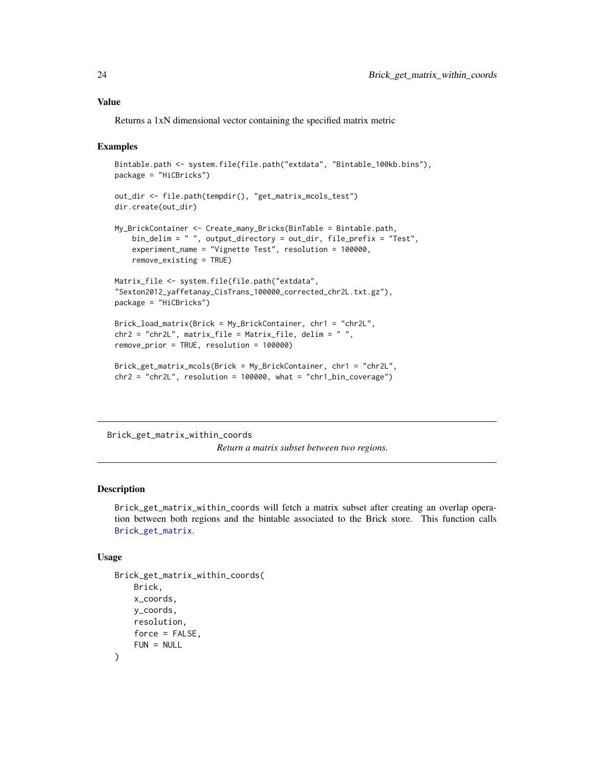## Value

Returns a 1xN dimensional vector containing the specified matrix metric

## Examples

```
Bintable.path <- system.file(file.path("extdata", "Bintable_100kb.bins"),
package = "HiCBricks")

out_dir <- file.path(tempdir(), "get_matrix_mcols_test")
dir.create(out_dir)

My_BrickContainer <- Create_many_Bricks(BinTable = Bintable.path,
    bin_delim = " ", output_directory = out_dir, file_prefix = "Test",
    experiment_name = "Vignette Test", resolution = 100000,
    remove_existing = TRUE)

Matrix_file <- system.file(file.path("extdata",
"Sexton2012_yaffetanay_CisTrans_100000_corrected_chr2L.txt.gz"),
package = "HiCBricks")

Brick_load_matrix(Brick = My_BrickContainer, chr1 = "chr2L",
chr2 = "chr2L", matrix_file = Matrix_file, delim = " ",
remove_prior = TRUE, resolution = 100000)

Brick_get_matrix_mcols(Brick = My_BrickContainer, chr1 = "chr2L",
chr2 = "chr2L", resolution = 100000, what = "chr1_bin_coverage")
```

---

# Brick_get_matrix_within_coords

*Return a matrix subset between two regions.*

---

## Description

Brick_get_matrix_within_coords will fetch a matrix subset after creating an overlap operation between both regions and the bintable associated to the Brick store. This function calls Brick_get_matrix.

## Usage

```
Brick_get_matrix_within_coords(
    Brick,
    x_coords,
    y_coords,
    resolution,
    force = FALSE,
    FUN = NULL
)
```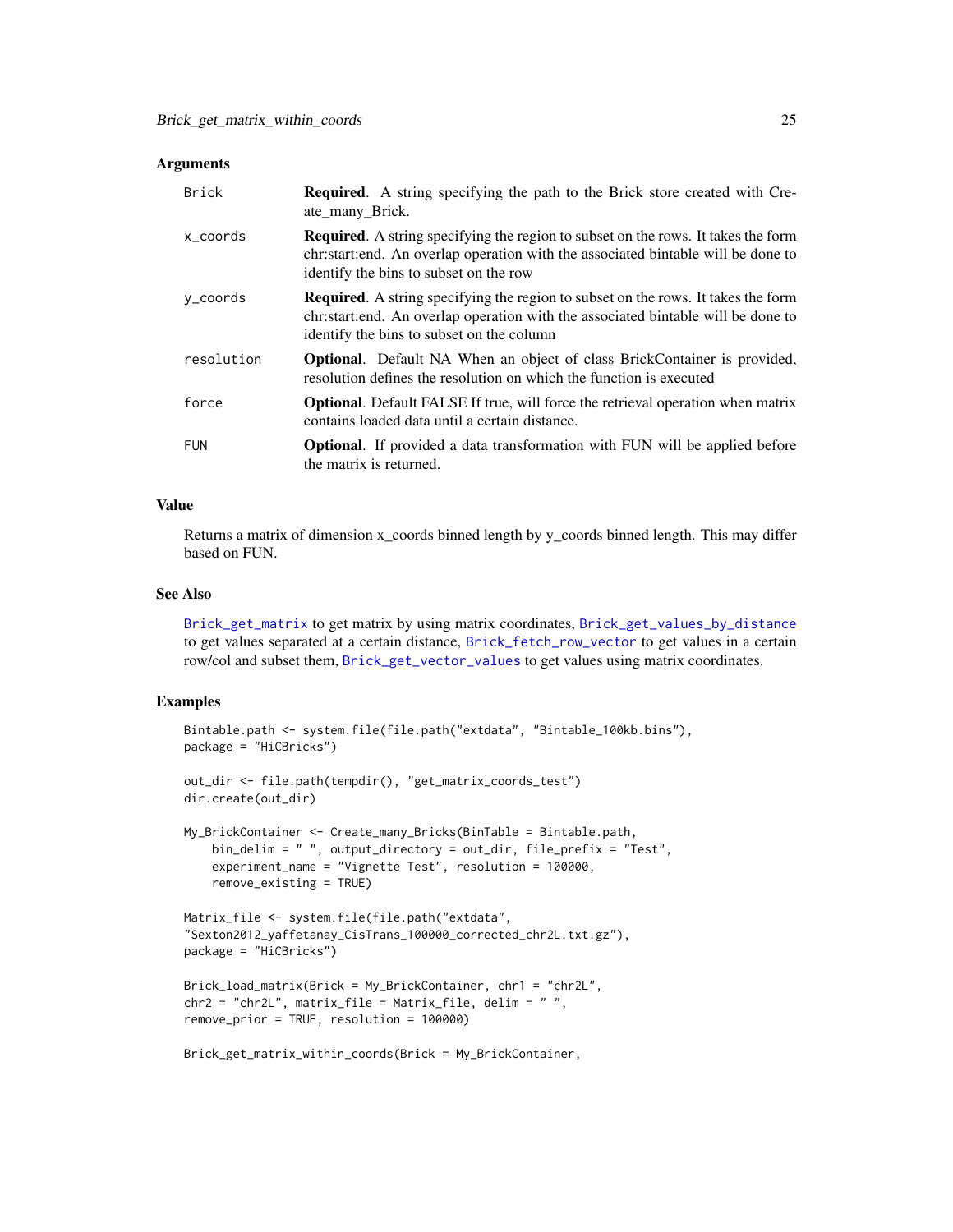### Arguments

| | |
|---|---|
| Brick | **Required**. A string specifying the path to the Brick store created with Create_many_Brick. |
| x_coords | **Required**. A string specifying the region to subset on the rows. It takes the form chr:start:end. An overlap operation with the associated bintable will be done to identify the bins to subset on the row |
| y_coords | **Required**. A string specifying the region to subset on the rows. It takes the form chr:start:end. An overlap operation with the associated bintable will be done to identify the bins to subset on the column |
| resolution | **Optional**. Default NA When an object of class BrickContainer is provided, resolution defines the resolution on which the function is executed |
| force | **Optional**. Default FALSE If true, will force the retrieval operation when matrix contains loaded data until a certain distance. |
| FUN | **Optional**. If provided a data transformation with FUN will be applied before the matrix is returned. |

### Value

Returns a matrix of dimension x_coords binned length by y_coords binned length. This may differ based on FUN.

### See Also

Brick_get_matrix to get matrix by using matrix coordinates, Brick_get_values_by_distance to get values separated at a certain distance, Brick_fetch_row_vector to get values in a certain row/col and subset them, Brick_get_vector_values to get values using matrix coordinates.

### Examples

```
Bintable.path <- system.file(file.path("extdata", "Bintable_100kb.bins"),
package = "HiCBricks")

out_dir <- file.path(tempdir(), "get_matrix_coords_test")
dir.create(out_dir)

My_BrickContainer <- Create_many_Bricks(BinTable = Bintable.path,
    bin_delim = " ", output_directory = out_dir, file_prefix = "Test",
    experiment_name = "Vignette Test", resolution = 100000,
    remove_existing = TRUE)

Matrix_file <- system.file(file.path("extdata",
"Sexton2012_yaffetanay_CisTrans_100000_corrected_chr2L.txt.gz"),
package = "HiCBricks")

Brick_load_matrix(Brick = My_BrickContainer, chr1 = "chr2L",
chr2 = "chr2L", matrix_file = Matrix_file, delim = " ",
remove_prior = TRUE, resolution = 100000)

Brick_get_matrix_within_coords(Brick = My_BrickContainer,
```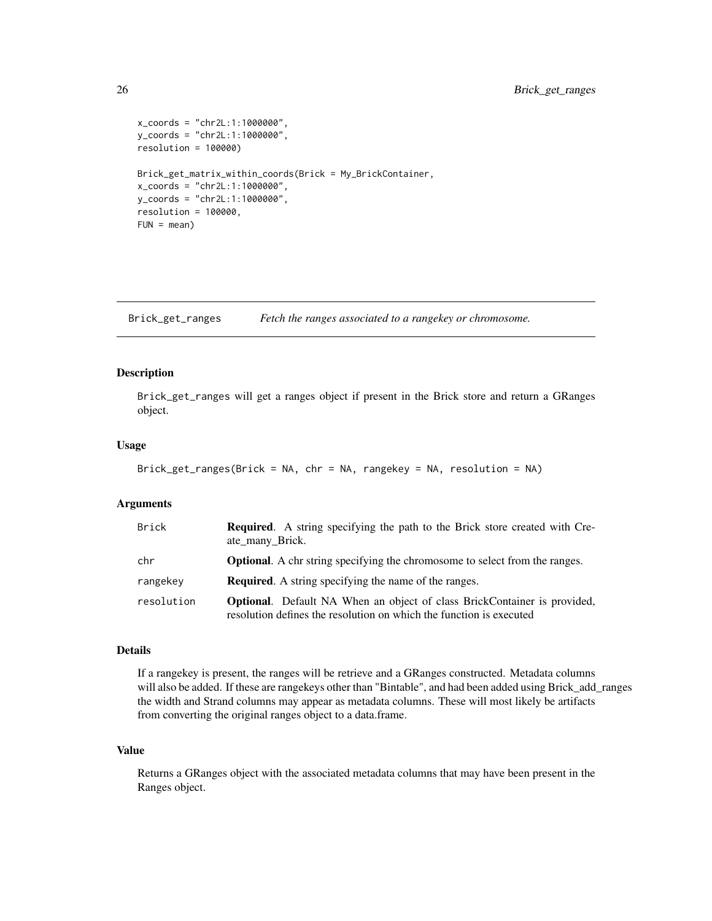```
x_coords = "chr2L:1:1000000",
y_coords = "chr2L:1:1000000",
resolution = 100000)

Brick_get_matrix_within_coords(Brick = My_BrickContainer,
x_coords = "chr2L:1:1000000",
y_coords = "chr2L:1:1000000",
resolution = 100000,
FUN = mean)
```

## Brick_get_ranges — *Fetch the ranges associated to a rangekey or chromosome.*

### Description

Brick_get_ranges will get a ranges object if present in the Brick store and return a GRanges object.

### Usage

```
Brick_get_ranges(Brick = NA, chr = NA, rangekey = NA, resolution = NA)
```

### Arguments

| Argument | Description |
|---|---|
| Brick | **Required**. A string specifying the path to the Brick store created with Create_many_Brick. |
| chr | **Optional**. A chr string specifying the chromosome to select from the ranges. |
| rangekey | **Required**. A string specifying the name of the ranges. |
| resolution | **Optional**. Default NA When an object of class BrickContainer is provided, resolution defines the resolution on which the function is executed |

### Details

If a rangekey is present, the ranges will be retrieve and a GRanges constructed. Metadata columns will also be added. If these are rangekeys other than "Bintable", and had been added using Brick_add_ranges the width and Strand columns may appear as metadata columns. These will most likely be artifacts from converting the original ranges object to a data.frame.

### Value

Returns a GRanges object with the associated metadata columns that may have been present in the Ranges object.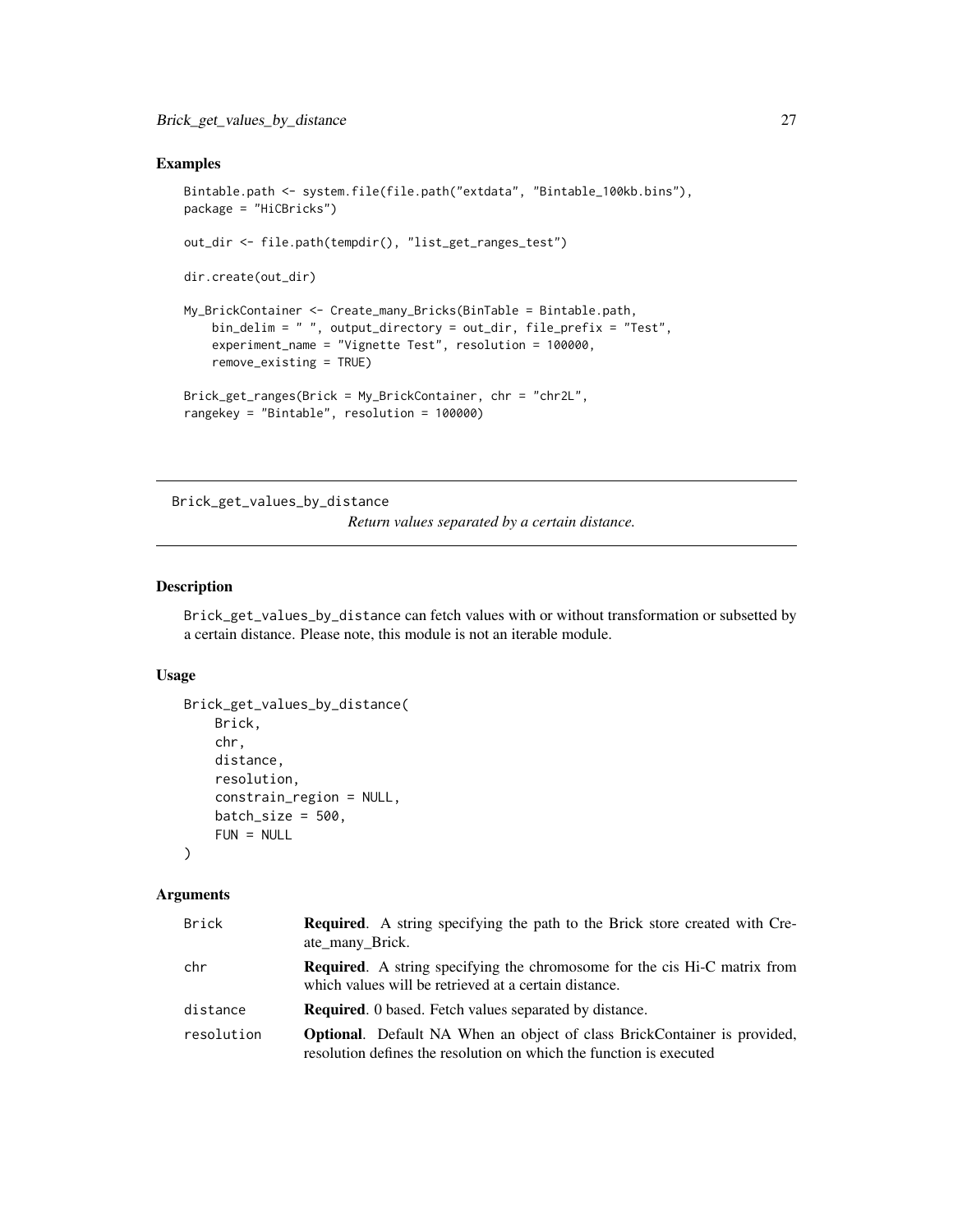## Examples

```
Bintable.path <- system.file(file.path("extdata", "Bintable_100kb.bins"),
package = "HiCBricks")

out_dir <- file.path(tempdir(), "list_get_ranges_test")

dir.create(out_dir)

My_BrickContainer <- Create_many_Bricks(BinTable = Bintable.path,
    bin_delim = " ", output_directory = out_dir, file_prefix = "Test",
    experiment_name = "Vignette Test", resolution = 100000,
    remove_existing = TRUE)

Brick_get_ranges(Brick = My_BrickContainer, chr = "chr2L",
rangekey = "Bintable", resolution = 100000)
```

---

# Brick_get_values_by_distance

*Return values separated by a certain distance.*

---

## Description

Brick_get_values_by_distance can fetch values with or without transformation or subsetted by a certain distance. Please note, this module is not an iterable module.

## Usage

```
Brick_get_values_by_distance(
    Brick,
    chr,
    distance,
    resolution,
    constrain_region = NULL,
    batch_size = 500,
    FUN = NULL
)
```

## Arguments

| | |
|---|---|
| Brick | **Required**. A string specifying the path to the Brick store created with Create_many_Brick. |
| chr | **Required**. A string specifying the chromosome for the cis Hi-C matrix from which values will be retrieved at a certain distance. |
| distance | **Required**. 0 based. Fetch values separated by distance. |
| resolution | **Optional**. Default NA When an object of class BrickContainer is provided, resolution defines the resolution on which the function is executed |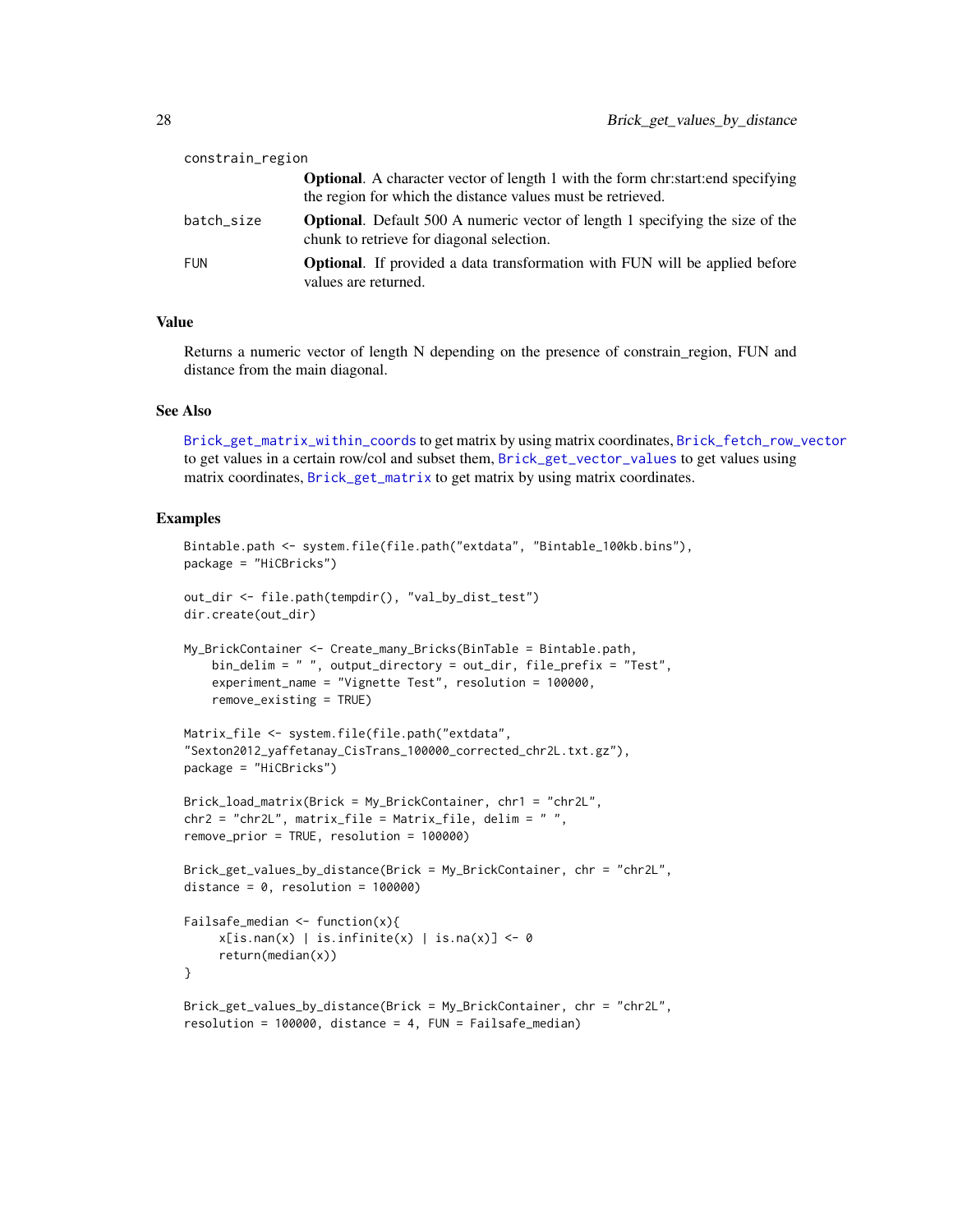| | |
|---|---|
| constrain_region | **Optional**. A character vector of length 1 with the form chr:start:end specifying the region for which the distance values must be retrieved. |
| batch_size | **Optional**. Default 500 A numeric vector of length 1 specifying the size of the chunk to retrieve for diagonal selection. |
| FUN | **Optional**. If provided a data transformation with FUN will be applied before values are returned. |

## Value

Returns a numeric vector of length N depending on the presence of constrain_region, FUN and distance from the main diagonal.

## See Also

Brick_get_matrix_within_coords to get matrix by using matrix coordinates, Brick_fetch_row_vector to get values in a certain row/col and subset them, Brick_get_vector_values to get values using matrix coordinates, Brick_get_matrix to get matrix by using matrix coordinates.

## Examples

```
Bintable.path <- system.file(file.path("extdata", "Bintable_100kb.bins"),
package = "HiCBricks")

out_dir <- file.path(tempdir(), "val_by_dist_test")
dir.create(out_dir)

My_BrickContainer <- Create_many_Bricks(BinTable = Bintable.path,
    bin_delim = " ", output_directory = out_dir, file_prefix = "Test",
    experiment_name = "Vignette Test", resolution = 100000,
    remove_existing = TRUE)

Matrix_file <- system.file(file.path("extdata",
"Sexton2012_yaffetanay_CisTrans_100000_corrected_chr2L.txt.gz"),
package = "HiCBricks")

Brick_load_matrix(Brick = My_BrickContainer, chr1 = "chr2L",
chr2 = "chr2L", matrix_file = Matrix_file, delim = " ",
remove_prior = TRUE, resolution = 100000)

Brick_get_values_by_distance(Brick = My_BrickContainer, chr = "chr2L",
distance = 0, resolution = 100000)

Failsafe_median <- function(x){
     x[is.nan(x) | is.infinite(x) | is.na(x)] <- 0
     return(median(x))
}

Brick_get_values_by_distance(Brick = My_BrickContainer, chr = "chr2L",
resolution = 100000, distance = 4, FUN = Failsafe_median)
```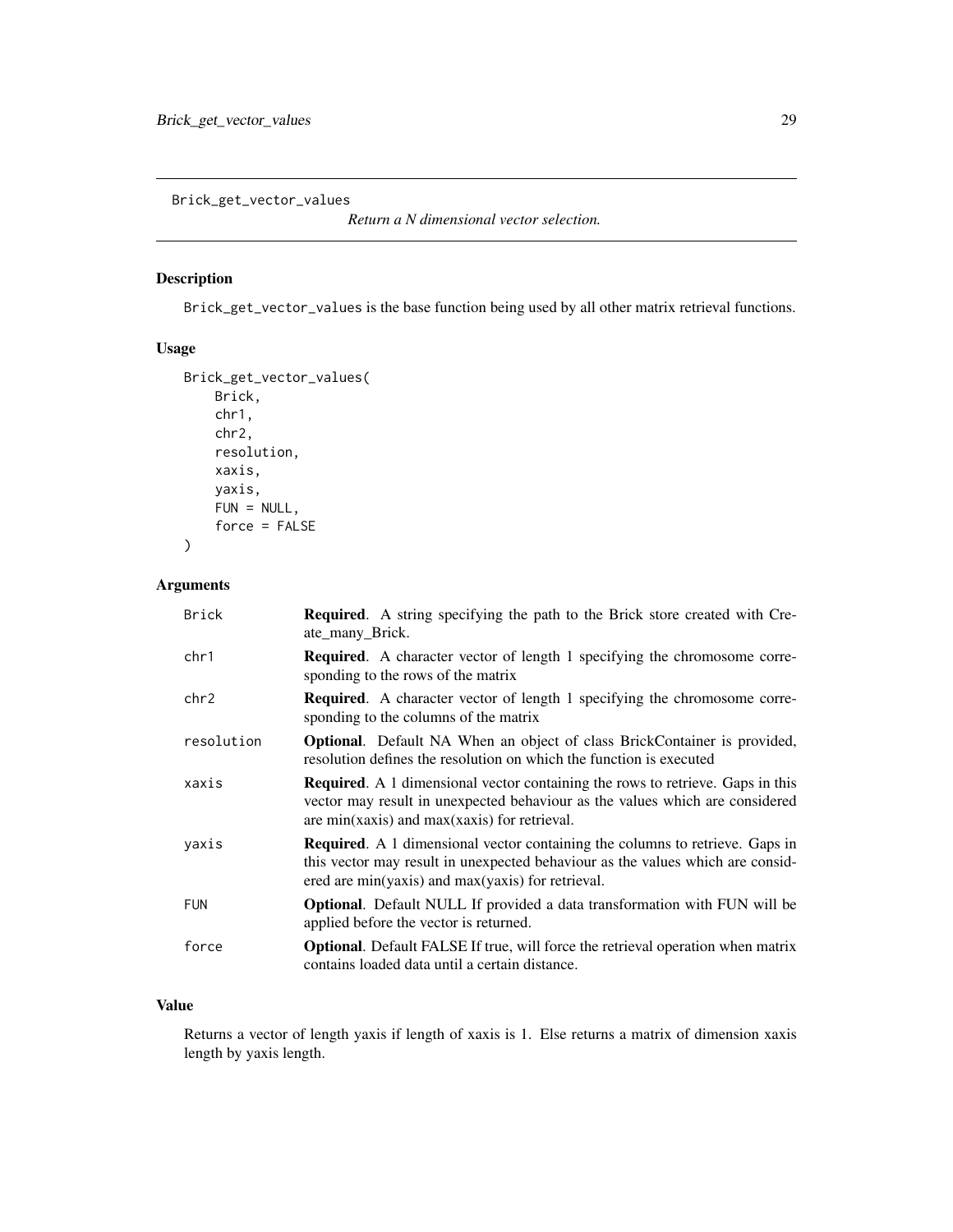## Brick_get_vector_values

*Return a N dimensional vector selection.*

### Description

Brick_get_vector_values is the base function being used by all other matrix retrieval functions.

### Usage

```
Brick_get_vector_values(
    Brick,
    chr1,
    chr2,
    resolution,
    xaxis,
    yaxis,
    FUN = NULL,
    force = FALSE
)
```

### Arguments

| Argument | Description |
|---|---|
| Brick | **Required**. A string specifying the path to the Brick store created with Create_many_Brick. |
| chr1 | **Required**. A character vector of length 1 specifying the chromosome corresponding to the rows of the matrix |
| chr2 | **Required**. A character vector of length 1 specifying the chromosome corresponding to the columns of the matrix |
| resolution | **Optional**. Default NA When an object of class BrickContainer is provided, resolution defines the resolution on which the function is executed |
| xaxis | **Required**. A 1 dimensional vector containing the rows to retrieve. Gaps in this vector may result in unexpected behaviour as the values which are considered are min(xaxis) and max(xaxis) for retrieval. |
| yaxis | **Required**. A 1 dimensional vector containing the columns to retrieve. Gaps in this vector may result in unexpected behaviour as the values which are considered are min(yaxis) and max(yaxis) for retrieval. |
| FUN | **Optional**. Default NULL If provided a data transformation with FUN will be applied before the vector is returned. |
| force | **Optional**. Default FALSE If true, will force the retrieval operation when matrix contains loaded data until a certain distance. |

### Value

Returns a vector of length yaxis if length of xaxis is 1. Else returns a matrix of dimension xaxis length by yaxis length.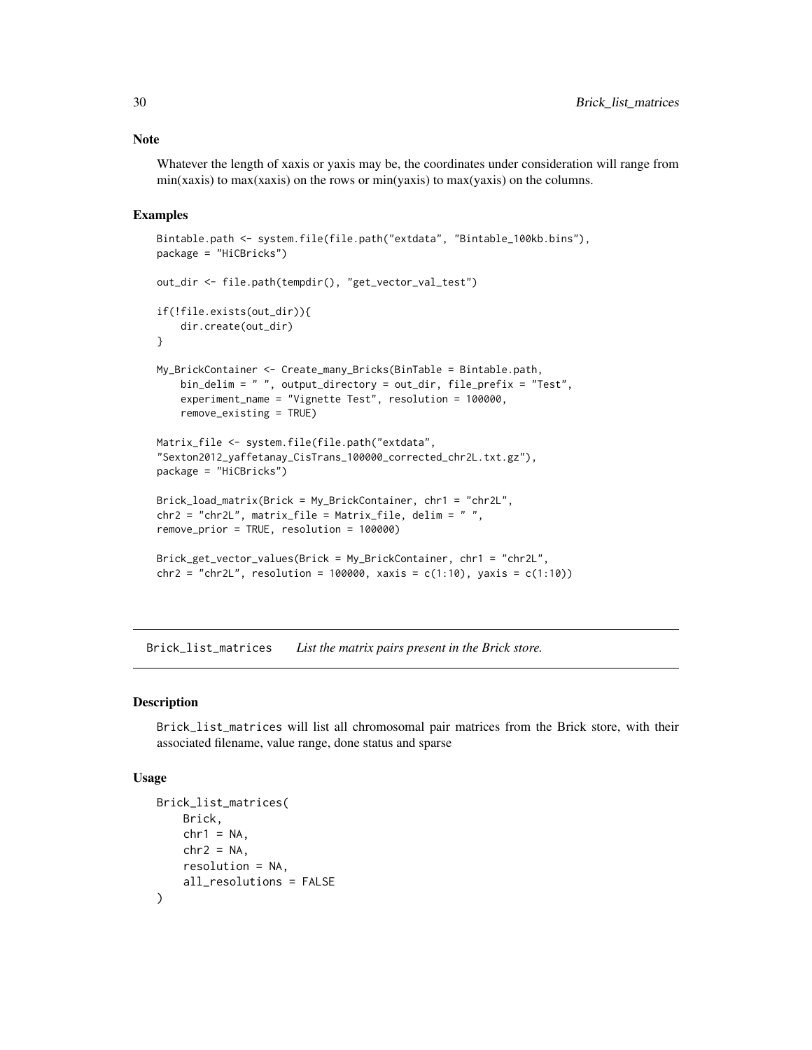### Note

Whatever the length of xaxis or yaxis may be, the coordinates under consideration will range from min(xaxis) to max(xaxis) on the rows or min(yaxis) to max(yaxis) on the columns.

### Examples

```
Bintable.path <- system.file(file.path("extdata", "Bintable_100kb.bins"),
package = "HiCBricks")

out_dir <- file.path(tempdir(), "get_vector_val_test")

if(!file.exists(out_dir)){
    dir.create(out_dir)
}

My_BrickContainer <- Create_many_Bricks(BinTable = Bintable.path,
    bin_delim = " ", output_directory = out_dir, file_prefix = "Test",
    experiment_name = "Vignette Test", resolution = 100000,
    remove_existing = TRUE)

Matrix_file <- system.file(file.path("extdata",
"Sexton2012_yaffetanay_CisTrans_100000_corrected_chr2L.txt.gz"),
package = "HiCBricks")

Brick_load_matrix(Brick = My_BrickContainer, chr1 = "chr2L",
chr2 = "chr2L", matrix_file = Matrix_file, delim = " ",
remove_prior = TRUE, resolution = 100000)

Brick_get_vector_values(Brick = My_BrickContainer, chr1 = "chr2L",
chr2 = "chr2L", resolution = 100000, xaxis = c(1:10), yaxis = c(1:10))
```

---

## Brick_list_matrices *List the matrix pairs present in the Brick store.*

### Description

Brick_list_matrices will list all chromosomal pair matrices from the Brick store, with their associated filename, value range, done status and sparse

### Usage

```
Brick_list_matrices(
    Brick,
    chr1 = NA,
    chr2 = NA,
    resolution = NA,
    all_resolutions = FALSE
)
```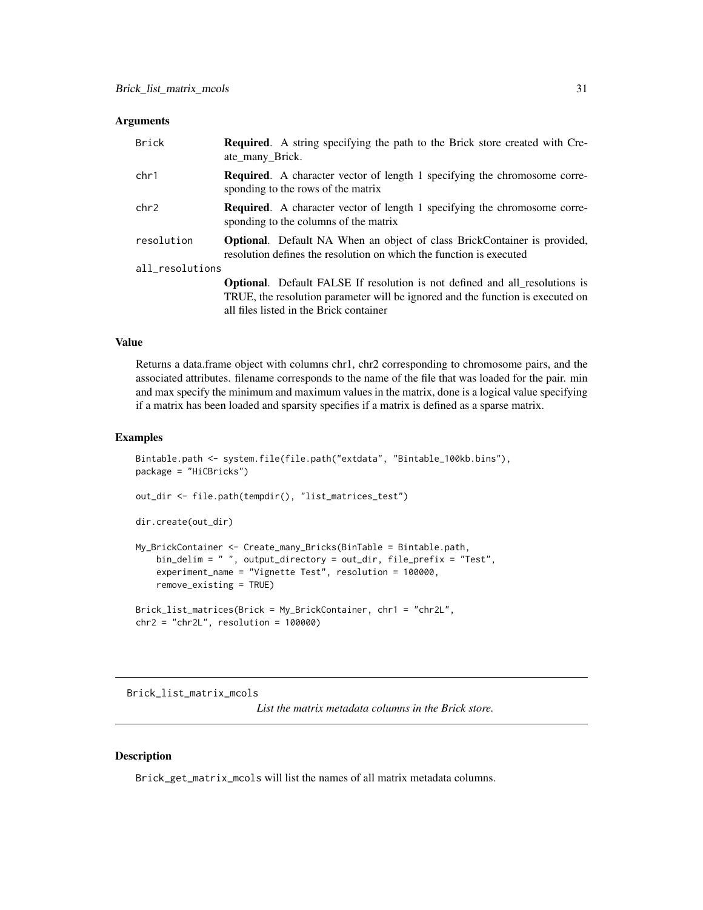### Arguments

| | |
|---|---|
| Brick | **Required**. A string specifying the path to the Brick store created with Create_many_Brick. |
| chr1 | **Required**. A character vector of length 1 specifying the chromosome corresponding to the rows of the matrix |
| chr2 | **Required**. A character vector of length 1 specifying the chromosome corresponding to the columns of the matrix |
| resolution | **Optional**. Default NA When an object of class BrickContainer is provided, resolution defines the resolution on which the function is executed |
| all_resolutions | **Optional**. Default FALSE If resolution is not defined and all_resolutions is TRUE, the resolution parameter will be ignored and the function is executed on all files listed in the Brick container |

### Value

Returns a data.frame object with columns chr1, chr2 corresponding to chromosome pairs, and the associated attributes. filename corresponds to the name of the file that was loaded for the pair. min and max specify the minimum and maximum values in the matrix, done is a logical value specifying if a matrix has been loaded and sparsity specifies if a matrix is defined as a sparse matrix.

### Examples

```
Bintable.path <- system.file(file.path("extdata", "Bintable_100kb.bins"),
package = "HiCBricks")

out_dir <- file.path(tempdir(), "list_matrices_test")

dir.create(out_dir)

My_BrickContainer <- Create_many_Bricks(BinTable = Bintable.path,
    bin_delim = " ", output_directory = out_dir, file_prefix = "Test",
    experiment_name = "Vignette Test", resolution = 100000,
    remove_existing = TRUE)

Brick_list_matrices(Brick = My_BrickContainer, chr1 = "chr2L",
chr2 = "chr2L", resolution = 100000)
```

---

## Brick_list_matrix_mcols

*List the matrix metadata columns in the Brick store.*

### Description

Brick_get_matrix_mcols will list the names of all matrix metadata columns.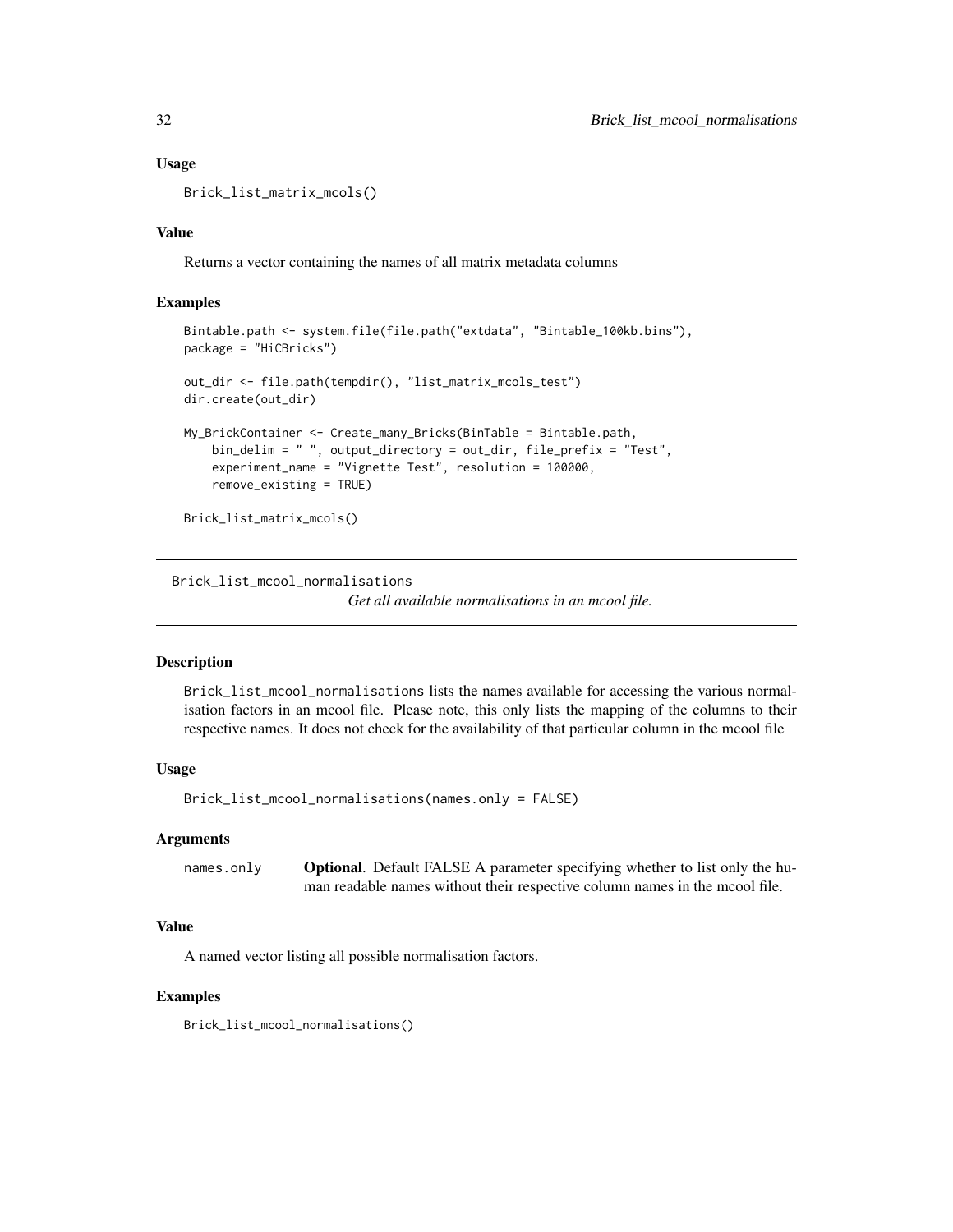### Usage

```
Brick_list_matrix_mcols()
```

### Value

Returns a vector containing the names of all matrix metadata columns

### Examples

```
Bintable.path <- system.file(file.path("extdata", "Bintable_100kb.bins"),
package = "HiCBricks")

out_dir <- file.path(tempdir(), "list_matrix_mcols_test")
dir.create(out_dir)

My_BrickContainer <- Create_many_Bricks(BinTable = Bintable.path,
    bin_delim = " ", output_directory = out_dir, file_prefix = "Test",
    experiment_name = "Vignette Test", resolution = 100000,
    remove_existing = TRUE)

Brick_list_matrix_mcols()
```

---

## Brick_list_mcool_normalisations

*Get all available normalisations in an mcool file.*

---

### Description

Brick_list_mcool_normalisations lists the names available for accessing the various normalisation factors in an mcool file. Please note, this only lists the mapping of the columns to their respective names. It does not check for the availability of that particular column in the mcool file

### Usage

```
Brick_list_mcool_normalisations(names.only = FALSE)
```

### Arguments

| | |
|---|---|
| names.only | **Optional**. Default FALSE A parameter specifying whether to list only the human readable names without their respective column names in the mcool file. |

### Value

A named vector listing all possible normalisation factors.

### Examples

```
Brick_list_mcool_normalisations()
```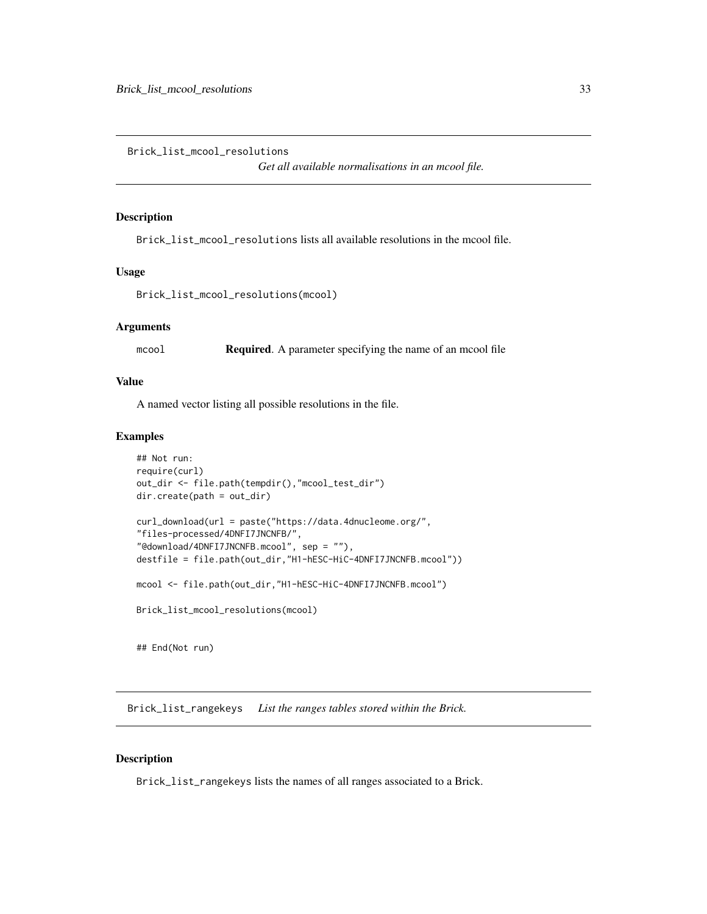## Brick_list_mcool_resolutions

*Get all available normalisations in an mcool file.*

### Description

Brick_list_mcool_resolutions lists all available resolutions in the mcool file.

### Usage

```
Brick_list_mcool_resolutions(mcool)
```

### Arguments

| | |
|---|---|
| mcool | **Required**. A parameter specifying the name of an mcool file |

### Value

A named vector listing all possible resolutions in the file.

### Examples

```
## Not run:
require(curl)
out_dir <- file.path(tempdir(),"mcool_test_dir")
dir.create(path = out_dir)

curl_download(url = paste("https://data.4dnucleome.org/",
"files-processed/4DNFI7JNCNFB/",
"@download/4DNFI7JNCNFB.mcool", sep = ""),
destfile = file.path(out_dir,"H1-hESC-HiC-4DNFI7JNCNFB.mcool"))

mcool <- file.path(out_dir,"H1-hESC-HiC-4DNFI7JNCNFB.mcool")

Brick_list_mcool_resolutions(mcool)


## End(Not run)
```

## Brick_list_rangekeys

*List the ranges tables stored within the Brick.*

### Description

Brick_list_rangekeys lists the names of all ranges associated to a Brick.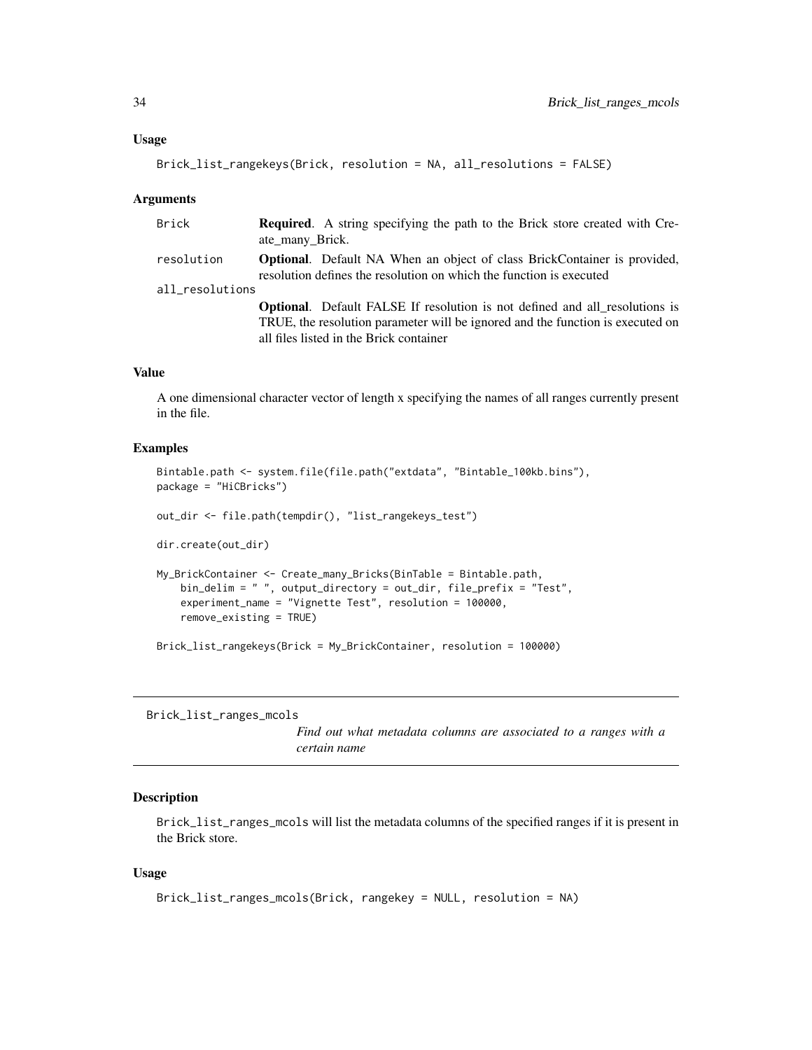### Usage

```
Brick_list_rangekeys(Brick, resolution = NA, all_resolutions = FALSE)
```

### Arguments

| | |
|---|---|
| Brick | **Required**. A string specifying the path to the Brick store created with Create_many_Brick. |
| resolution | **Optional**. Default NA When an object of class BrickContainer is provided, resolution defines the resolution on which the function is executed |
| all_resolutions | **Optional**. Default FALSE If resolution is not defined and all_resolutions is TRUE, the resolution parameter will be ignored and the function is executed on all files listed in the Brick container |

### Value

A one dimensional character vector of length x specifying the names of all ranges currently present in the file.

### Examples

```
Bintable.path <- system.file(file.path("extdata", "Bintable_100kb.bins"),
package = "HiCBricks")

out_dir <- file.path(tempdir(), "list_rangekeys_test")

dir.create(out_dir)

My_BrickContainer <- Create_many_Bricks(BinTable = Bintable.path,
    bin_delim = " ", output_directory = out_dir, file_prefix = "Test",
    experiment_name = "Vignette Test", resolution = 100000,
    remove_existing = TRUE)

Brick_list_rangekeys(Brick = My_BrickContainer, resolution = 100000)
```

---

## Brick_list_ranges_mcols

*Find out what metadata columns are associated to a ranges with a certain name*

### Description

Brick_list_ranges_mcols will list the metadata columns of the specified ranges if it is present in the Brick store.

### Usage

```
Brick_list_ranges_mcols(Brick, rangekey = NULL, resolution = NA)
```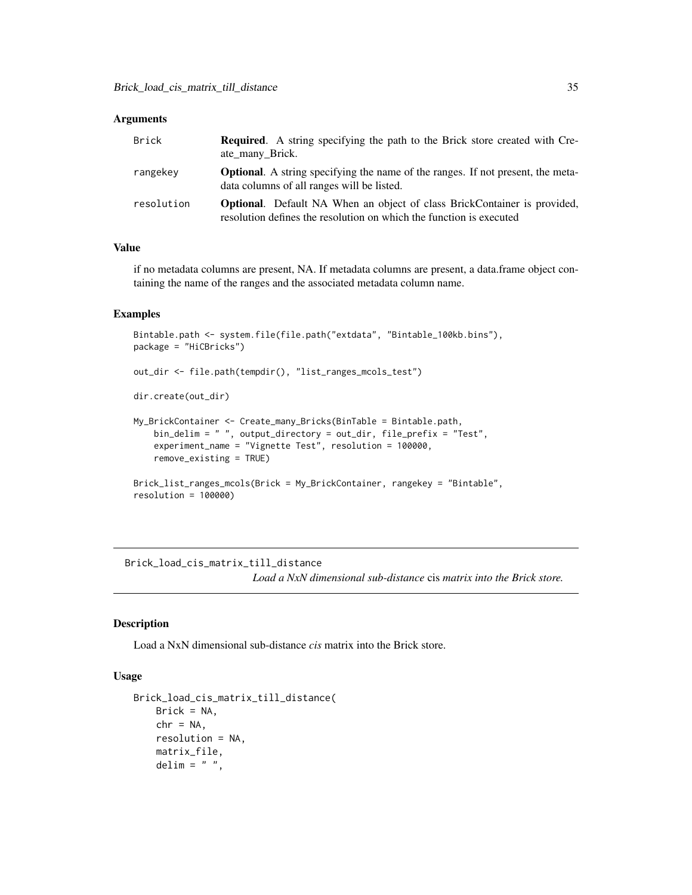### Arguments

| | |
|---|---|
| Brick | **Required**. A string specifying the path to the Brick store created with Create_many_Brick. |
| rangekey | **Optional**. A string specifying the name of the ranges. If not present, the metadata columns of all ranges will be listed. |
| resolution | **Optional**. Default NA When an object of class BrickContainer is provided, resolution defines the resolution on which the function is executed |

### Value

if no metadata columns are present, NA. If metadata columns are present, a data.frame object containing the name of the ranges and the associated metadata column name.

### Examples

```
Bintable.path <- system.file(file.path("extdata", "Bintable_100kb.bins"),
package = "HiCBricks")

out_dir <- file.path(tempdir(), "list_ranges_mcols_test")

dir.create(out_dir)

My_BrickContainer <- Create_many_Bricks(BinTable = Bintable.path,
    bin_delim = " ", output_directory = out_dir, file_prefix = "Test",
    experiment_name = "Vignette Test", resolution = 100000,
    remove_existing = TRUE)

Brick_list_ranges_mcols(Brick = My_BrickContainer, rangekey = "Bintable",
resolution = 100000)
```

---

## Brick_load_cis_matrix_till_distance

*Load a NxN dimensional sub-distance* cis *matrix into the Brick store.*

### Description

Load a NxN dimensional sub-distance *cis* matrix into the Brick store.

### Usage

```
Brick_load_cis_matrix_till_distance(
    Brick = NA,
    chr = NA,
    resolution = NA,
    matrix_file,
    delim = " ",
```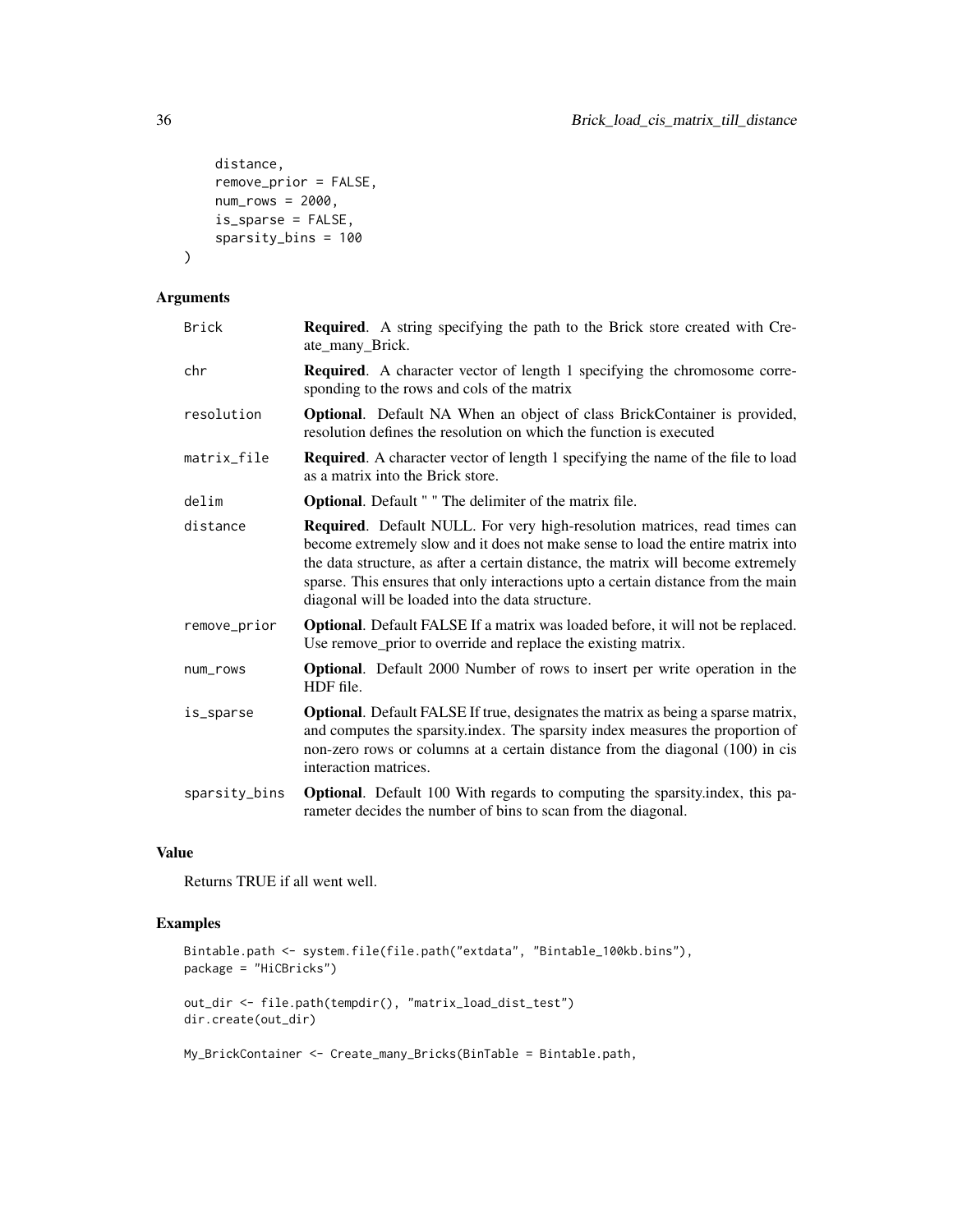```
distance,
    remove_prior = FALSE,
    num_rows = 2000,
    is_sparse = FALSE,
    sparsity_bins = 100
)
```

### Arguments

| | |
|---|---|
| Brick | **Required**. A string specifying the path to the Brick store created with Create_many_Brick. |
| chr | **Required**. A character vector of length 1 specifying the chromosome corresponding to the rows and cols of the matrix |
| resolution | **Optional**. Default NA When an object of class BrickContainer is provided, resolution defines the resolution on which the function is executed |
| matrix_file | **Required**. A character vector of length 1 specifying the name of the file to load as a matrix into the Brick store. |
| delim | **Optional**. Default " " The delimiter of the matrix file. |
| distance | **Required**. Default NULL. For very high-resolution matrices, read times can become extremely slow and it does not make sense to load the entire matrix into the data structure, as after a certain distance, the matrix will become extremely sparse. This ensures that only interactions upto a certain distance from the main diagonal will be loaded into the data structure. |
| remove_prior | **Optional**. Default FALSE If a matrix was loaded before, it will not be replaced. Use remove_prior to override and replace the existing matrix. |
| num_rows | **Optional**. Default 2000 Number of rows to insert per write operation in the HDF file. |
| is_sparse | **Optional**. Default FALSE If true, designates the matrix as being a sparse matrix, and computes the sparsity.index. The sparsity index measures the proportion of non-zero rows or columns at a certain distance from the diagonal (100) in cis interaction matrices. |
| sparsity_bins | **Optional**. Default 100 With regards to computing the sparsity.index, this parameter decides the number of bins to scan from the diagonal. |

### Value

Returns TRUE if all went well.

### Examples

```
Bintable.path <- system.file(file.path("extdata", "Bintable_100kb.bins"),
package = "HiCBricks")

out_dir <- file.path(tempdir(), "matrix_load_dist_test")
dir.create(out_dir)

My_BrickContainer <- Create_many_Bricks(BinTable = Bintable.path,
```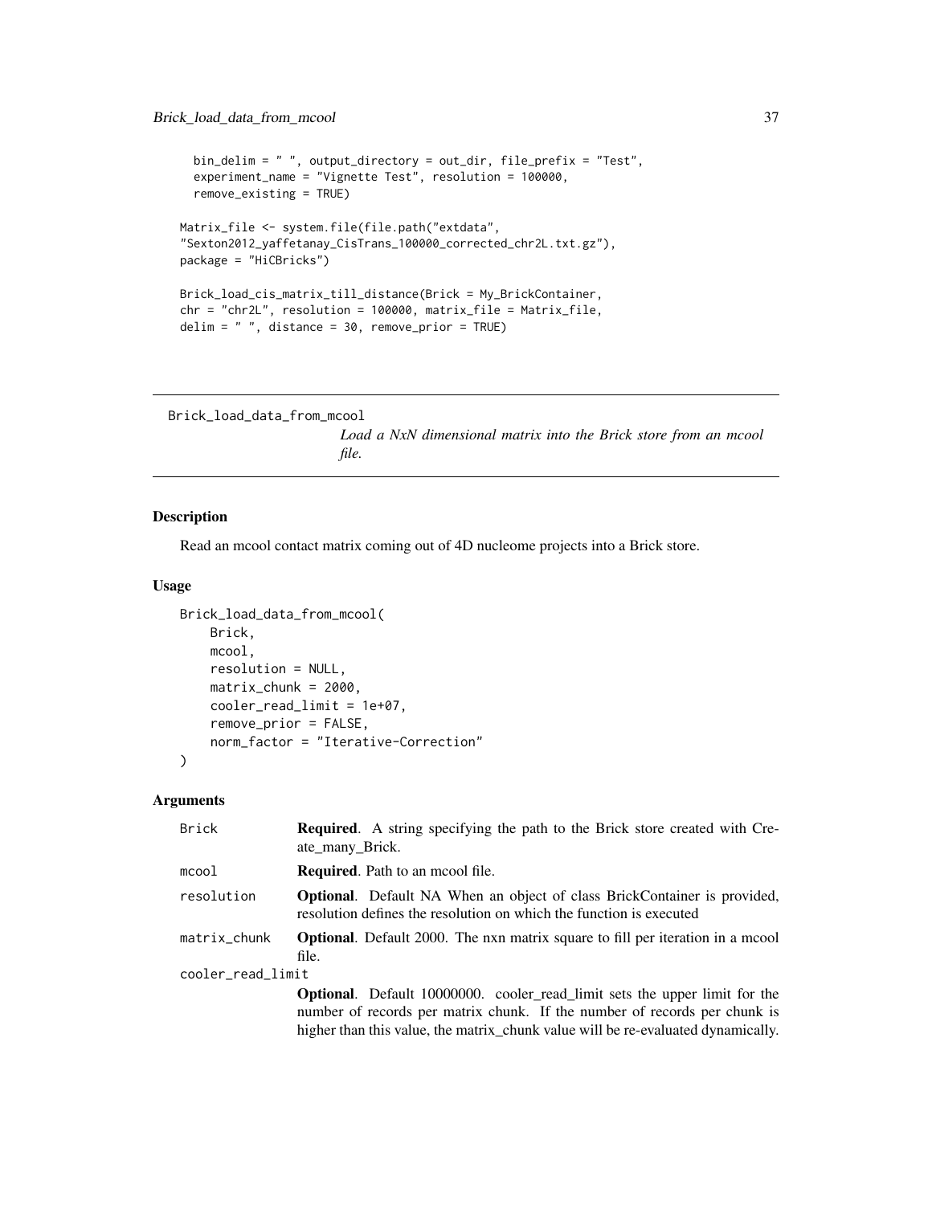```
  bin_delim = " ", output_directory = out_dir, file_prefix = "Test",
  experiment_name = "Vignette Test", resolution = 100000,
  remove_existing = TRUE)

Matrix_file <- system.file(file.path("extdata",
"Sexton2012_yaffetanay_CisTrans_100000_corrected_chr2L.txt.gz"),
package = "HiCBricks")

Brick_load_cis_matrix_till_distance(Brick = My_BrickContainer,
chr = "chr2L", resolution = 100000, matrix_file = Matrix_file,
delim = " ", distance = 30, remove_prior = TRUE)
```

---

## Brick_load_data_from_mcool

*Load a NxN dimensional matrix into the Brick store from an mcool file.*

---

### Description

Read an mcool contact matrix coming out of 4D nucleome projects into a Brick store.

### Usage

```
Brick_load_data_from_mcool(
    Brick,
    mcool,
    resolution = NULL,
    matrix_chunk = 2000,
    cooler_read_limit = 1e+07,
    remove_prior = FALSE,
    norm_factor = "Iterative-Correction"
)
```

### Arguments

| Argument | Description |
|---|---|
| Brick | **Required**. A string specifying the path to the Brick store created with Create_many_Brick. |
| mcool | **Required**. Path to an mcool file. |
| resolution | **Optional**. Default NA When an object of class BrickContainer is provided, resolution defines the resolution on which the function is executed |
| matrix_chunk | **Optional**. Default 2000. The nxn matrix square to fill per iteration in a mcool file. |
| cooler_read_limit | **Optional**. Default 10000000. cooler_read_limit sets the upper limit for the number of records per matrix chunk. If the number of records per chunk is higher than this value, the matrix_chunk value will be re-evaluated dynamically. |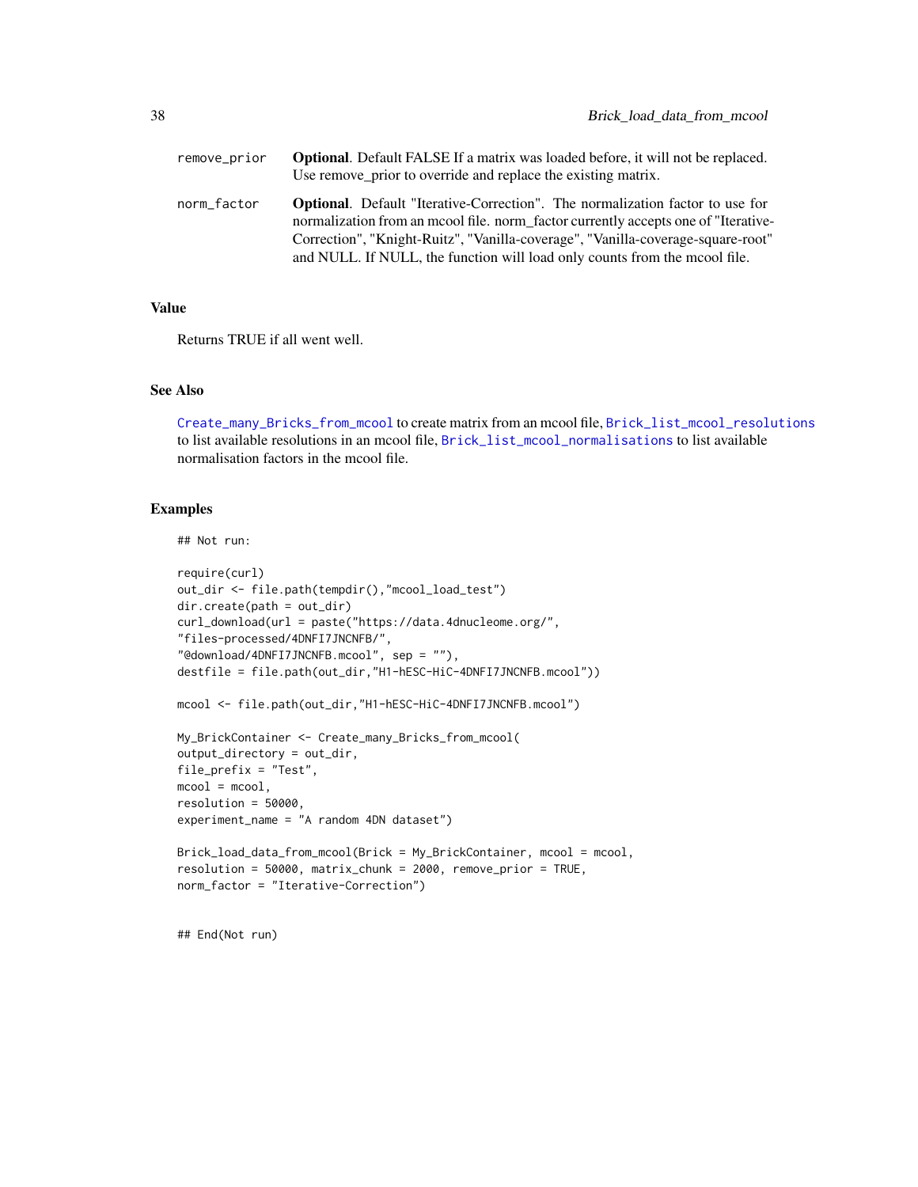| | |
|---|---|
| remove_prior | **Optional**. Default FALSE If a matrix was loaded before, it will not be replaced. Use remove_prior to override and replace the existing matrix. |
| norm_factor | **Optional**. Default "Iterative-Correction". The normalization factor to use for normalization from an mcool file. norm_factor currently accepts one of "Iterative-Correction", "Knight-Ruitz", "Vanilla-coverage", "Vanilla-coverage-square-root" and NULL. If NULL, the function will load only counts from the mcool file. |

## Value

Returns TRUE if all went well.

## See Also

Create_many_Bricks_from_mcool to create matrix from an mcool file, Brick_list_mcool_resolutions to list available resolutions in an mcool file, Brick_list_mcool_normalisations to list available normalisation factors in the mcool file.

## Examples

```
## Not run:

require(curl)
out_dir <- file.path(tempdir(),"mcool_load_test")
dir.create(path = out_dir)
curl_download(url = paste("https://data.4dnucleome.org/",
"files-processed/4DNFI7JNCNFB/",
"@download/4DNFI7JNCNFB.mcool", sep = ""),
destfile = file.path(out_dir,"H1-hESC-HiC-4DNFI7JNCNFB.mcool"))

mcool <- file.path(out_dir,"H1-hESC-HiC-4DNFI7JNCNFB.mcool")

My_BrickContainer <- Create_many_Bricks_from_mcool(
output_directory = out_dir,
file_prefix = "Test",
mcool = mcool,
resolution = 50000,
experiment_name = "A random 4DN dataset")

Brick_load_data_from_mcool(Brick = My_BrickContainer, mcool = mcool,
resolution = 50000, matrix_chunk = 2000, remove_prior = TRUE,
norm_factor = "Iterative-Correction")


## End(Not run)
```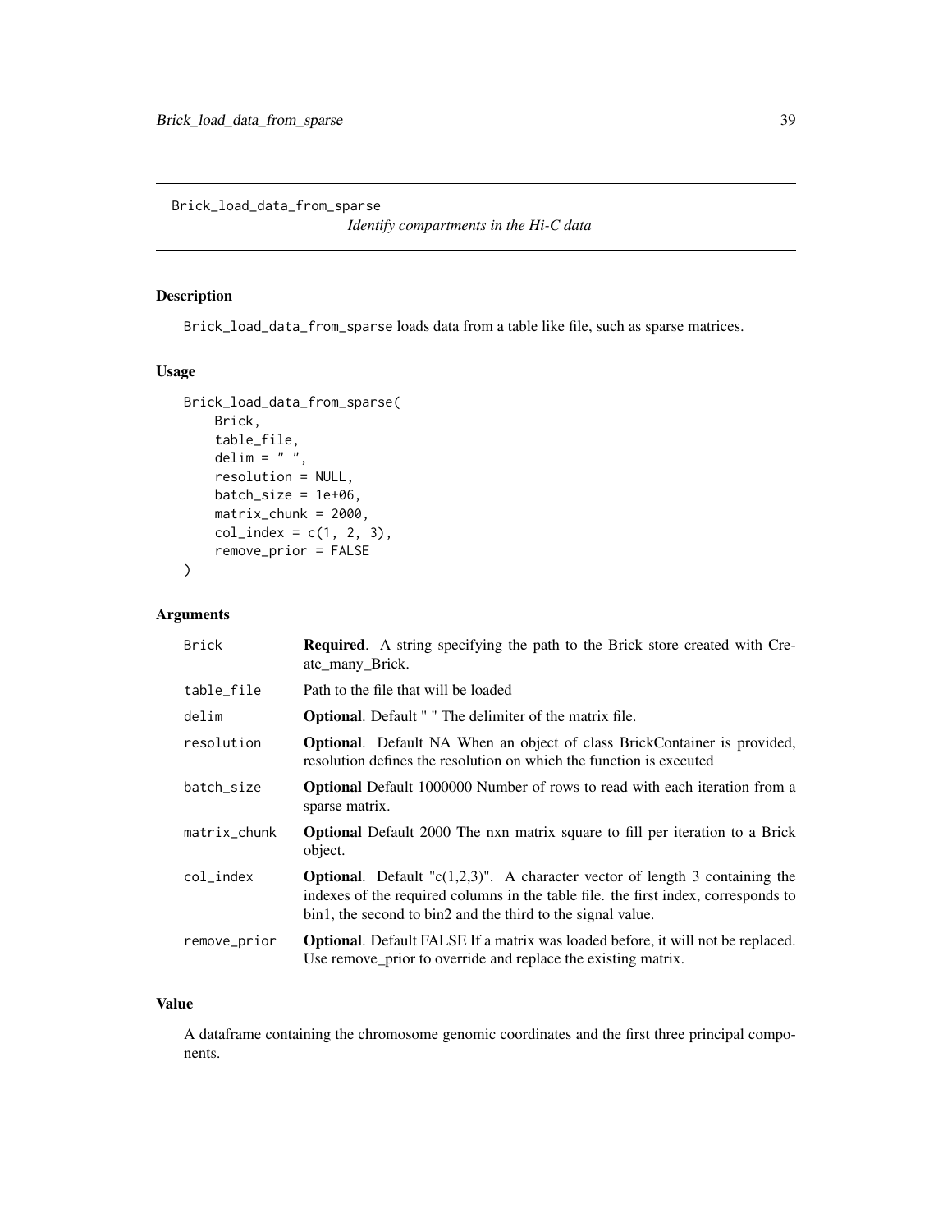Brick_load_data_from_sparse

*Identify compartments in the Hi-C data*

## Description

Brick_load_data_from_sparse loads data from a table like file, such as sparse matrices.

## Usage

```
Brick_load_data_from_sparse(
    Brick,
    table_file,
    delim = " ",
    resolution = NULL,
    batch_size = 1e+06,
    matrix_chunk = 2000,
    col_index = c(1, 2, 3),
    remove_prior = FALSE
)
```

## Arguments

| | |
|---|---|
| Brick | **Required**. A string specifying the path to the Brick store created with Create_many_Brick. |
| table_file | Path to the file that will be loaded |
| delim | **Optional**. Default " " The delimiter of the matrix file. |
| resolution | **Optional**. Default NA When an object of class BrickContainer is provided, resolution defines the resolution on which the function is executed |
| batch_size | **Optional** Default 1000000 Number of rows to read with each iteration from a sparse matrix. |
| matrix_chunk | **Optional** Default 2000 The nxn matrix square to fill per iteration to a Brick object. |
| col_index | **Optional**. Default "c(1,2,3)". A character vector of length 3 containing the indexes of the required columns in the table file. the first index, corresponds to bin1, the second to bin2 and the third to the signal value. |
| remove_prior | **Optional**. Default FALSE If a matrix was loaded before, it will not be replaced. Use remove_prior to override and replace the existing matrix. |

## Value

A dataframe containing the chromosome genomic coordinates and the first three principal components.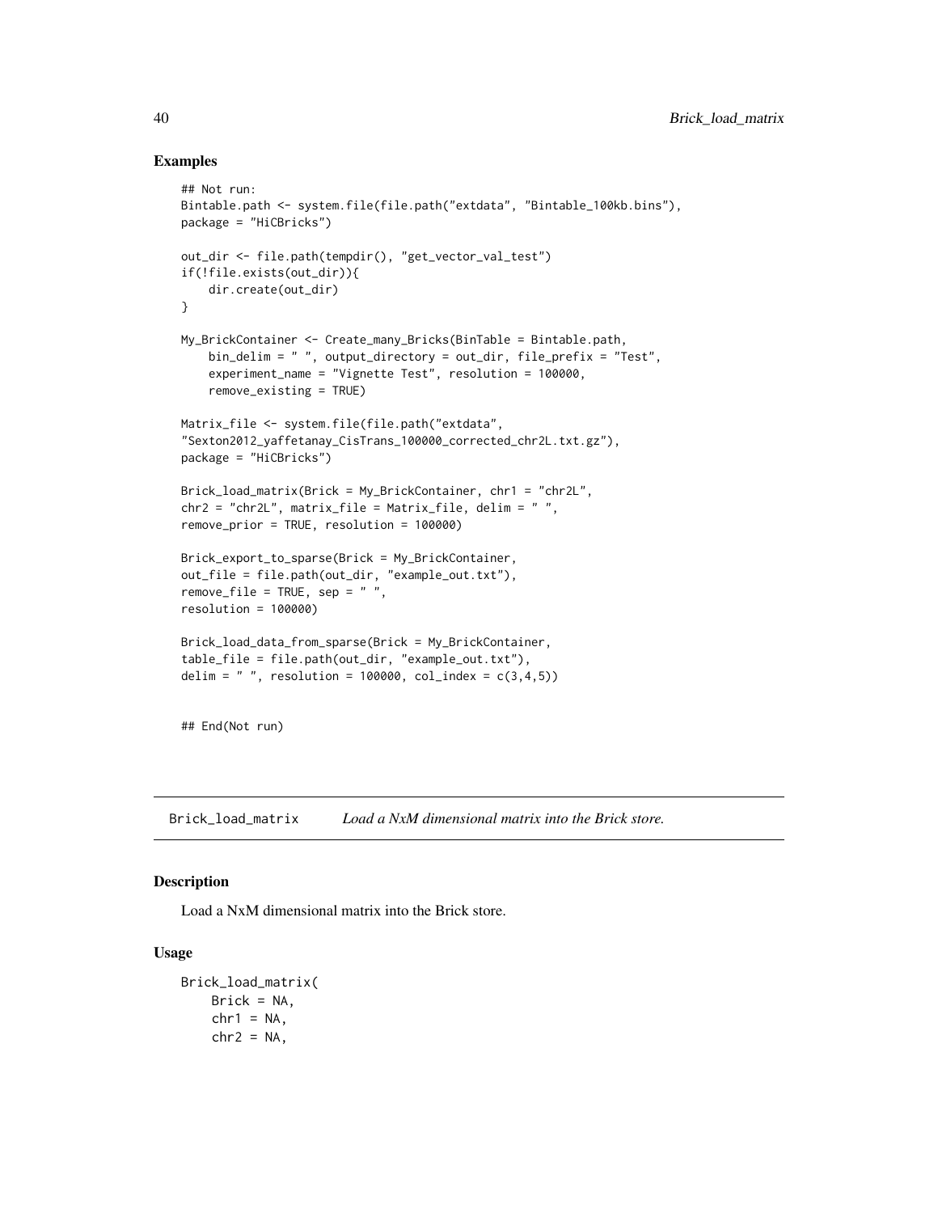## Examples

```
## Not run:
Bintable.path <- system.file(file.path("extdata", "Bintable_100kb.bins"),
package = "HiCBricks")

out_dir <- file.path(tempdir(), "get_vector_val_test")
if(!file.exists(out_dir)){
    dir.create(out_dir)
}

My_BrickContainer <- Create_many_Bricks(BinTable = Bintable.path,
    bin_delim = " ", output_directory = out_dir, file_prefix = "Test",
    experiment_name = "Vignette Test", resolution = 100000,
    remove_existing = TRUE)

Matrix_file <- system.file(file.path("extdata",
"Sexton2012_yaffetanay_CisTrans_100000_corrected_chr2L.txt.gz"),
package = "HiCBricks")

Brick_load_matrix(Brick = My_BrickContainer, chr1 = "chr2L",
chr2 = "chr2L", matrix_file = Matrix_file, delim = " ",
remove_prior = TRUE, resolution = 100000)

Brick_export_to_sparse(Brick = My_BrickContainer,
out_file = file.path(out_dir, "example_out.txt"),
remove_file = TRUE, sep = " ",
resolution = 100000)

Brick_load_data_from_sparse(Brick = My_BrickContainer,
table_file = file.path(out_dir, "example_out.txt"),
delim = " ", resolution = 100000, col_index = c(3,4,5))


## End(Not run)
```

---

Brick_load_matrix    *Load a NxM dimensional matrix into the Brick store.*

---

## Description

Load a NxM dimensional matrix into the Brick store.

## Usage

```
Brick_load_matrix(
    Brick = NA,
    chr1 = NA,
    chr2 = NA,
```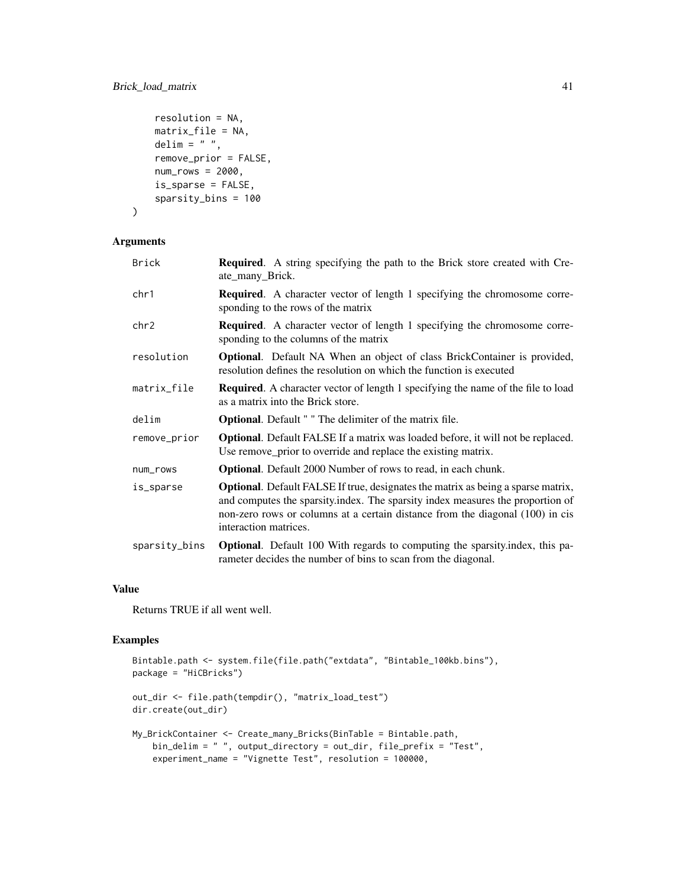```
    resolution = NA,
    matrix_file = NA,
    delim = " ",
    remove_prior = FALSE,
    num_rows = 2000,
    is_sparse = FALSE,
    sparsity_bins = 100
)
```

## Arguments

| | |
|---|---|
| Brick | **Required**. A string specifying the path to the Brick store created with Create_many_Brick. |
| chr1 | **Required**. A character vector of length 1 specifying the chromosome corresponding to the rows of the matrix |
| chr2 | **Required**. A character vector of length 1 specifying the chromosome corresponding to the columns of the matrix |
| resolution | **Optional**. Default NA When an object of class BrickContainer is provided, resolution defines the resolution on which the function is executed |
| matrix_file | **Required**. A character vector of length 1 specifying the name of the file to load as a matrix into the Brick store. |
| delim | **Optional**. Default " " The delimiter of the matrix file. |
| remove_prior | **Optional**. Default FALSE If a matrix was loaded before, it will not be replaced. Use remove_prior to override and replace the existing matrix. |
| num_rows | **Optional**. Default 2000 Number of rows to read, in each chunk. |
| is_sparse | **Optional**. Default FALSE If true, designates the matrix as being a sparse matrix, and computes the sparsity.index. The sparsity index measures the proportion of non-zero rows or columns at a certain distance from the diagonal (100) in cis interaction matrices. |
| sparsity_bins | **Optional**. Default 100 With regards to computing the sparsity.index, this parameter decides the number of bins to scan from the diagonal. |

## Value

Returns TRUE if all went well.

## Examples

```
Bintable.path <- system.file(file.path("extdata", "Bintable_100kb.bins"),
package = "HiCBricks")

out_dir <- file.path(tempdir(), "matrix_load_test")
dir.create(out_dir)

My_BrickContainer <- Create_many_Bricks(BinTable = Bintable.path,
    bin_delim = " ", output_directory = out_dir, file_prefix = "Test",
    experiment_name = "Vignette Test", resolution = 100000,
```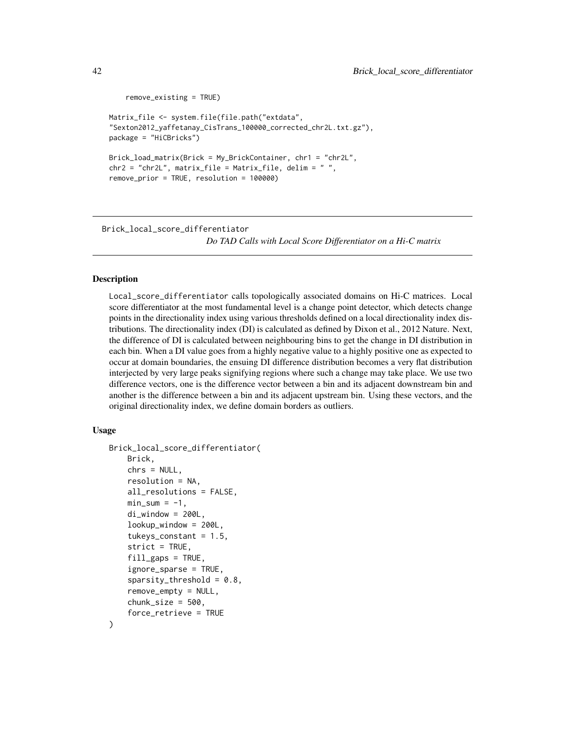```
    remove_existing = TRUE)

Matrix_file <- system.file(file.path("extdata",
"Sexton2012_yaffetanay_CisTrans_100000_corrected_chr2L.txt.gz"),
package = "HiCBricks")

Brick_load_matrix(Brick = My_BrickContainer, chr1 = "chr2L",
chr2 = "chr2L", matrix_file = Matrix_file, delim = " ",
remove_prior = TRUE, resolution = 100000)
```

---

## Brick_local_score_differentiator

*Do TAD Calls with Local Score Differentiator on a Hi-C matrix*

---

### Description

Local_score_differentiator calls topologically associated domains on Hi-C matrices. Local score differentiator at the most fundamental level is a change point detector, which detects change points in the directionality index using various thresholds defined on a local directionality index distributions. The directionality index (DI) is calculated as defined by Dixon et al., 2012 Nature. Next, the difference of DI is calculated between neighbouring bins to get the change in DI distribution in each bin. When a DI value goes from a highly negative value to a highly positive one as expected to occur at domain boundaries, the ensuing DI difference distribution becomes a very flat distribution interjected by very large peaks signifying regions where such a change may take place. We use two difference vectors, one is the difference vector between a bin and its adjacent downstream bin and another is the difference between a bin and its adjacent upstream bin. Using these vectors, and the original directionality index, we define domain borders as outliers.

### Usage

```
Brick_local_score_differentiator(
    Brick,
    chrs = NULL,
    resolution = NA,
    all_resolutions = FALSE,
    min_sum = -1,
    di_window = 200L,
    lookup_window = 200L,
    tukeys_constant = 1.5,
    strict = TRUE,
    fill_gaps = TRUE,
    ignore_sparse = TRUE,
    sparsity_threshold = 0.8,
    remove_empty = NULL,
    chunk_size = 500,
    force_retrieve = TRUE
)
```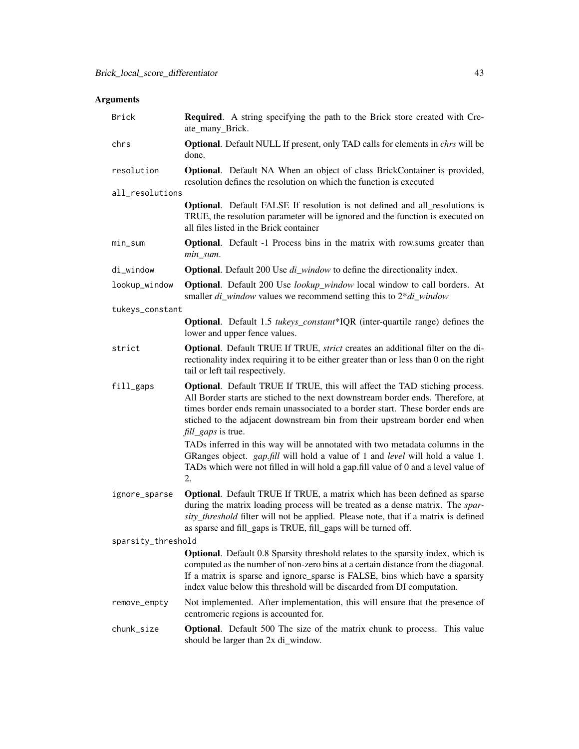## Arguments

| | |
|---|---|
| `Brick` | **Required**. A string specifying the path to the Brick store created with Create_many_Brick. |
| `chrs` | **Optional**. Default NULL If present, only TAD calls for elements in *chrs* will be done. |
| `resolution` | **Optional**. Default NA When an object of class BrickContainer is provided, resolution defines the resolution on which the function is executed |
| `all_resolutions` | **Optional**. Default FALSE If resolution is not defined and all_resolutions is TRUE, the resolution parameter will be ignored and the function is executed on all files listed in the Brick container |
| `min_sum` | **Optional**. Default -1 Process bins in the matrix with row.sums greater than *min_sum*. |
| `di_window` | **Optional**. Default 200 Use *di_window* to define the directionality index. |
| `lookup_window` | **Optional**. Default 200 Use *lookup_window* local window to call borders. At smaller *di_window* values we recommend setting this to 2*\*di_window* |
| `tukeys_constant` | **Optional**. Default 1.5 *tukeys_constant*\*IQR (inter-quartile range) defines the lower and upper fence values. |
| `strict` | **Optional**. Default TRUE If TRUE, *strict* creates an additional filter on the directionality index requiring it to be either greater than or less than 0 on the right tail or left tail respectively. |
| `fill_gaps` | **Optional**. Default TRUE If TRUE, this will affect the TAD stiching process. All Border starts are stiched to the next downstream border ends. Therefore, at times border ends remain unassociated to a border start. These border ends are stiched to the adjacent downstream bin from their upstream border end when *fill_gaps* is true. <br><br> TADs inferred in this way will be annotated with two metadata columns in the GRanges object. *gap.fill* will hold a value of 1 and *level* will hold a value 1. TADs which were not filled in will hold a gap.fill value of 0 and a level value of 2. |
| `ignore_sparse` | **Optional**. Default TRUE If TRUE, a matrix which has been defined as sparse during the matrix loading process will be treated as a dense matrix. The *sparsity_threshold* filter will not be applied. Please note, that if a matrix is defined as sparse and fill_gaps is TRUE, fill_gaps will be turned off. |
| `sparsity_threshold` | **Optional**. Default 0.8 Sparsity threshold relates to the sparsity index, which is computed as the number of non-zero bins at a certain distance from the diagonal. If a matrix is sparse and ignore_sparse is FALSE, bins which have a sparsity index value below this threshold will be discarded from DI computation. |
| `remove_empty` | Not implemented. After implementation, this will ensure that the presence of centromeric regions is accounted for. |
| `chunk_size` | **Optional**. Default 500 The size of the matrix chunk to process. This value should be larger than 2x di_window. |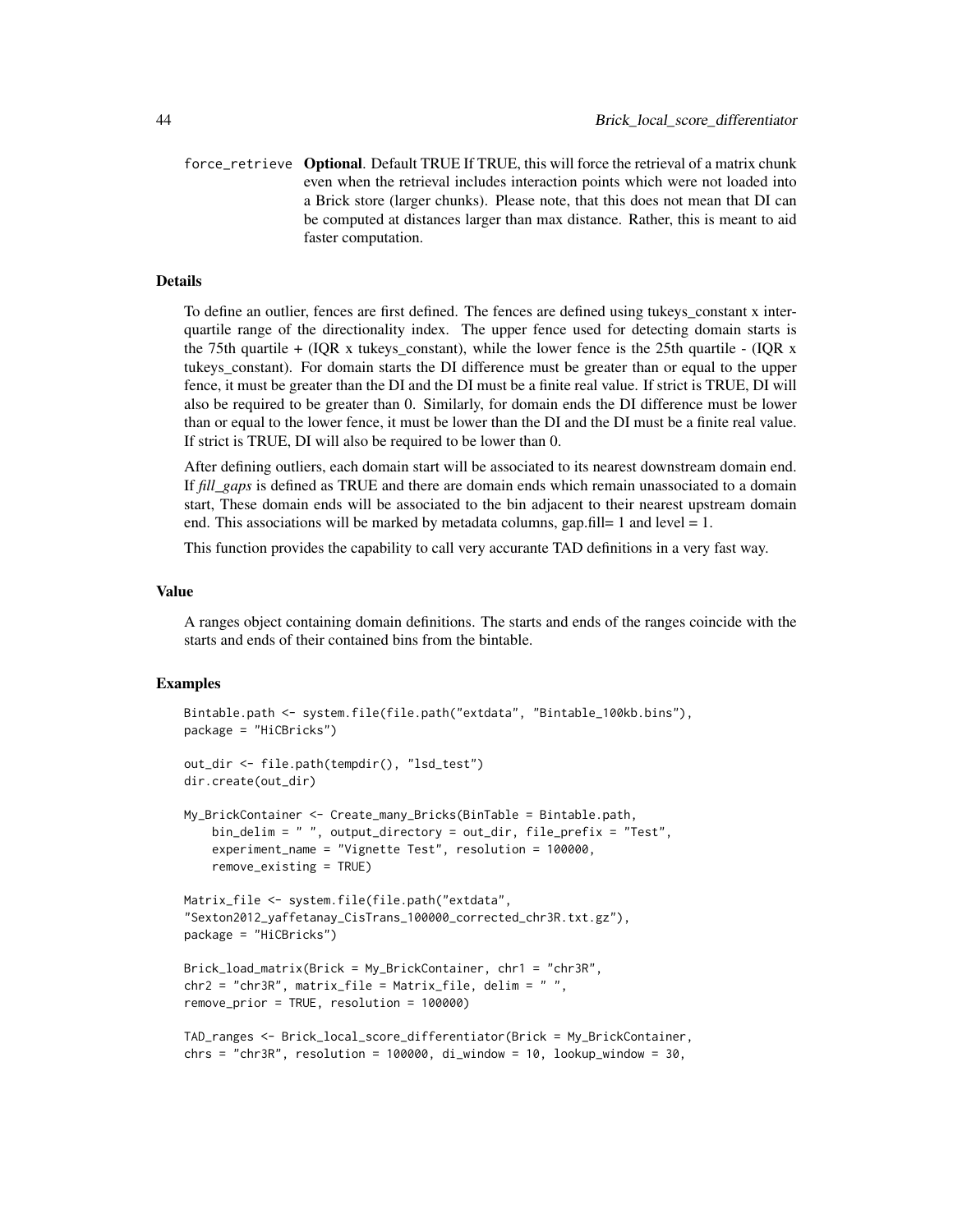force_retrieve **Optional**. Default TRUE If TRUE, this will force the retrieval of a matrix chunk even when the retrieval includes interaction points which were not loaded into a Brick store (larger chunks). Please note, that this does not mean that DI can be computed at distances larger than max distance. Rather, this is meant to aid faster computation.

### Details

To define an outlier, fences are first defined. The fences are defined using tukeys_constant x inter-quartile range of the directionality index. The upper fence used for detecting domain starts is the 75th quartile + (IQR x tukeys_constant), while the lower fence is the 25th quartile - (IQR x tukeys_constant). For domain starts the DI difference must be greater than or equal to the upper fence, it must be greater than the DI and the DI must be a finite real value. If strict is TRUE, DI will also be required to be greater than 0. Similarly, for domain ends the DI difference must be lower than or equal to the lower fence, it must be lower than the DI and the DI must be a finite real value. If strict is TRUE, DI will also be required to be lower than 0.

After defining outliers, each domain start will be associated to its nearest downstream domain end. If *fill_gaps* is defined as TRUE and there are domain ends which remain unassociated to a domain start, These domain ends will be associated to the bin adjacent to their nearest upstream domain end. This associations will be marked by metadata columns, gap.fill= 1 and level = 1.

This function provides the capability to call very accurante TAD definitions in a very fast way.

### Value

A ranges object containing domain definitions. The starts and ends of the ranges coincide with the starts and ends of their contained bins from the bintable.

### Examples

```
Bintable.path <- system.file(file.path("extdata", "Bintable_100kb.bins"),
package = "HiCBricks")

out_dir <- file.path(tempdir(), "lsd_test")
dir.create(out_dir)

My_BrickContainer <- Create_many_Bricks(BinTable = Bintable.path,
    bin_delim = " ", output_directory = out_dir, file_prefix = "Test",
    experiment_name = "Vignette Test", resolution = 100000,
    remove_existing = TRUE)

Matrix_file <- system.file(file.path("extdata",
"Sexton2012_yaffetanay_CisTrans_100000_corrected_chr3R.txt.gz"),
package = "HiCBricks")

Brick_load_matrix(Brick = My_BrickContainer, chr1 = "chr3R",
chr2 = "chr3R", matrix_file = Matrix_file, delim = " ",
remove_prior = TRUE, resolution = 100000)

TAD_ranges <- Brick_local_score_differentiator(Brick = My_BrickContainer,
chrs = "chr3R", resolution = 100000, di_window = 10, lookup_window = 30,
```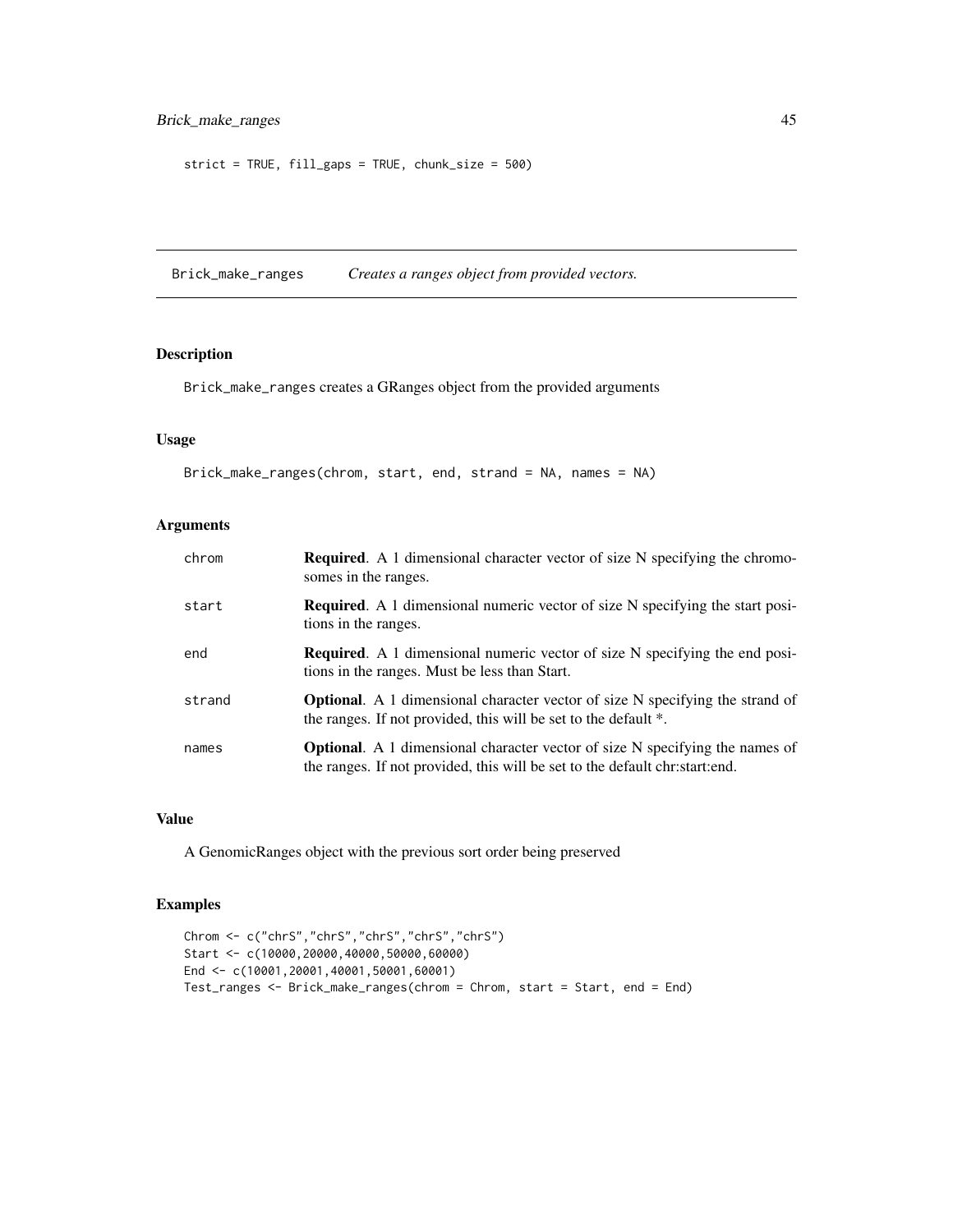```
strict = TRUE, fill_gaps = TRUE, chunk_size = 500)
```

## Brick_make_ranges *Creates a ranges object from provided vectors.*

### Description

Brick_make_ranges creates a GRanges object from the provided arguments

### Usage

```
Brick_make_ranges(chrom, start, end, strand = NA, names = NA)
```

### Arguments

| | |
|---|---|
| chrom | **Required**. A 1 dimensional character vector of size N specifying the chromosomes in the ranges. |
| start | **Required**. A 1 dimensional numeric vector of size N specifying the start positions in the ranges. |
| end | **Required**. A 1 dimensional numeric vector of size N specifying the end positions in the ranges. Must be less than Start. |
| strand | **Optional**. A 1 dimensional character vector of size N specifying the strand of the ranges. If not provided, this will be set to the default *. |
| names | **Optional**. A 1 dimensional character vector of size N specifying the names of the ranges. If not provided, this will be set to the default chr:start:end. |

### Value

A GenomicRanges object with the previous sort order being preserved

### Examples

```
Chrom <- c("chrS","chrS","chrS","chrS","chrS")
Start <- c(10000,20000,40000,50000,60000)
End <- c(10001,20001,40001,50001,60001)
Test_ranges <- Brick_make_ranges(chrom = Chrom, start = Start, end = End)
```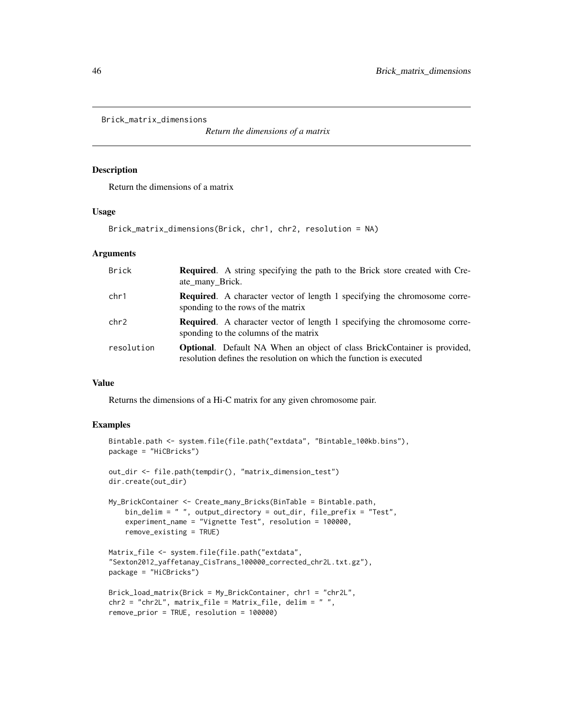Brick_matrix_dimensions

*Return the dimensions of a matrix*

## Description

Return the dimensions of a matrix

## Usage

```
Brick_matrix_dimensions(Brick, chr1, chr2, resolution = NA)
```

## Arguments

| | |
|---|---|
| Brick | **Required**. A string specifying the path to the Brick store created with Create_many_Brick. |
| chr1 | **Required**. A character vector of length 1 specifying the chromosome corresponding to the rows of the matrix |
| chr2 | **Required**. A character vector of length 1 specifying the chromosome corresponding to the columns of the matrix |
| resolution | **Optional**. Default NA When an object of class BrickContainer is provided, resolution defines the resolution on which the function is executed |

## Value

Returns the dimensions of a Hi-C matrix for any given chromosome pair.

## Examples

```
Bintable.path <- system.file(file.path("extdata", "Bintable_100kb.bins"),
package = "HiCBricks")

out_dir <- file.path(tempdir(), "matrix_dimension_test")
dir.create(out_dir)

My_BrickContainer <- Create_many_Bricks(BinTable = Bintable.path,
    bin_delim = " ", output_directory = out_dir, file_prefix = "Test",
    experiment_name = "Vignette Test", resolution = 100000,
    remove_existing = TRUE)

Matrix_file <- system.file(file.path("extdata",
"Sexton2012_yaffetanay_CisTrans_100000_corrected_chr2L.txt.gz"),
package = "HiCBricks")

Brick_load_matrix(Brick = My_BrickContainer, chr1 = "chr2L",
chr2 = "chr2L", matrix_file = Matrix_file, delim = " ",
remove_prior = TRUE, resolution = 100000)
```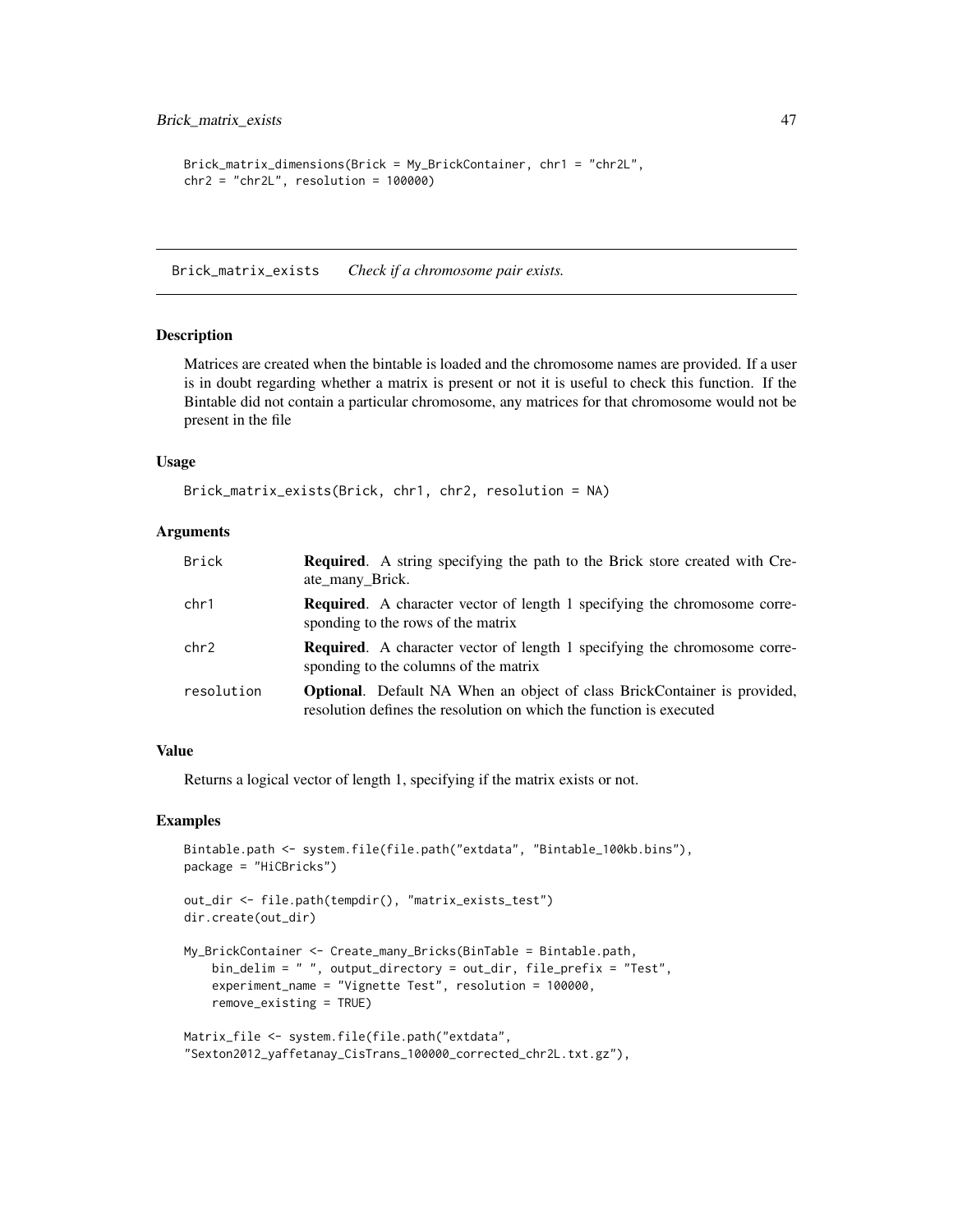```
Brick_matrix_dimensions(Brick = My_BrickContainer, chr1 = "chr2L",
chr2 = "chr2L", resolution = 100000)
```

## Brick_matrix_exists *Check if a chromosome pair exists.*

### Description

Matrices are created when the bintable is loaded and the chromosome names are provided. If a user is in doubt regarding whether a matrix is present or not it is useful to check this function. If the Bintable did not contain a particular chromosome, any matrices for that chromosome would not be present in the file

### Usage

```
Brick_matrix_exists(Brick, chr1, chr2, resolution = NA)
```

### Arguments

| | |
|---|---|
| Brick | **Required**. A string specifying the path to the Brick store created with Create_many_Brick. |
| chr1 | **Required**. A character vector of length 1 specifying the chromosome corresponding to the rows of the matrix |
| chr2 | **Required**. A character vector of length 1 specifying the chromosome corresponding to the columns of the matrix |
| resolution | **Optional**. Default NA When an object of class BrickContainer is provided, resolution defines the resolution on which the function is executed |

### Value

Returns a logical vector of length 1, specifying if the matrix exists or not.

### Examples

```
Bintable.path <- system.file(file.path("extdata", "Bintable_100kb.bins"),
package = "HiCBricks")

out_dir <- file.path(tempdir(), "matrix_exists_test")
dir.create(out_dir)

My_BrickContainer <- Create_many_Bricks(BinTable = Bintable.path,
    bin_delim = " ", output_directory = out_dir, file_prefix = "Test",
    experiment_name = "Vignette Test", resolution = 100000,
    remove_existing = TRUE)

Matrix_file <- system.file(file.path("extdata",
"Sexton2012_yaffetanay_CisTrans_100000_corrected_chr2L.txt.gz"),
```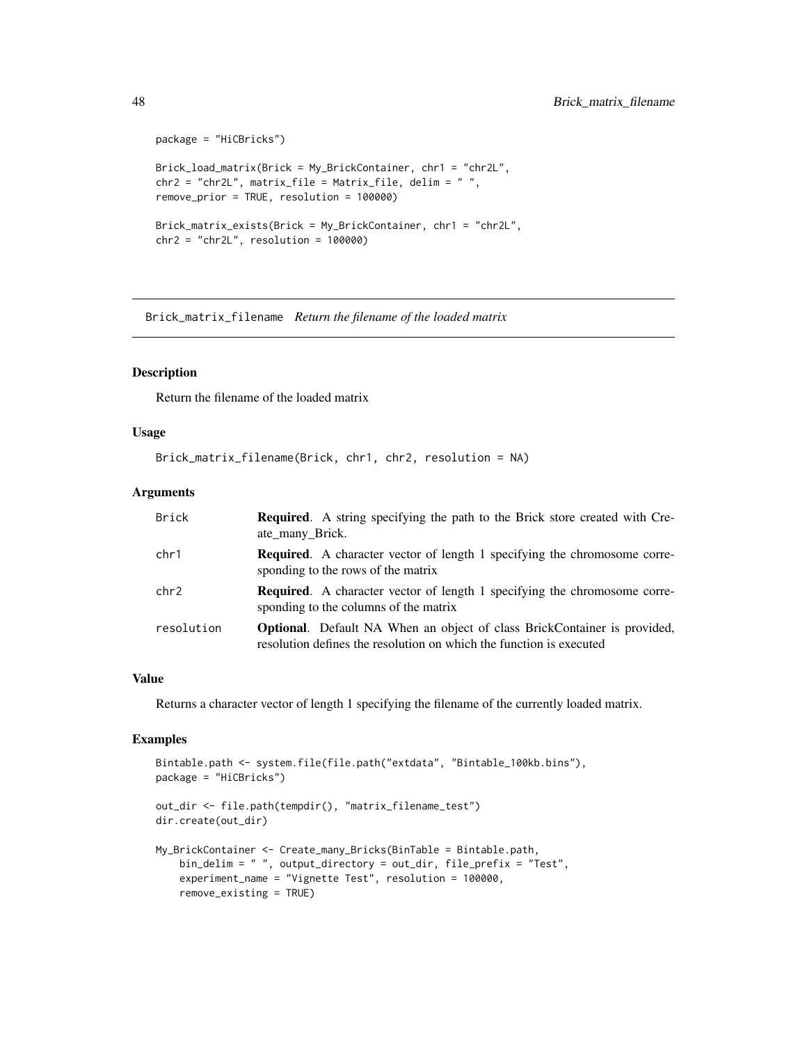```
package = "HiCBricks")

Brick_load_matrix(Brick = My_BrickContainer, chr1 = "chr2L",
chr2 = "chr2L", matrix_file = Matrix_file, delim = " ",
remove_prior = TRUE, resolution = 100000)

Brick_matrix_exists(Brick = My_BrickContainer, chr1 = "chr2L",
chr2 = "chr2L", resolution = 100000)
```

## Brick_matrix_filename *Return the filename of the loaded matrix*

### Description

Return the filename of the loaded matrix

### Usage

```
Brick_matrix_filename(Brick, chr1, chr2, resolution = NA)
```

### Arguments

| | |
|---|---|
| Brick | **Required**. A string specifying the path to the Brick store created with Create_many_Brick. |
| chr1 | **Required**. A character vector of length 1 specifying the chromosome corresponding to the rows of the matrix |
| chr2 | **Required**. A character vector of length 1 specifying the chromosome corresponding to the columns of the matrix |
| resolution | **Optional**. Default NA When an object of class BrickContainer is provided, resolution defines the resolution on which the function is executed |

### Value

Returns a character vector of length 1 specifying the filename of the currently loaded matrix.

### Examples

```
Bintable.path <- system.file(file.path("extdata", "Bintable_100kb.bins"),
package = "HiCBricks")

out_dir <- file.path(tempdir(), "matrix_filename_test")
dir.create(out_dir)

My_BrickContainer <- Create_many_Bricks(BinTable = Bintable.path,
    bin_delim = " ", output_directory = out_dir, file_prefix = "Test",
    experiment_name = "Vignette Test", resolution = 100000,
    remove_existing = TRUE)
```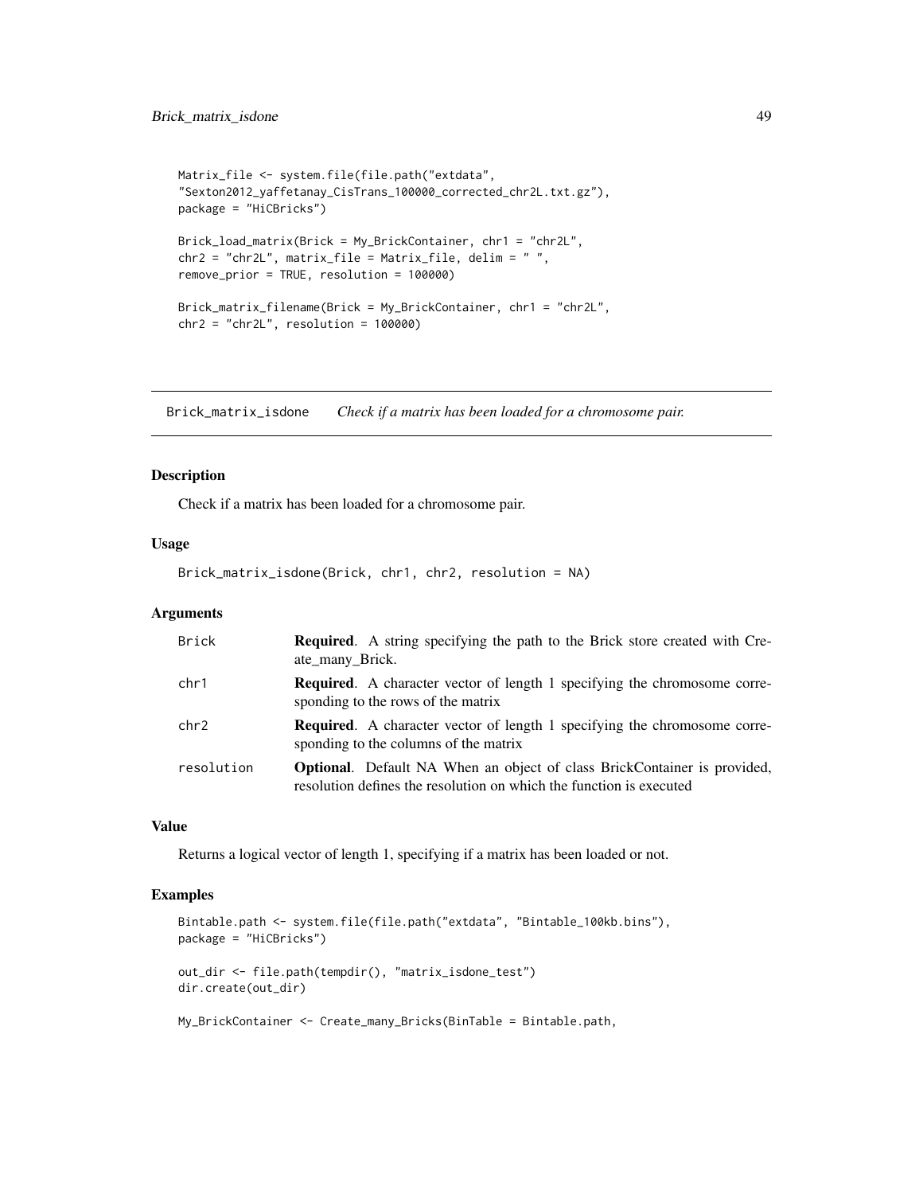```
Matrix_file <- system.file(file.path("extdata",
"Sexton2012_yaffetanay_CisTrans_100000_corrected_chr2L.txt.gz"),
package = "HiCBricks")

Brick_load_matrix(Brick = My_BrickContainer, chr1 = "chr2L",
chr2 = "chr2L", matrix_file = Matrix_file, delim = " ",
remove_prior = TRUE, resolution = 100000)

Brick_matrix_filename(Brick = My_BrickContainer, chr1 = "chr2L",
chr2 = "chr2L", resolution = 100000)
```

## Brick_matrix_isdone — *Check if a matrix has been loaded for a chromosome pair.*

### Description

Check if a matrix has been loaded for a chromosome pair.

### Usage

```
Brick_matrix_isdone(Brick, chr1, chr2, resolution = NA)
```

### Arguments

| | |
|---|---|
| Brick | **Required**. A string specifying the path to the Brick store created with Create_many_Brick. |
| chr1 | **Required**. A character vector of length 1 specifying the chromosome corresponding to the rows of the matrix |
| chr2 | **Required**. A character vector of length 1 specifying the chromosome corresponding to the columns of the matrix |
| resolution | **Optional**. Default NA When an object of class BrickContainer is provided, resolution defines the resolution on which the function is executed |

### Value

Returns a logical vector of length 1, specifying if a matrix has been loaded or not.

### Examples

```
Bintable.path <- system.file(file.path("extdata", "Bintable_100kb.bins"),
package = "HiCBricks")

out_dir <- file.path(tempdir(), "matrix_isdone_test")
dir.create(out_dir)

My_BrickContainer <- Create_many_Bricks(BinTable = Bintable.path,
```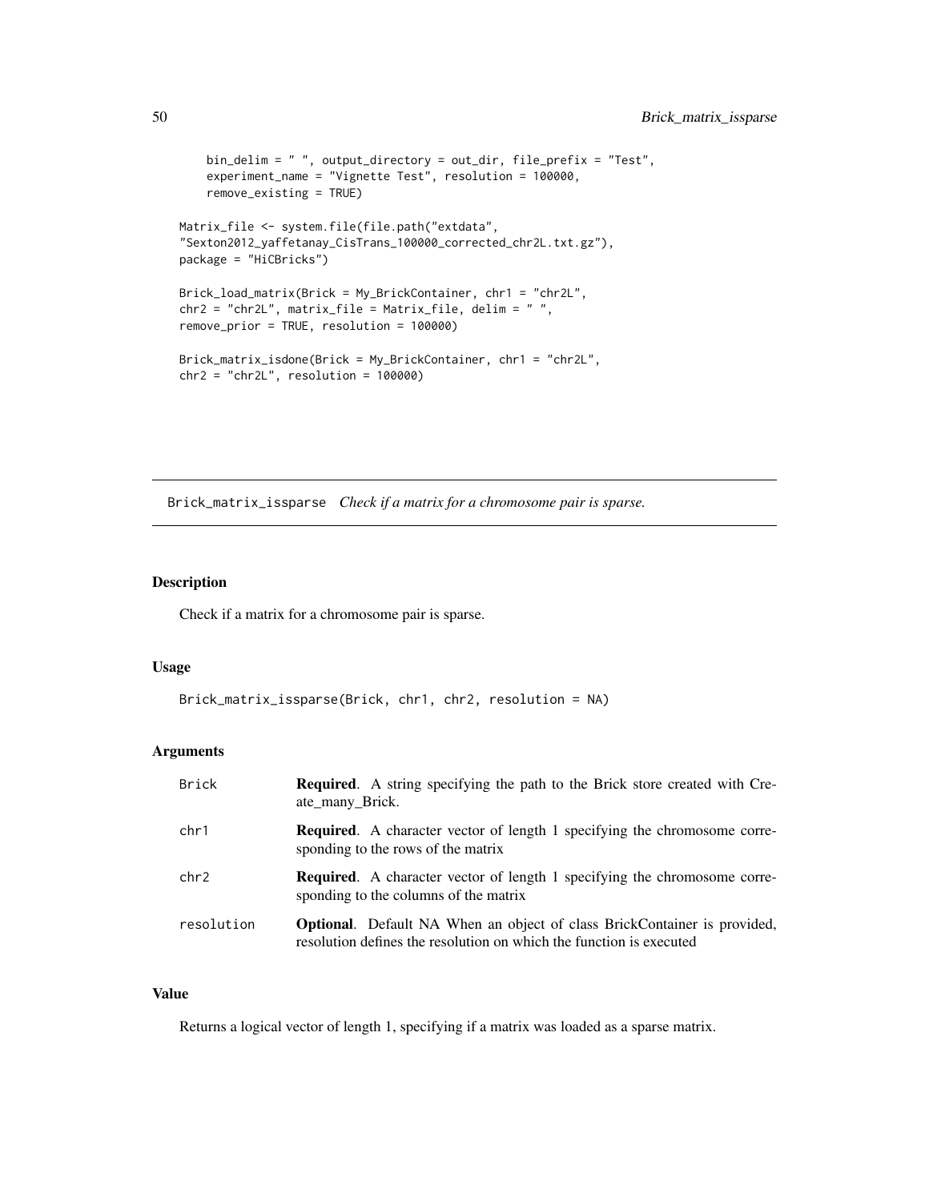```
    bin_delim = " ", output_directory = out_dir, file_prefix = "Test",
    experiment_name = "Vignette Test", resolution = 100000,
    remove_existing = TRUE)

Matrix_file <- system.file(file.path("extdata",
"Sexton2012_yaffetanay_CisTrans_100000_corrected_chr2L.txt.gz"),
package = "HiCBricks")

Brick_load_matrix(Brick = My_BrickContainer, chr1 = "chr2L",
chr2 = "chr2L", matrix_file = Matrix_file, delim = " ",
remove_prior = TRUE, resolution = 100000)

Brick_matrix_isdone(Brick = My_BrickContainer, chr1 = "chr2L",
chr2 = "chr2L", resolution = 100000)
```

## Brick_matrix_issparse *Check if a matrix for a chromosome pair is sparse.*

### Description

Check if a matrix for a chromosome pair is sparse.

### Usage

```
Brick_matrix_issparse(Brick, chr1, chr2, resolution = NA)
```

### Arguments

| | |
|---|---|
| Brick | **Required**. A string specifying the path to the Brick store created with Create_many_Brick. |
| chr1 | **Required**. A character vector of length 1 specifying the chromosome corresponding to the rows of the matrix |
| chr2 | **Required**. A character vector of length 1 specifying the chromosome corresponding to the columns of the matrix |
| resolution | **Optional**. Default NA When an object of class BrickContainer is provided, resolution defines the resolution on which the function is executed |

### Value

Returns a logical vector of length 1, specifying if a matrix was loaded as a sparse matrix.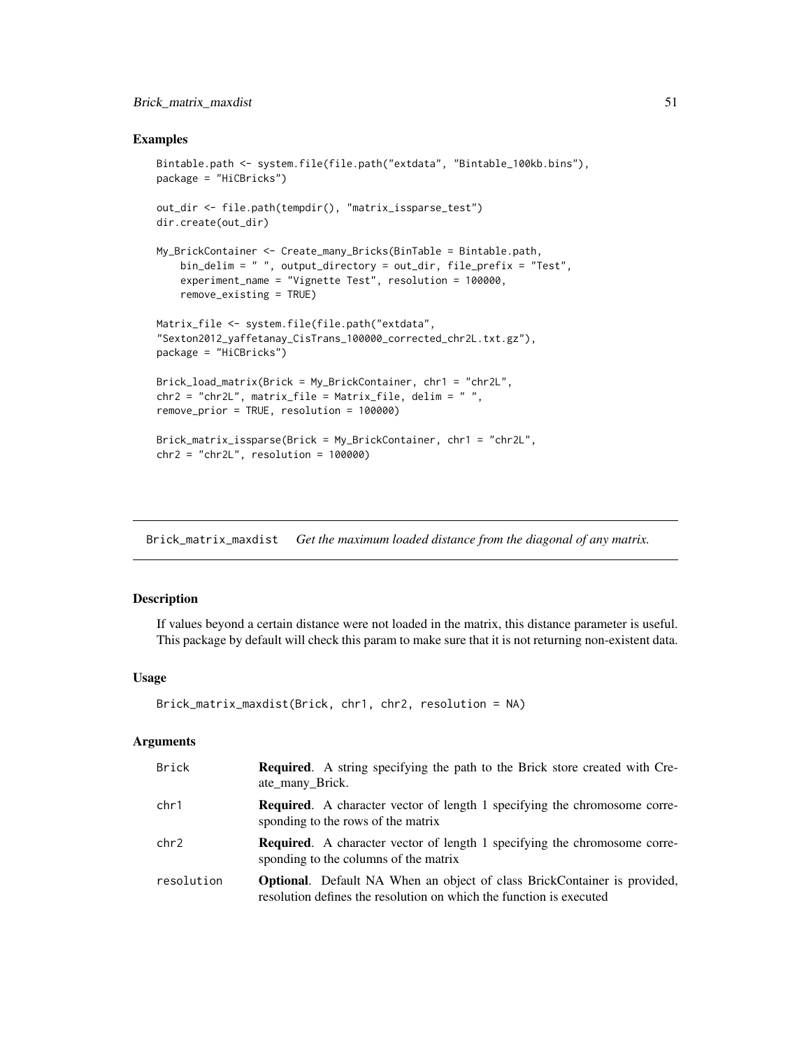## Examples

```
Bintable.path <- system.file(file.path("extdata", "Bintable_100kb.bins"),
package = "HiCBricks")

out_dir <- file.path(tempdir(), "matrix_issparse_test")
dir.create(out_dir)

My_BrickContainer <- Create_many_Bricks(BinTable = Bintable.path,
    bin_delim = " ", output_directory = out_dir, file_prefix = "Test",
    experiment_name = "Vignette Test", resolution = 100000,
    remove_existing = TRUE)

Matrix_file <- system.file(file.path("extdata",
"Sexton2012_yaffetanay_CisTrans_100000_corrected_chr2L.txt.gz"),
package = "HiCBricks")

Brick_load_matrix(Brick = My_BrickContainer, chr1 = "chr2L",
chr2 = "chr2L", matrix_file = Matrix_file, delim = " ",
remove_prior = TRUE, resolution = 100000)

Brick_matrix_issparse(Brick = My_BrickContainer, chr1 = "chr2L",
chr2 = "chr2L", resolution = 100000)
```

---

# Brick_matrix_maxdist *Get the maximum loaded distance from the diagonal of any matrix.*

---

## Description

If values beyond a certain distance were not loaded in the matrix, this distance parameter is useful. This package by default will check this param to make sure that it is not returning non-existent data.

## Usage

```
Brick_matrix_maxdist(Brick, chr1, chr2, resolution = NA)
```

## Arguments

| | |
|---|---|
| Brick | **Required**. A string specifying the path to the Brick store created with Create_many_Brick. |
| chr1 | **Required**. A character vector of length 1 specifying the chromosome corresponding to the rows of the matrix |
| chr2 | **Required**. A character vector of length 1 specifying the chromosome corresponding to the columns of the matrix |
| resolution | **Optional**. Default NA When an object of class BrickContainer is provided, resolution defines the resolution on which the function is executed |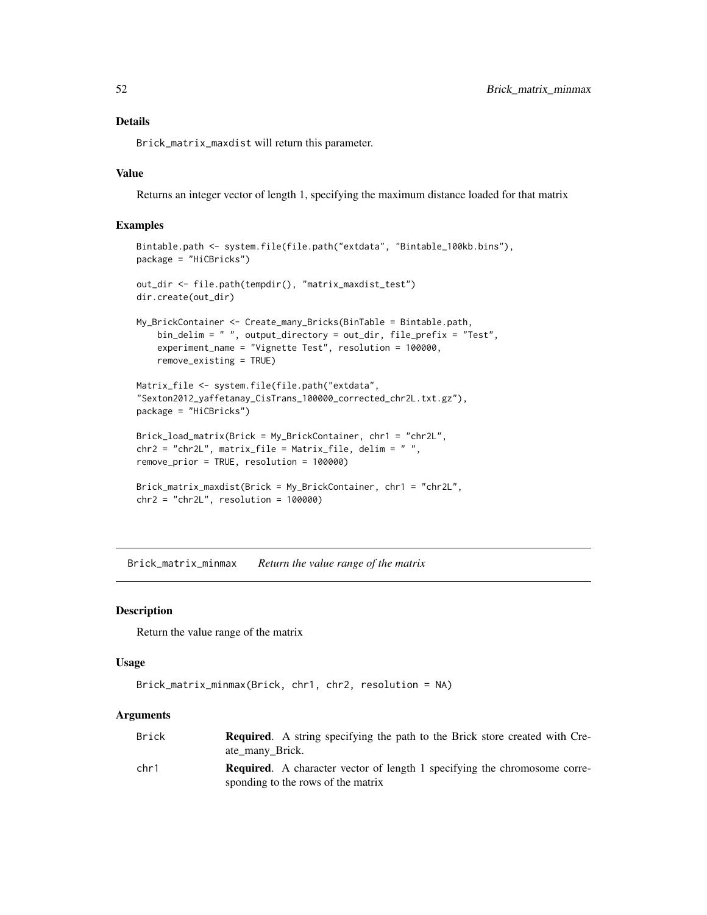### Details

`Brick_matrix_maxdist` will return this parameter.

### Value

Returns an integer vector of length 1, specifying the maximum distance loaded for that matrix

### Examples

```
Bintable.path <- system.file(file.path("extdata", "Bintable_100kb.bins"),
package = "HiCBricks")

out_dir <- file.path(tempdir(), "matrix_maxdist_test")
dir.create(out_dir)

My_BrickContainer <- Create_many_Bricks(BinTable = Bintable.path,
    bin_delim = " ", output_directory = out_dir, file_prefix = "Test",
    experiment_name = "Vignette Test", resolution = 100000,
    remove_existing = TRUE)

Matrix_file <- system.file(file.path("extdata",
"Sexton2012_yaffetanay_CisTrans_100000_corrected_chr2L.txt.gz"),
package = "HiCBricks")

Brick_load_matrix(Brick = My_BrickContainer, chr1 = "chr2L",
chr2 = "chr2L", matrix_file = Matrix_file, delim = " ",
remove_prior = TRUE, resolution = 100000)

Brick_matrix_maxdist(Brick = My_BrickContainer, chr1 = "chr2L",
chr2 = "chr2L", resolution = 100000)
```

---

## Brick_matrix_minmax *Return the value range of the matrix*

### Description

Return the value range of the matrix

### Usage

```
Brick_matrix_minmax(Brick, chr1, chr2, resolution = NA)
```

### Arguments

| | |
|---|---|
| Brick | **Required**. A string specifying the path to the Brick store created with Create_many_Brick. |
| chr1 | **Required**. A character vector of length 1 specifying the chromosome corresponding to the rows of the matrix |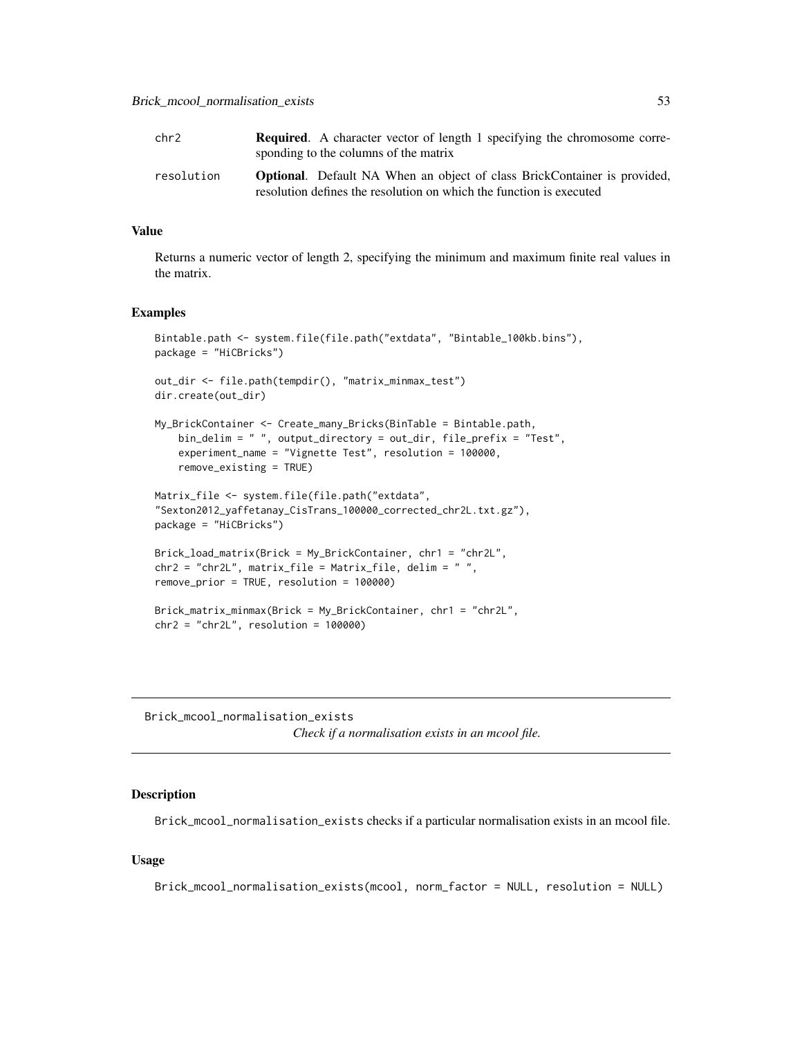| | |
|---|---|
| chr2 | **Required**. A character vector of length 1 specifying the chromosome corresponding to the columns of the matrix |
| resolution | **Optional**. Default NA When an object of class BrickContainer is provided, resolution defines the resolution on which the function is executed |

### Value

Returns a numeric vector of length 2, specifying the minimum and maximum finite real values in the matrix.

### Examples

```
Bintable.path <- system.file(file.path("extdata", "Bintable_100kb.bins"),
package = "HiCBricks")

out_dir <- file.path(tempdir(), "matrix_minmax_test")
dir.create(out_dir)

My_BrickContainer <- Create_many_Bricks(BinTable = Bintable.path,
    bin_delim = " ", output_directory = out_dir, file_prefix = "Test",
    experiment_name = "Vignette Test", resolution = 100000,
    remove_existing = TRUE)

Matrix_file <- system.file(file.path("extdata",
"Sexton2012_yaffetanay_CisTrans_100000_corrected_chr2L.txt.gz"),
package = "HiCBricks")

Brick_load_matrix(Brick = My_BrickContainer, chr1 = "chr2L",
chr2 = "chr2L", matrix_file = Matrix_file, delim = " ",
remove_prior = TRUE, resolution = 100000)

Brick_matrix_minmax(Brick = My_BrickContainer, chr1 = "chr2L",
chr2 = "chr2L", resolution = 100000)
```

---

## Brick_mcool_normalisation_exists

*Check if a normalisation exists in an mcool file.*

---

### Description

Brick_mcool_normalisation_exists checks if a particular normalisation exists in an mcool file.

### Usage

```
Brick_mcool_normalisation_exists(mcool, norm_factor = NULL, resolution = NULL)
```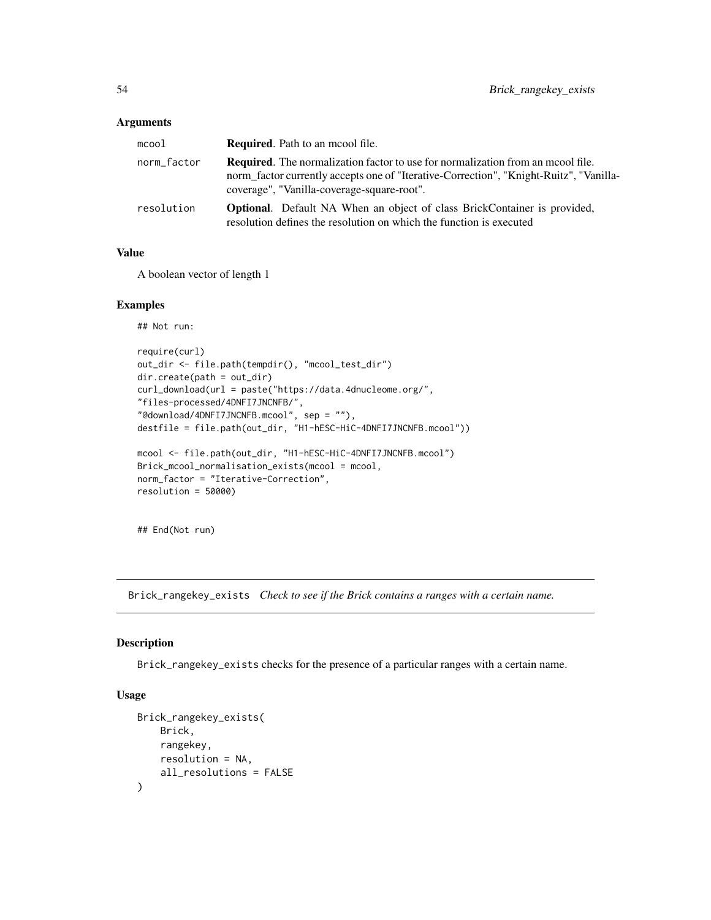### Arguments

| | |
|---|---|
| mcool | **Required**. Path to an mcool file. |
| norm_factor | **Required**. The normalization factor to use for normalization from an mcool file. norm_factor currently accepts one of "Iterative-Correction", "Knight-Ruitz", "Vanilla-coverage", "Vanilla-coverage-square-root". |
| resolution | **Optional**. Default NA When an object of class BrickContainer is provided, resolution defines the resolution on which the function is executed |

### Value

A boolean vector of length 1

### Examples

```
## Not run:

require(curl)
out_dir <- file.path(tempdir(), "mcool_test_dir")
dir.create(path = out_dir)
curl_download(url = paste("https://data.4dnucleome.org/",
"files-processed/4DNFI7JNCNFB/",
"@download/4DNFI7JNCNFB.mcool", sep = ""),
destfile = file.path(out_dir, "H1-hESC-HiC-4DNFI7JNCNFB.mcool"))

mcool <- file.path(out_dir, "H1-hESC-HiC-4DNFI7JNCNFB.mcool")
Brick_mcool_normalisation_exists(mcool = mcool,
norm_factor = "Iterative-Correction",
resolution = 50000)


## End(Not run)
```

---

## Brick_rangekey_exists *Check to see if the Brick contains a ranges with a certain name.*

### Description

Brick_rangekey_exists checks for the presence of a particular ranges with a certain name.

### Usage

```
Brick_rangekey_exists(
    Brick,
    rangekey,
    resolution = NA,
    all_resolutions = FALSE
)
```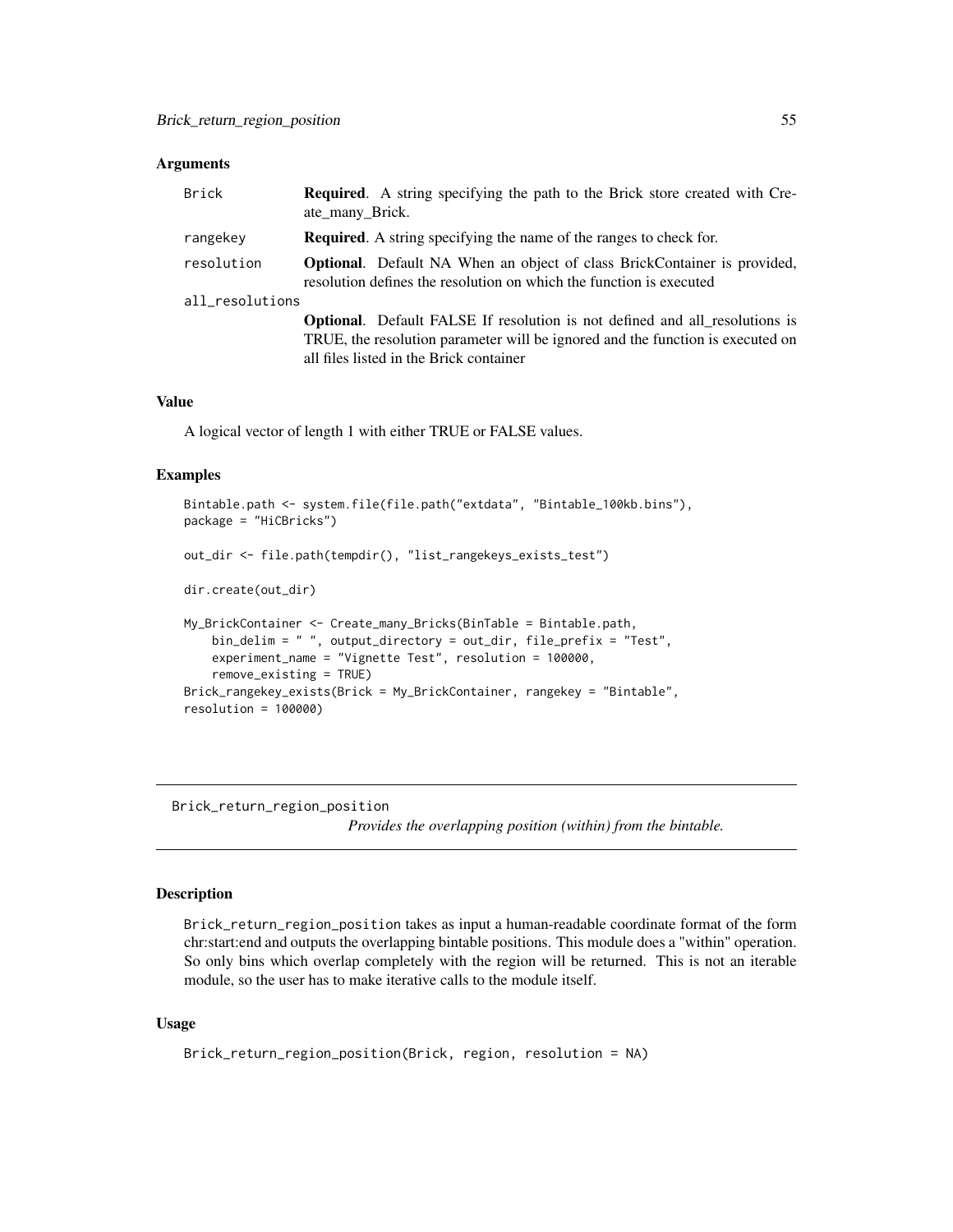### Arguments

| | |
|---|---|
| Brick | **Required**. A string specifying the path to the Brick store created with Create_many_Brick. |
| rangekey | **Required**. A string specifying the name of the ranges to check for. |
| resolution | **Optional**. Default NA When an object of class BrickContainer is provided, resolution defines the resolution on which the function is executed |
| all_resolutions | **Optional**. Default FALSE If resolution is not defined and all_resolutions is TRUE, the resolution parameter will be ignored and the function is executed on all files listed in the Brick container |

### Value

A logical vector of length 1 with either TRUE or FALSE values.

### Examples

```
Bintable.path <- system.file(file.path("extdata", "Bintable_100kb.bins"),
package = "HiCBricks")

out_dir <- file.path(tempdir(), "list_rangekeys_exists_test")

dir.create(out_dir)

My_BrickContainer <- Create_many_Bricks(BinTable = Bintable.path,
    bin_delim = " ", output_directory = out_dir, file_prefix = "Test",
    experiment_name = "Vignette Test", resolution = 100000,
    remove_existing = TRUE)
Brick_rangekey_exists(Brick = My_BrickContainer, rangekey = "Bintable",
resolution = 100000)
```

---

## Brick_return_region_position

*Provides the overlapping position (within) from the bintable.*

---

### Description

Brick_return_region_position takes as input a human-readable coordinate format of the form chr:start:end and outputs the overlapping bintable positions. This module does a "within" operation. So only bins which overlap completely with the region will be returned. This is not an iterable module, so the user has to make iterative calls to the module itself.

### Usage

```
Brick_return_region_position(Brick, region, resolution = NA)
```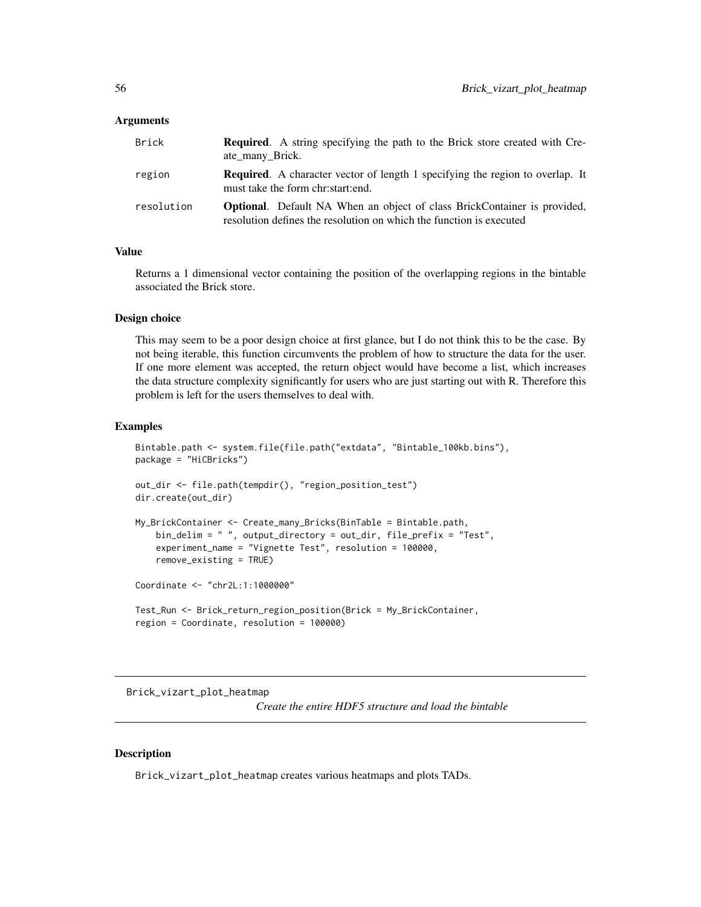### Arguments

| | |
|---|---|
| Brick | **Required**. A string specifying the path to the Brick store created with Create_many_Brick. |
| region | **Required**. A character vector of length 1 specifying the region to overlap. It must take the form chr:start:end. |
| resolution | **Optional**. Default NA When an object of class BrickContainer is provided, resolution defines the resolution on which the function is executed |

### Value

Returns a 1 dimensional vector containing the position of the overlapping regions in the bintable associated the Brick store.

### Design choice

This may seem to be a poor design choice at first glance, but I do not think this to be the case. By not being iterable, this function circumvents the problem of how to structure the data for the user. If one more element was accepted, the return object would have become a list, which increases the data structure complexity significantly for users who are just starting out with R. Therefore this problem is left for the users themselves to deal with.

### Examples

```
Bintable.path <- system.file(file.path("extdata", "Bintable_100kb.bins"),
package = "HiCBricks")

out_dir <- file.path(tempdir(), "region_position_test")
dir.create(out_dir)

My_BrickContainer <- Create_many_Bricks(BinTable = Bintable.path,
    bin_delim = " ", output_directory = out_dir, file_prefix = "Test",
    experiment_name = "Vignette Test", resolution = 100000,
    remove_existing = TRUE)

Coordinate <- "chr2L:1:1000000"

Test_Run <- Brick_return_region_position(Brick = My_BrickContainer,
region = Coordinate, resolution = 100000)
```

---

## Brick_vizart_plot_heatmap

*Create the entire HDF5 structure and load the bintable*

---

### Description

Brick_vizart_plot_heatmap creates various heatmaps and plots TADs.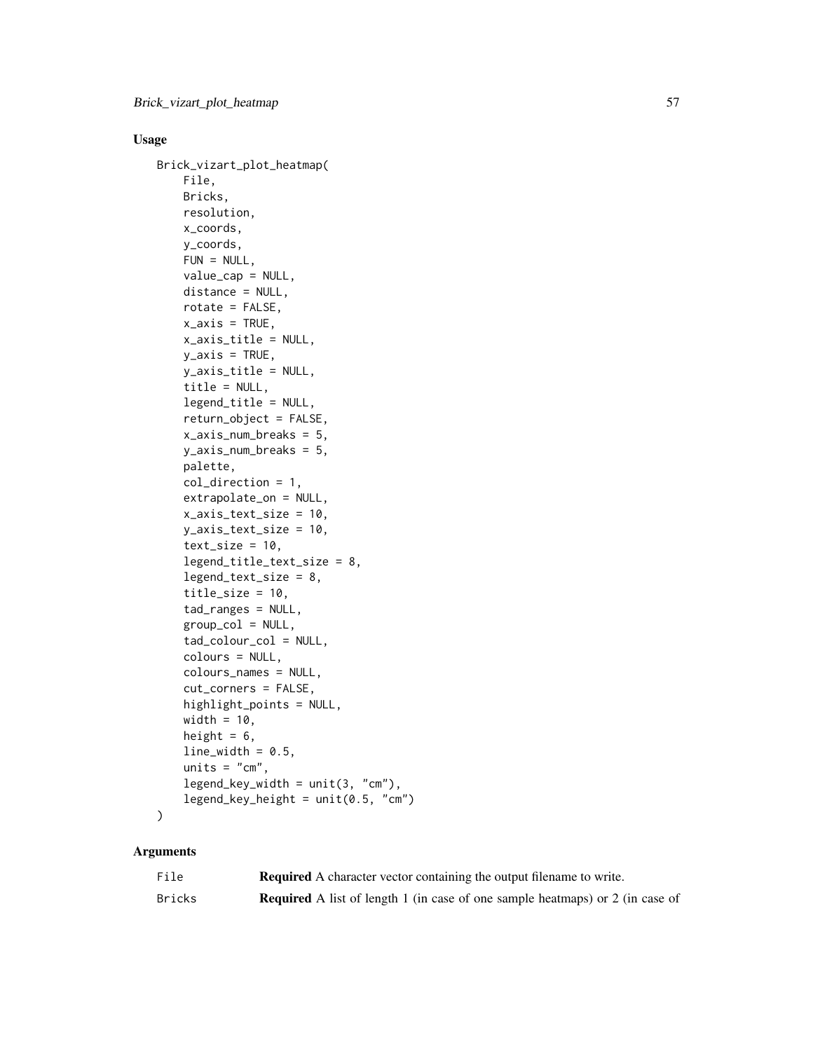## Usage

```
Brick_vizart_plot_heatmap(
    File,
    Bricks,
    resolution,
    x_coords,
    y_coords,
    FUN = NULL,
    value_cap = NULL,
    distance = NULL,
    rotate = FALSE,
    x_axis = TRUE,
    x_axis_title = NULL,
    y_axis = TRUE,
    y_axis_title = NULL,
    title = NULL,
    legend_title = NULL,
    return_object = FALSE,
    x_axis_num_breaks = 5,
    y_axis_num_breaks = 5,
    palette,
    col_direction = 1,
    extrapolate_on = NULL,
    x_axis_text_size = 10,
    y_axis_text_size = 10,
    text_size = 10,
    legend_title_text_size = 8,
    legend_text_size = 8,
    title_size = 10,
    tad_ranges = NULL,
    group_col = NULL,
    tad_colour_col = NULL,
    colours = NULL,
    colours_names = NULL,
    cut_corners = FALSE,
    highlight_points = NULL,
    width = 10,
    height = 6,
    line_width = 0.5,
    units = "cm",
    legend_key_width = unit(3, "cm"),
    legend_key_height = unit(0.5, "cm")
)
```

## Arguments

| | |
|---|---|
| File | **Required** A character vector containing the output filename to write. |
| Bricks | **Required** A list of length 1 (in case of one sample heatmaps) or 2 (in case of |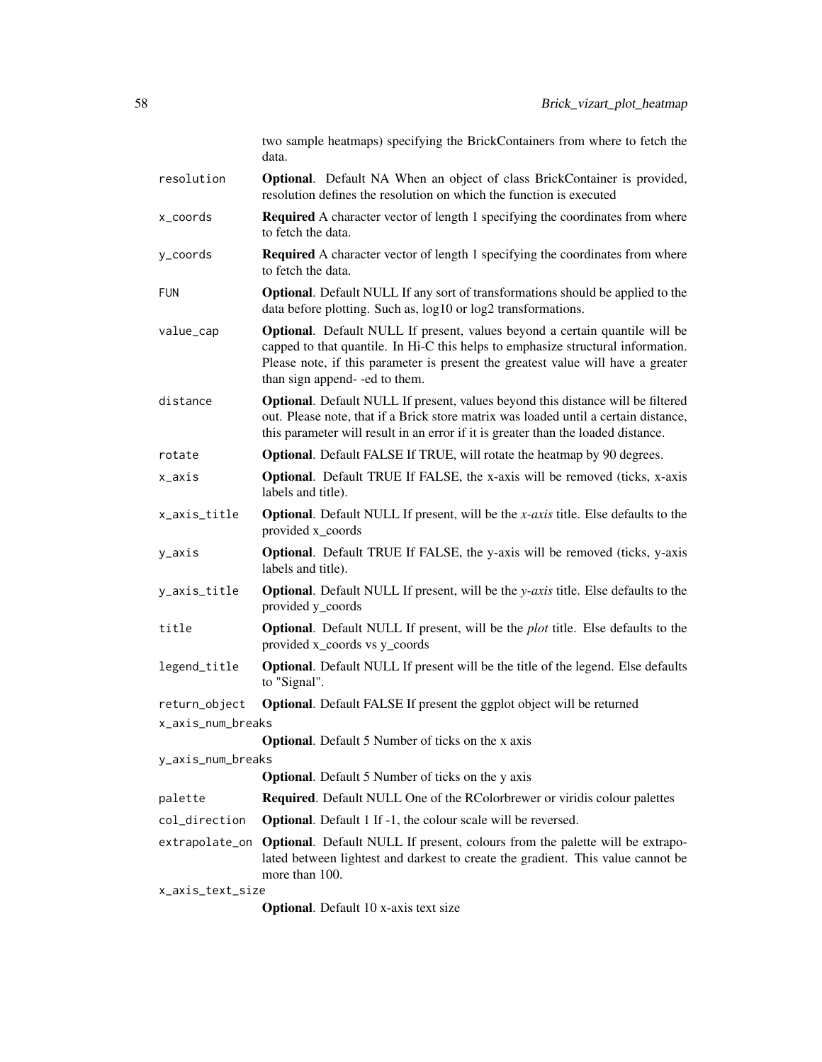two sample heatmaps) specifying the BrickContainers from where to fetch the data.

| | |
|---|---|
| resolution | **Optional**. Default NA When an object of class BrickContainer is provided, resolution defines the resolution on which the function is executed |
| x_coords | **Required** A character vector of length 1 specifying the coordinates from where to fetch the data. |
| y_coords | **Required** A character vector of length 1 specifying the coordinates from where to fetch the data. |
| FUN | **Optional**. Default NULL If any sort of transformations should be applied to the data before plotting. Such as, log10 or log2 transformations. |
| value_cap | **Optional**. Default NULL If present, values beyond a certain quantile will be capped to that quantile. In Hi-C this helps to emphasize structural information. Please note, if this parameter is present the greatest value will have a greater than sign append- -ed to them. |
| distance | **Optional**. Default NULL If present, values beyond this distance will be filtered out. Please note, that if a Brick store matrix was loaded until a certain distance, this parameter will result in an error if it is greater than the loaded distance. |
| rotate | **Optional**. Default FALSE If TRUE, will rotate the heatmap by 90 degrees. |
| x_axis | **Optional**. Default TRUE If FALSE, the x-axis will be removed (ticks, x-axis labels and title). |
| x_axis_title | **Optional**. Default NULL If present, will be the *x-axis* title. Else defaults to the provided x_coords |
| y_axis | **Optional**. Default TRUE If FALSE, the y-axis will be removed (ticks, y-axis labels and title). |
| y_axis_title | **Optional**. Default NULL If present, will be the *y-axis* title. Else defaults to the provided y_coords |
| title | **Optional**. Default NULL If present, will be the *plot* title. Else defaults to the provided x_coords vs y_coords |
| legend_title | **Optional**. Default NULL If present will be the title of the legend. Else defaults to "Signal". |
| return_object | **Optional**. Default FALSE If present the ggplot object will be returned |
| x_axis_num_breaks | **Optional**. Default 5 Number of ticks on the x axis |
| y_axis_num_breaks | **Optional**. Default 5 Number of ticks on the y axis |
| palette | **Required**. Default NULL One of the RColorbrewer or viridis colour palettes |
| col_direction | **Optional**. Default 1 If -1, the colour scale will be reversed. |
| extrapolate_on | **Optional**. Default NULL If present, colours from the palette will be extrapolated between lightest and darkest to create the gradient. This value cannot be more than 100. |
| x_axis_text_size | **Optional**. Default 10 x-axis text size |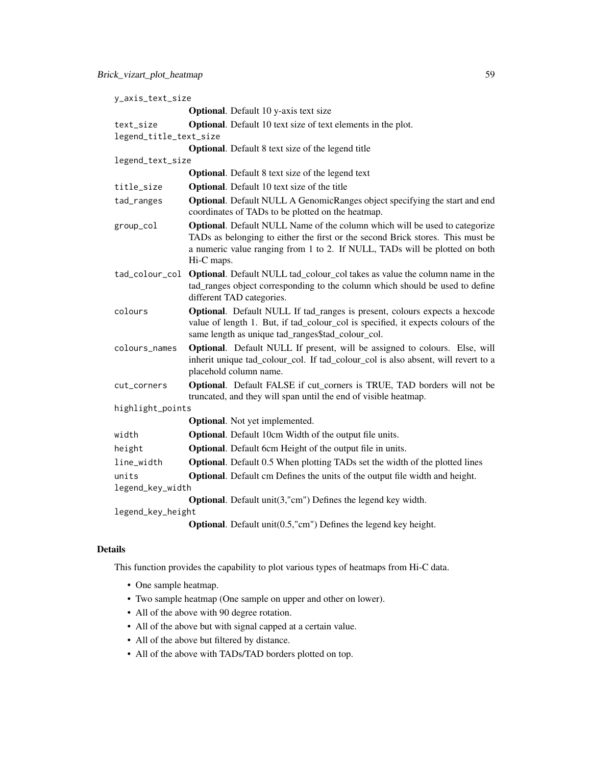y_axis_text_size
: **Optional**. Default 10 y-axis text size

text_size
: **Optional**. Default 10 text size of text elements in the plot.

legend_title_text_size
: **Optional**. Default 8 text size of the legend title

legend_text_size
: **Optional**. Default 8 text size of the legend text

title_size
: **Optional**. Default 10 text size of the title

tad_ranges
: **Optional**. Default NULL A GenomicRanges object specifying the start and end coordinates of TADs to be plotted on the heatmap.

group_col
: **Optional**. Default NULL Name of the column which will be used to categorize TADs as belonging to either the first or the second Brick stores. This must be a numeric value ranging from 1 to 2. If NULL, TADs will be plotted on both Hi-C maps.

tad_colour_col
: **Optional**. Default NULL tad_colour_col takes as value the column name in the tad_ranges object corresponding to the column which should be used to define different TAD categories.

colours
: **Optional**. Default NULL If tad_ranges is present, colours expects a hexcode value of length 1. But, if tad_colour_col is specified, it expects colours of the same length as unique tad_ranges$tad_colour_col.

colours_names
: **Optional**. Default NULL If present, will be assigned to colours. Else, will inherit unique tad_colour_col. If tad_colour_col is also absent, will revert to a placehold column name.

cut_corners
: **Optional**. Default FALSE if cut_corners is TRUE, TAD borders will not be truncated, and they will span until the end of visible heatmap.

highlight_points
: **Optional**. Not yet implemented.

width
: **Optional**. Default 10cm Width of the output file units.

height
: **Optional**. Default 6cm Height of the output file in units.

line_width
: **Optional**. Default 0.5 When plotting TADs set the width of the plotted lines

units
: **Optional**. Default cm Defines the units of the output file width and height.

legend_key_width
: **Optional**. Default unit(3,"cm") Defines the legend key width.

legend_key_height
: **Optional**. Default unit(0.5,"cm") Defines the legend key height.

## Details

This function provides the capability to plot various types of heatmaps from Hi-C data.

- One sample heatmap.
- Two sample heatmap (One sample on upper and other on lower).
- All of the above with 90 degree rotation.
- All of the above but with signal capped at a certain value.
- All of the above but filtered by distance.
- All of the above with TADs/TAD borders plotted on top.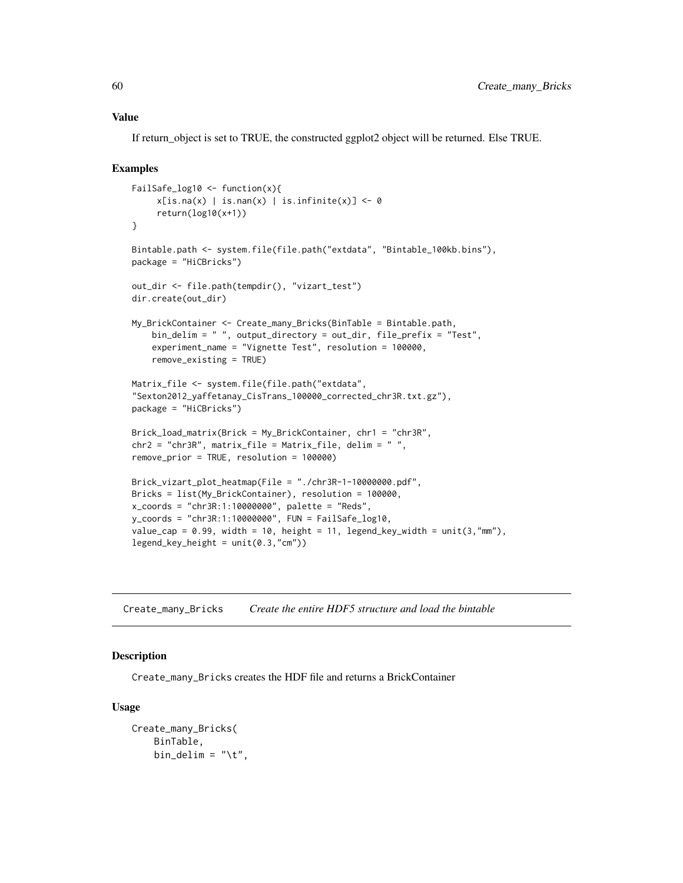### Value

If return_object is set to TRUE, the constructed ggplot2 object will be returned. Else TRUE.

### Examples

```
FailSafe_log10 <- function(x){
     x[is.na(x) | is.nan(x) | is.infinite(x)] <- 0
     return(log10(x+1))
}

Bintable.path <- system.file(file.path("extdata", "Bintable_100kb.bins"),
package = "HiCBricks")

out_dir <- file.path(tempdir(), "vizart_test")
dir.create(out_dir)

My_BrickContainer <- Create_many_Bricks(BinTable = Bintable.path,
    bin_delim = " ", output_directory = out_dir, file_prefix = "Test",
    experiment_name = "Vignette Test", resolution = 100000,
    remove_existing = TRUE)

Matrix_file <- system.file(file.path("extdata",
"Sexton2012_yaffetanay_CisTrans_100000_corrected_chr3R.txt.gz"),
package = "HiCBricks")

Brick_load_matrix(Brick = My_BrickContainer, chr1 = "chr3R",
chr2 = "chr3R", matrix_file = Matrix_file, delim = " ",
remove_prior = TRUE, resolution = 100000)

Brick_vizart_plot_heatmap(File = "./chr3R-1-10000000.pdf",
Bricks = list(My_BrickContainer), resolution = 100000,
x_coords = "chr3R:1:10000000", palette = "Reds",
y_coords = "chr3R:1:10000000", FUN = FailSafe_log10,
value_cap = 0.99, width = 10, height = 11, legend_key_width = unit(3,"mm"),
legend_key_height = unit(0.3,"cm"))
```

---

## Create_many_Bricks *Create the entire HDF5 structure and load the bintable*

### Description

Create_many_Bricks creates the HDF file and returns a BrickContainer

### Usage

```
Create_many_Bricks(
    BinTable,
    bin_delim = "\t",
```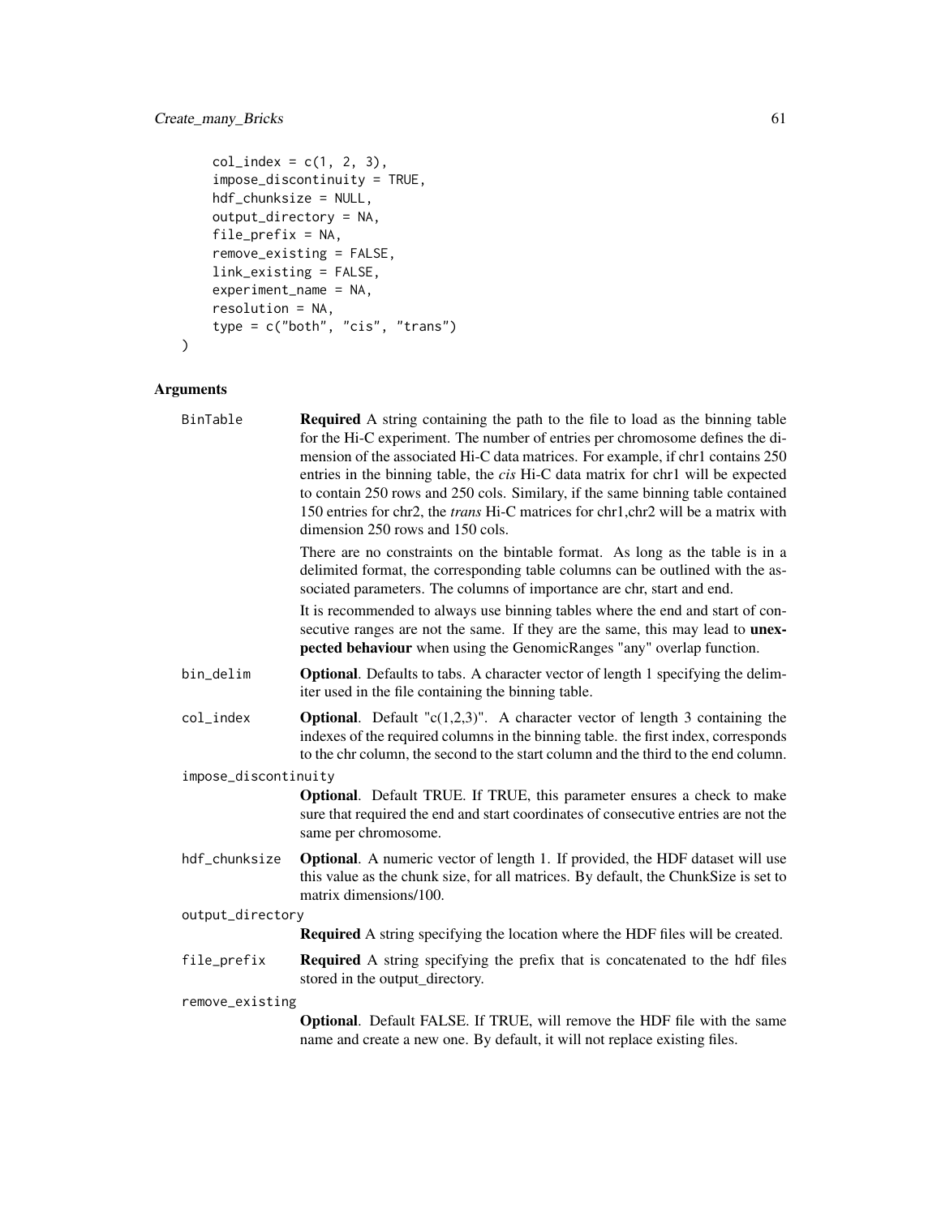```
    col_index = c(1, 2, 3),
    impose_discontinuity = TRUE,
    hdf_chunksize = NULL,
    output_directory = NA,
    file_prefix = NA,
    remove_existing = FALSE,
    link_existing = FALSE,
    experiment_name = NA,
    resolution = NA,
    type = c("both", "cis", "trans")
)
```

## Arguments

**BinTable**
: **Required** A string containing the path to the file to load as the binning table for the Hi-C experiment. The number of entries per chromosome defines the dimension of the associated Hi-C data matrices. For example, if chr1 contains 250 entries in the binning table, the *cis* Hi-C data matrix for chr1 will be expected to contain 250 rows and 250 cols. Similary, if the same binning table contained 150 entries for chr2, the *trans* Hi-C matrices for chr1,chr2 will be a matrix with dimension 250 rows and 150 cols.

  There are no constraints on the bintable format. As long as the table is in a delimited format, the corresponding table columns can be outlined with the associated parameters. The columns of importance are chr, start and end.

  It is recommended to always use binning tables where the end and start of consecutive ranges are not the same. If they are the same, this may lead to **unexpected behaviour** when using the GenomicRanges "any" overlap function.

**bin_delim**
: **Optional**. Defaults to tabs. A character vector of length 1 specifying the delimiter used in the file containing the binning table.

**col_index**
: **Optional**. Default "c(1,2,3)". A character vector of length 3 containing the indexes of the required columns in the binning table. the first index, corresponds to the chr column, the second to the start column and the third to the end column.

**impose_discontinuity**
: **Optional**. Default TRUE. If TRUE, this parameter ensures a check to make sure that required the end and start coordinates of consecutive entries are not the same per chromosome.

**hdf_chunksize**
: **Optional**. A numeric vector of length 1. If provided, the HDF dataset will use this value as the chunk size, for all matrices. By default, the ChunkSize is set to matrix dimensions/100.

**output_directory**
: **Required** A string specifying the location where the HDF files will be created.

**file_prefix**
: **Required** A string specifying the prefix that is concatenated to the hdf files stored in the output_directory.

**remove_existing**
: **Optional**. Default FALSE. If TRUE, will remove the HDF file with the same name and create a new one. By default, it will not replace existing files.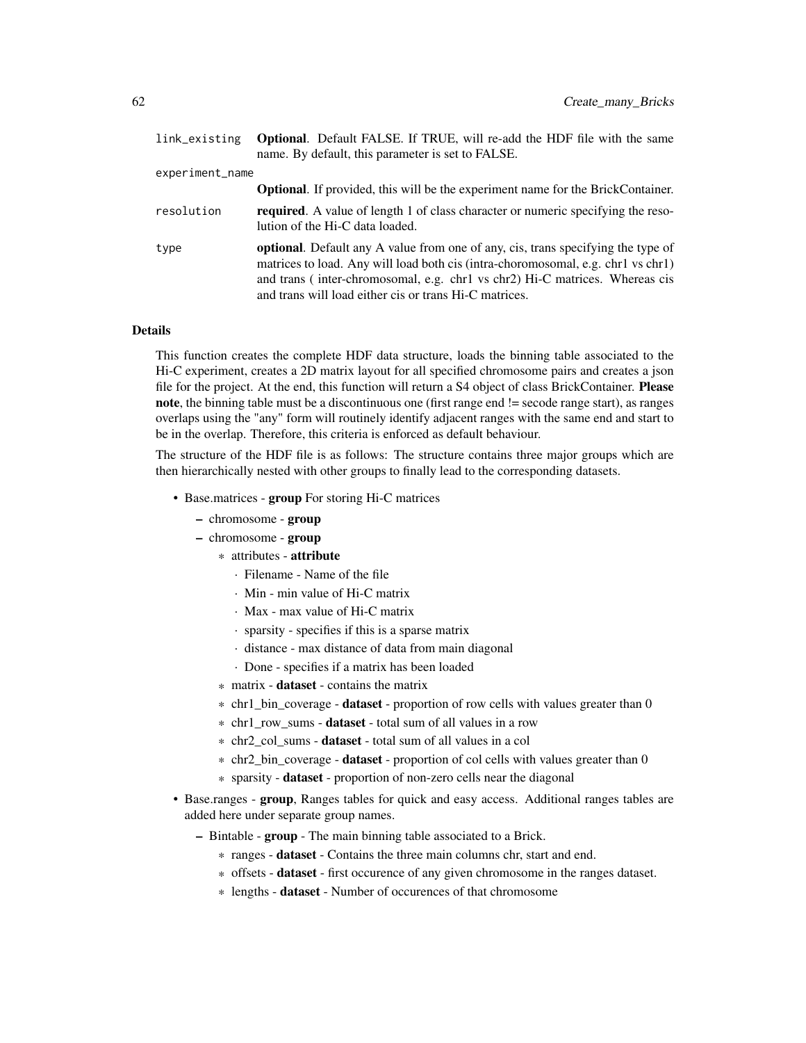| | |
|---|---|
| `link_existing` | **Optional**. Default FALSE. If TRUE, will re-add the HDF file with the same name. By default, this parameter is set to FALSE. |
| `experiment_name` | **Optional**. If provided, this will be the experiment name for the BrickContainer. |
| `resolution` | **required**. A value of length 1 of class character or numeric specifying the resolution of the Hi-C data loaded. |
| `type` | **optional**. Default any A value from one of any, cis, trans specifying the type of matrices to load. Any will load both cis (intra-choromosomal, e.g. chr1 vs chr1) and trans ( inter-chromosomal, e.g. chr1 vs chr2) Hi-C matrices. Whereas cis and trans will load either cis or trans Hi-C matrices. |

### Details

This function creates the complete HDF data structure, loads the binning table associated to the Hi-C experiment, creates a 2D matrix layout for all specified chromosome pairs and creates a json file for the project. At the end, this function will return a S4 object of class BrickContainer. **Please note**, the binning table must be a discontinuous one (first range end != secode range start), as ranges overlaps using the "any" form will routinely identify adjacent ranges with the same end and start to be in the overlap. Therefore, this criteria is enforced as default behaviour.

The structure of the HDF file is as follows: The structure contains three major groups which are then hierarchically nested with other groups to finally lead to the corresponding datasets.

- Base.matrices - **group** For storing Hi-C matrices
  - chromosome - **group**
  - chromosome - **group**
    - attributes - **attribute**
      - Filename - Name of the file
      - Min - min value of Hi-C matrix
      - Max - max value of Hi-C matrix
      - sparsity - specifies if this is a sparse matrix
      - distance - max distance of data from main diagonal
      - Done - specifies if a matrix has been loaded
    - matrix - **dataset** - contains the matrix
    - chr1_bin_coverage - **dataset** - proportion of row cells with values greater than 0
    - chr1_row_sums - **dataset** - total sum of all values in a row
    - chr2_col_sums - **dataset** - total sum of all values in a col
    - chr2_bin_coverage - **dataset** - proportion of col cells with values greater than 0
    - sparsity - **dataset** - proportion of non-zero cells near the diagonal
- Base.ranges - **group**, Ranges tables for quick and easy access. Additional ranges tables are added here under separate group names.
  - Bintable - **group** - The main binning table associated to a Brick.
    - ranges - **dataset** - Contains the three main columns chr, start and end.
    - offsets - **dataset** - first occurence of any given chromosome in the ranges dataset.
    - lengths - **dataset** - Number of occurences of that chromosome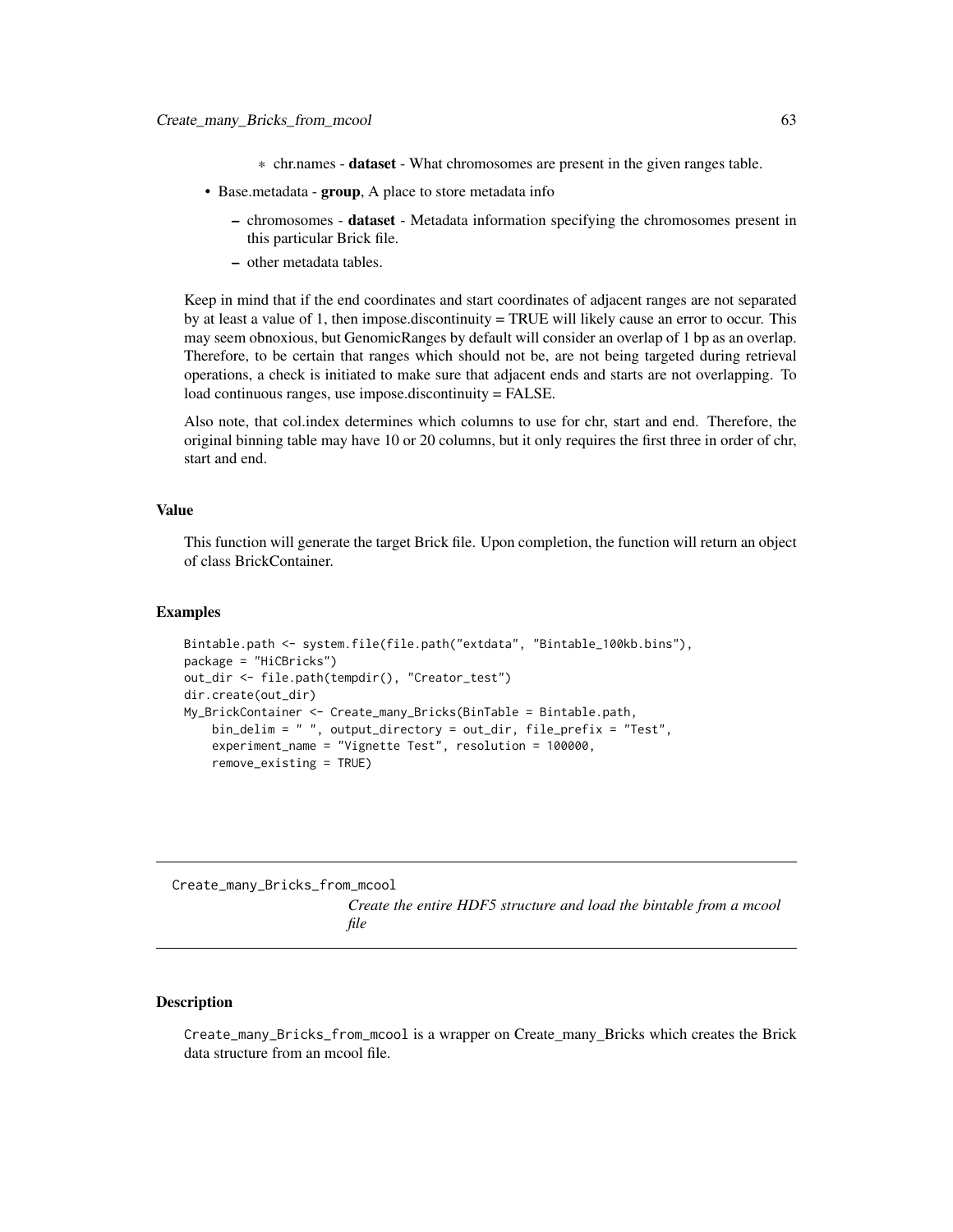* chr.names - **dataset** - What chromosomes are present in the given ranges table.

- Base.metadata - **group**, A place to store metadata info
    - chromosomes - **dataset** - Metadata information specifying the chromosomes present in this particular Brick file.
    - other metadata tables.

Keep in mind that if the end coordinates and start coordinates of adjacent ranges are not separated by at least a value of 1, then impose.discontinuity = TRUE will likely cause an error to occur. This may seem obnoxious, but GenomicRanges by default will consider an overlap of 1 bp as an overlap. Therefore, to be certain that ranges which should not be, are not being targeted during retrieval operations, a check is initiated to make sure that adjacent ends and starts are not overlapping. To load continuous ranges, use impose.discontinuity = FALSE.

Also note, that col.index determines which columns to use for chr, start and end. Therefore, the original binning table may have 10 or 20 columns, but it only requires the first three in order of chr, start and end.

### Value

This function will generate the target Brick file. Upon completion, the function will return an object of class BrickContainer.

### Examples

```
Bintable.path <- system.file(file.path("extdata", "Bintable_100kb.bins"),
package = "HiCBricks")
out_dir <- file.path(tempdir(), "Creator_test")
dir.create(out_dir)
My_BrickContainer <- Create_many_Bricks(BinTable = Bintable.path,
    bin_delim = " ", output_directory = out_dir, file_prefix = "Test",
    experiment_name = "Vignette Test", resolution = 100000,
    remove_existing = TRUE)
```

---

## Create_many_Bricks_from_mcool

*Create the entire HDF5 structure and load the bintable from a mcool file*

### Description

Create_many_Bricks_from_mcool is a wrapper on Create_many_Bricks which creates the Brick data structure from an mcool file.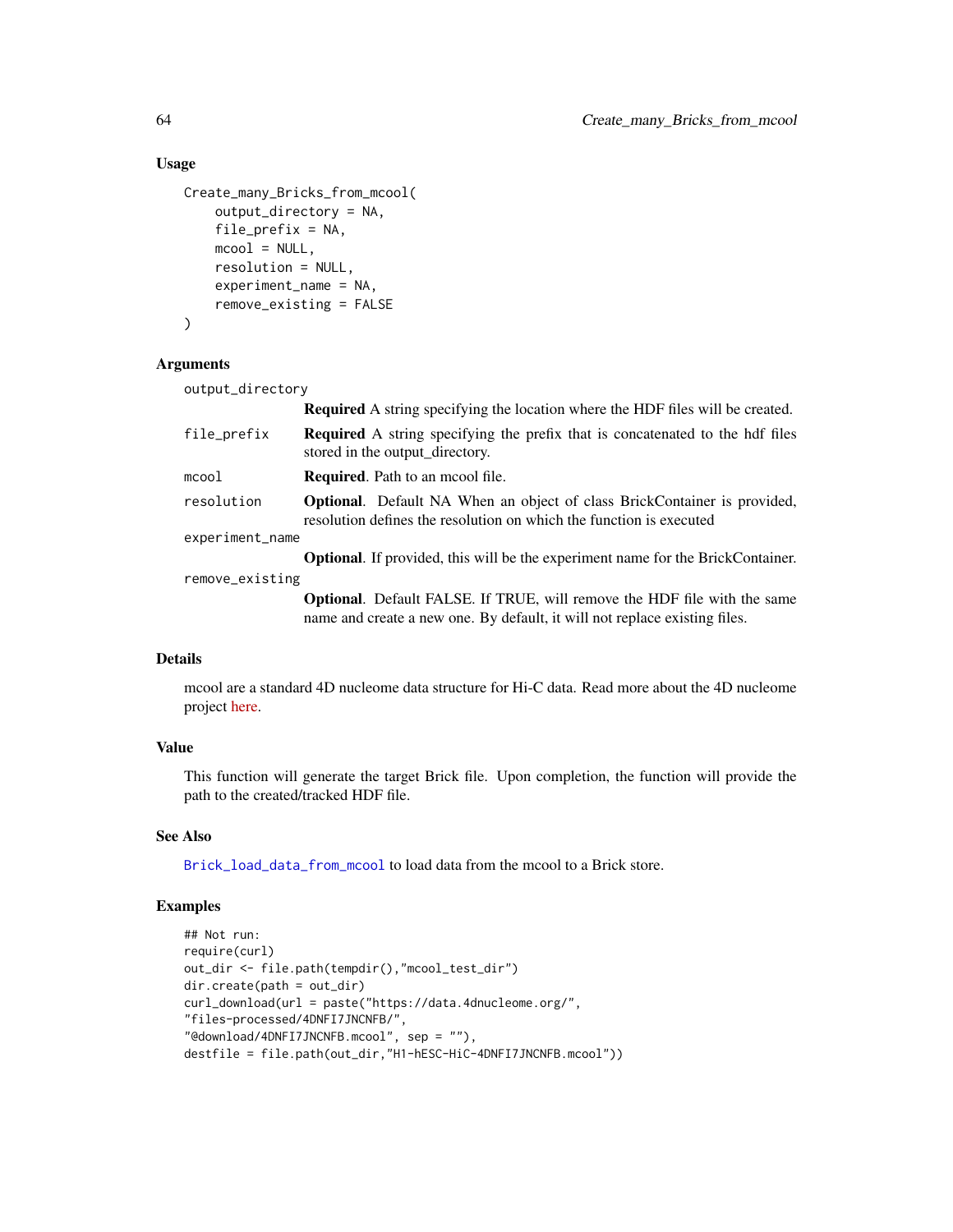## Usage

```
Create_many_Bricks_from_mcool(
    output_directory = NA,
    file_prefix = NA,
    mcool = NULL,
    resolution = NULL,
    experiment_name = NA,
    remove_existing = FALSE
)
```

## Arguments

| Argument | Description |
|---|---|
| output_directory | **Required** A string specifying the location where the HDF files will be created. |
| file_prefix | **Required** A string specifying the prefix that is concatenated to the hdf files stored in the output_directory. |
| mcool | **Required**. Path to an mcool file. |
| resolution | **Optional**. Default NA When an object of class BrickContainer is provided, resolution defines the resolution on which the function is executed |
| experiment_name | **Optional**. If provided, this will be the experiment name for the BrickContainer. |
| remove_existing | **Optional**. Default FALSE. If TRUE, will remove the HDF file with the same name and create a new one. By default, it will not replace existing files. |

## Details

mcool are a standard 4D nucleome data structure for Hi-C data. Read more about the 4D nucleome project here.

## Value

This function will generate the target Brick file. Upon completion, the function will provide the path to the created/tracked HDF file.

## See Also

Brick_load_data_from_mcool to load data from the mcool to a Brick store.

## Examples

```
## Not run:
require(curl)
out_dir <- file.path(tempdir(),"mcool_test_dir")
dir.create(path = out_dir)
curl_download(url = paste("https://data.4dnucleome.org/",
"files-processed/4DNFI7JNCNFB/",
"@download/4DNFI7JNCNFB.mcool", sep = ""),
destfile = file.path(out_dir,"H1-hESC-HiC-4DNFI7JNCNFB.mcool"))
```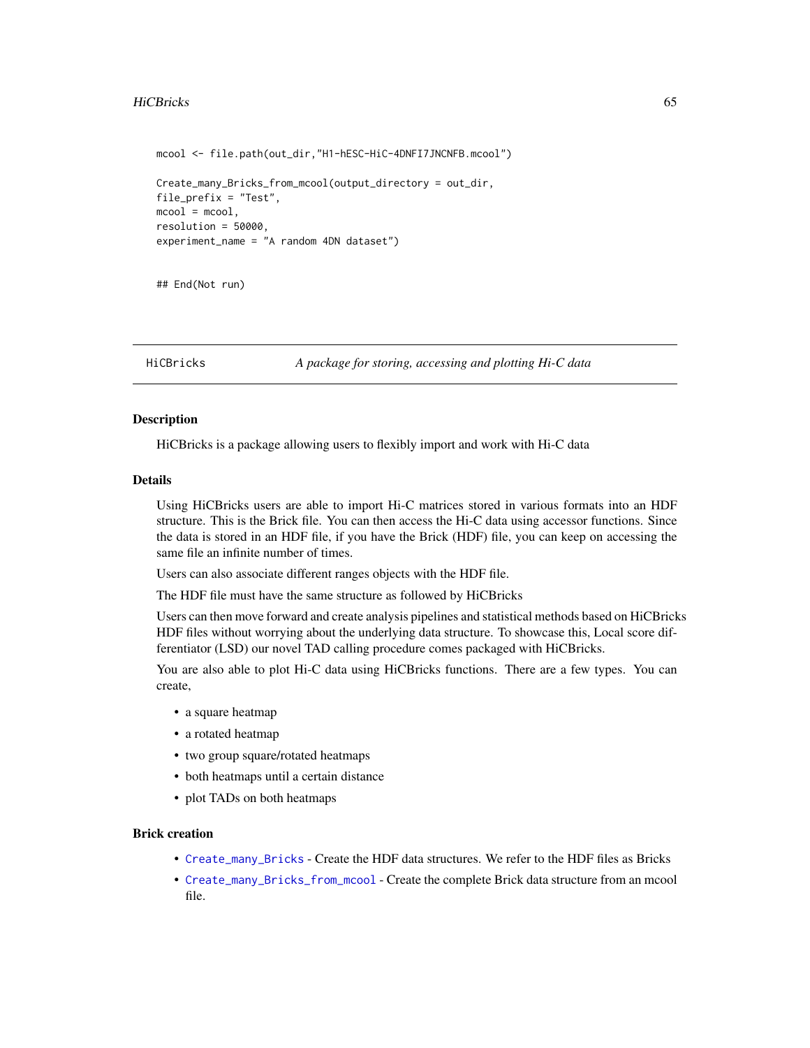```
mcool <- file.path(out_dir,"H1-hESC-HiC-4DNFI7JNCNFB.mcool")

Create_many_Bricks_from_mcool(output_directory = out_dir,
file_prefix = "Test",
mcool = mcool,
resolution = 50000,
experiment_name = "A random 4DN dataset")


## End(Not run)
```

---

## HiCBricks — *A package for storing, accessing and plotting Hi-C data*

---

### Description

HiCBricks is a package allowing users to flexibly import and work with Hi-C data

### Details

Using HiCBricks users are able to import Hi-C matrices stored in various formats into an HDF structure. This is the Brick file. You can then access the Hi-C data using accessor functions. Since the data is stored in an HDF file, if you have the Brick (HDF) file, you can keep on accessing the same file an infinite number of times.

Users can also associate different ranges objects with the HDF file.

The HDF file must have the same structure as followed by HiCBricks

Users can then move forward and create analysis pipelines and statistical methods based on HiCBricks HDF files without worrying about the underlying data structure. To showcase this, Local score differentiator (LSD) our novel TAD calling procedure comes packaged with HiCBricks.

You are also able to plot Hi-C data using HiCBricks functions. There are a few types. You can create,

- a square heatmap
- a rotated heatmap
- two group square/rotated heatmaps
- both heatmaps until a certain distance
- plot TADs on both heatmaps

### Brick creation

- `Create_many_Bricks` - Create the HDF data structures. We refer to the HDF files as Bricks
- `Create_many_Bricks_from_mcool` - Create the complete Brick data structure from an mcool file.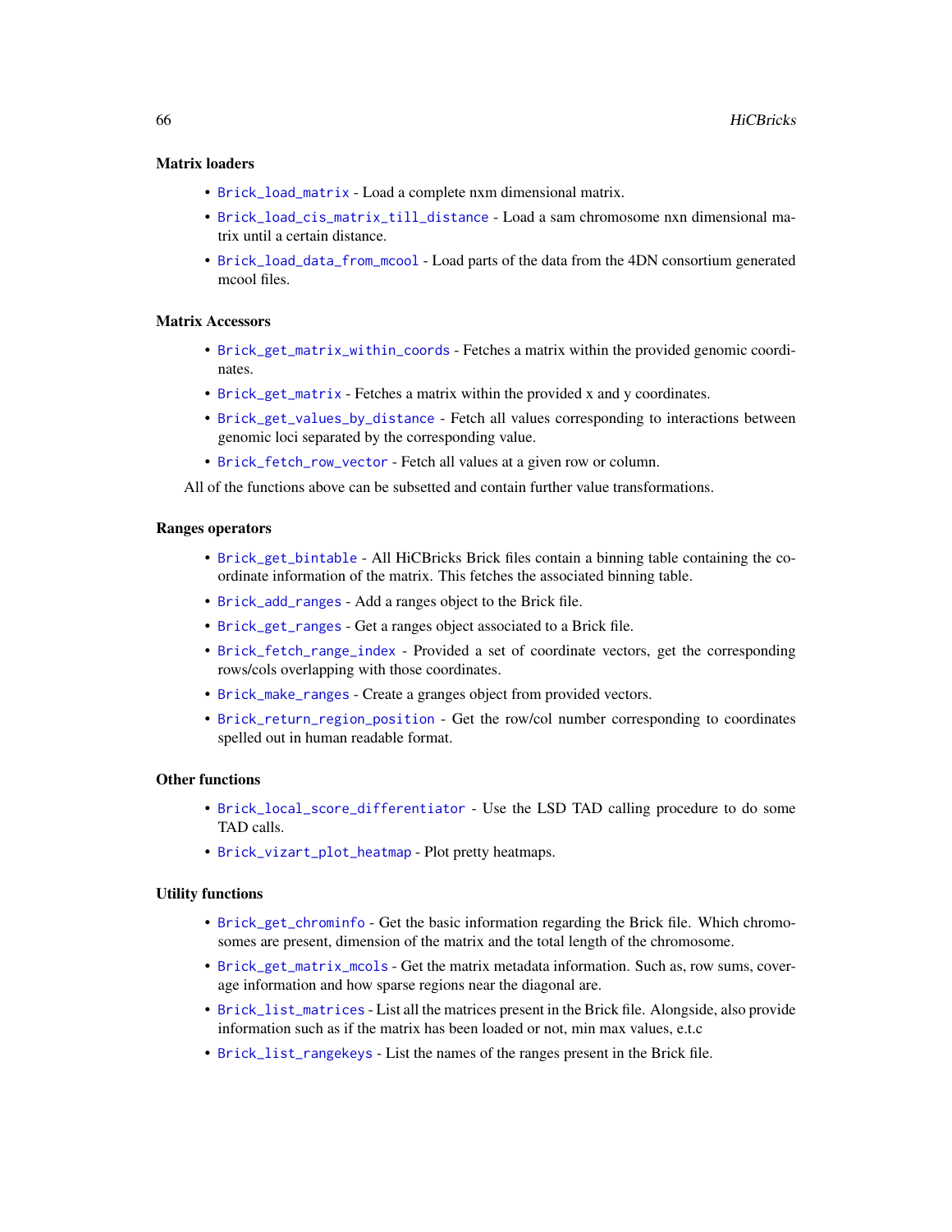### Matrix loaders

- `Brick_load_matrix` - Load a complete nxm dimensional matrix.
- `Brick_load_cis_matrix_till_distance` - Load a sam chromosome nxn dimensional matrix until a certain distance.
- `Brick_load_data_from_mcool` - Load parts of the data from the 4DN consortium generated mcool files.

### Matrix Accessors

- `Brick_get_matrix_within_coords` - Fetches a matrix within the provided genomic coordinates.
- `Brick_get_matrix` - Fetches a matrix within the provided x and y coordinates.
- `Brick_get_values_by_distance` - Fetch all values corresponding to interactions between genomic loci separated by the corresponding value.
- `Brick_fetch_row_vector` - Fetch all values at a given row or column.

All of the functions above can be subsetted and contain further value transformations.

### Ranges operators

- `Brick_get_bintable` - All HiCBricks Brick files contain a binning table containing the coordinate information of the matrix. This fetches the associated binning table.
- `Brick_add_ranges` - Add a ranges object to the Brick file.
- `Brick_get_ranges` - Get a ranges object associated to a Brick file.
- `Brick_fetch_range_index` - Provided a set of coordinate vectors, get the corresponding rows/cols overlapping with those coordinates.
- `Brick_make_ranges` - Create a granges object from provided vectors.
- `Brick_return_region_position` - Get the row/col number corresponding to coordinates spelled out in human readable format.

### Other functions

- `Brick_local_score_differentiator` - Use the LSD TAD calling procedure to do some TAD calls.
- `Brick_vizart_plot_heatmap` - Plot pretty heatmaps.

### Utility functions

- `Brick_get_chrominfo` - Get the basic information regarding the Brick file. Which chromosomes are present, dimension of the matrix and the total length of the chromosome.
- `Brick_get_matrix_mcols` - Get the matrix metadata information. Such as, row sums, coverage information and how sparse regions near the diagonal are.
- `Brick_list_matrices` - List all the matrices present in the Brick file. Alongside, also provide information such as if the matrix has been loaded or not, min max values, e.t.c
- `Brick_list_rangekeys` - List the names of the ranges present in the Brick file.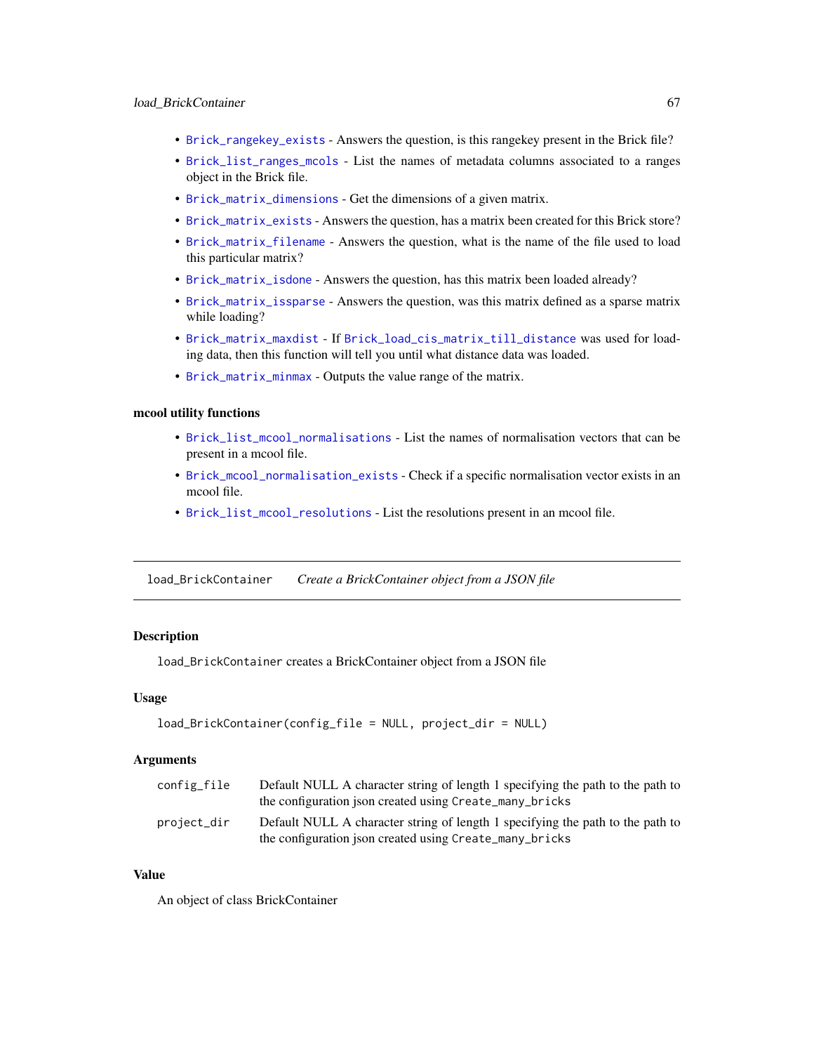- Brick_rangekey_exists - Answers the question, is this rangekey present in the Brick file?
- Brick_list_ranges_mcols - List the names of metadata columns associated to a ranges object in the Brick file.
- Brick_matrix_dimensions - Get the dimensions of a given matrix.
- Brick_matrix_exists - Answers the question, has a matrix been created for this Brick store?
- Brick_matrix_filename - Answers the question, what is the name of the file used to load this particular matrix?
- Brick_matrix_isdone - Answers the question, has this matrix been loaded already?
- Brick_matrix_issparse - Answers the question, was this matrix defined as a sparse matrix while loading?
- Brick_matrix_maxdist - If Brick_load_cis_matrix_till_distance was used for loading data, then this function will tell you until what distance data was loaded.
- Brick_matrix_minmax - Outputs the value range of the matrix.

### mcool utility functions

- Brick_list_mcool_normalisations - List the names of normalisation vectors that can be present in a mcool file.
- Brick_mcool_normalisation_exists - Check if a specific normalisation vector exists in an mcool file.
- Brick_list_mcool_resolutions - List the resolutions present in an mcool file.

---

## load_BrickContainer    *Create a BrickContainer object from a JSON file*

---

### Description

`load_BrickContainer` creates a BrickContainer object from a JSON file

### Usage

```
load_BrickContainer(config_file = NULL, project_dir = NULL)
```

### Arguments

| | |
|---|---|
| config_file | Default NULL A character string of length 1 specifying the path to the path to the configuration json created using `Create_many_bricks` |
| project_dir | Default NULL A character string of length 1 specifying the path to the path to the configuration json created using `Create_many_bricks` |

### Value

An object of class BrickContainer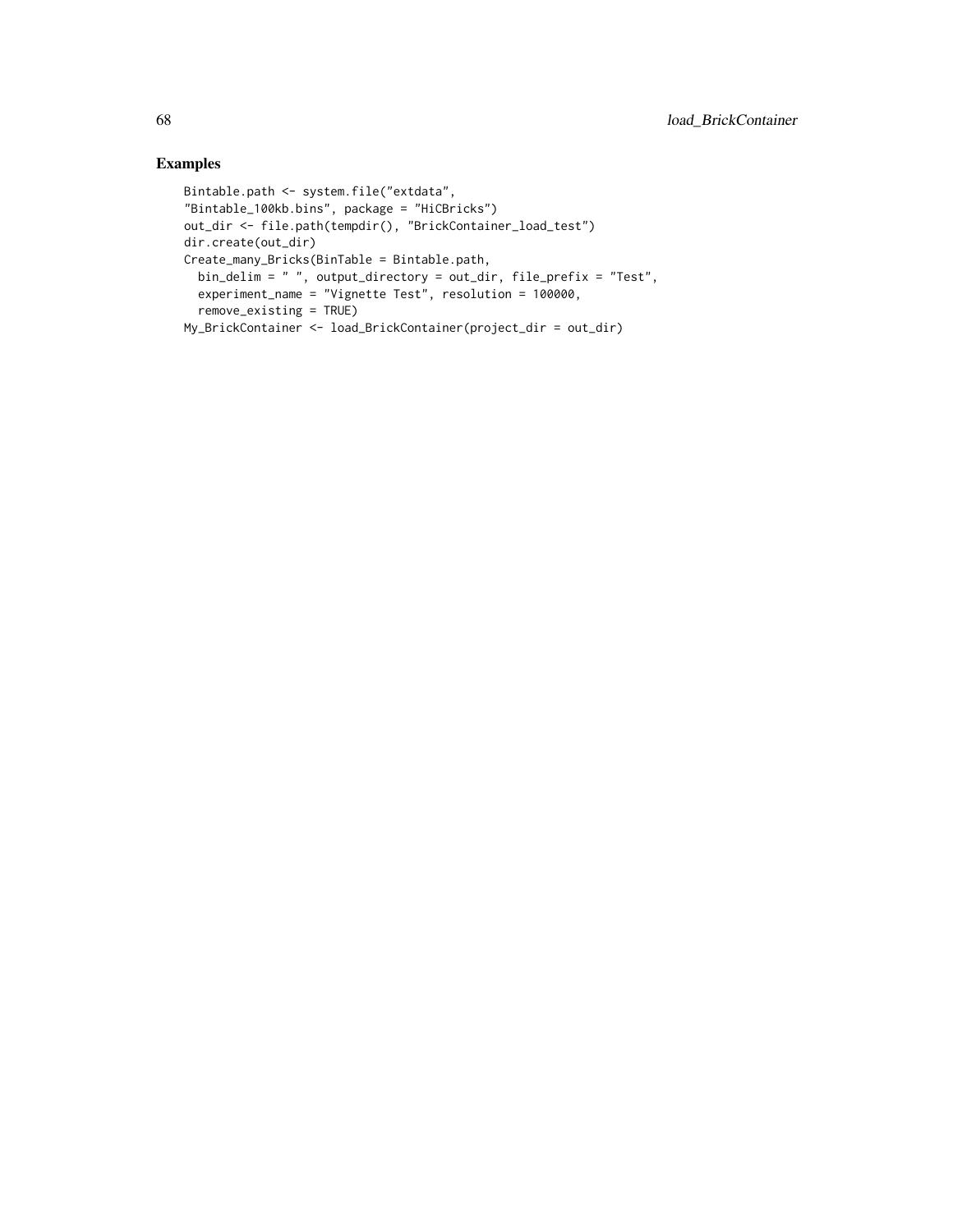## Examples

```
Bintable.path <- system.file("extdata",
"Bintable_100kb.bins", package = "HiCBricks")
out_dir <- file.path(tempdir(), "BrickContainer_load_test")
dir.create(out_dir)
Create_many_Bricks(BinTable = Bintable.path,
  bin_delim = " ", output_directory = out_dir, file_prefix = "Test",
  experiment_name = "Vignette Test", resolution = 100000,
  remove_existing = TRUE)
My_BrickContainer <- load_BrickContainer(project_dir = out_dir)
```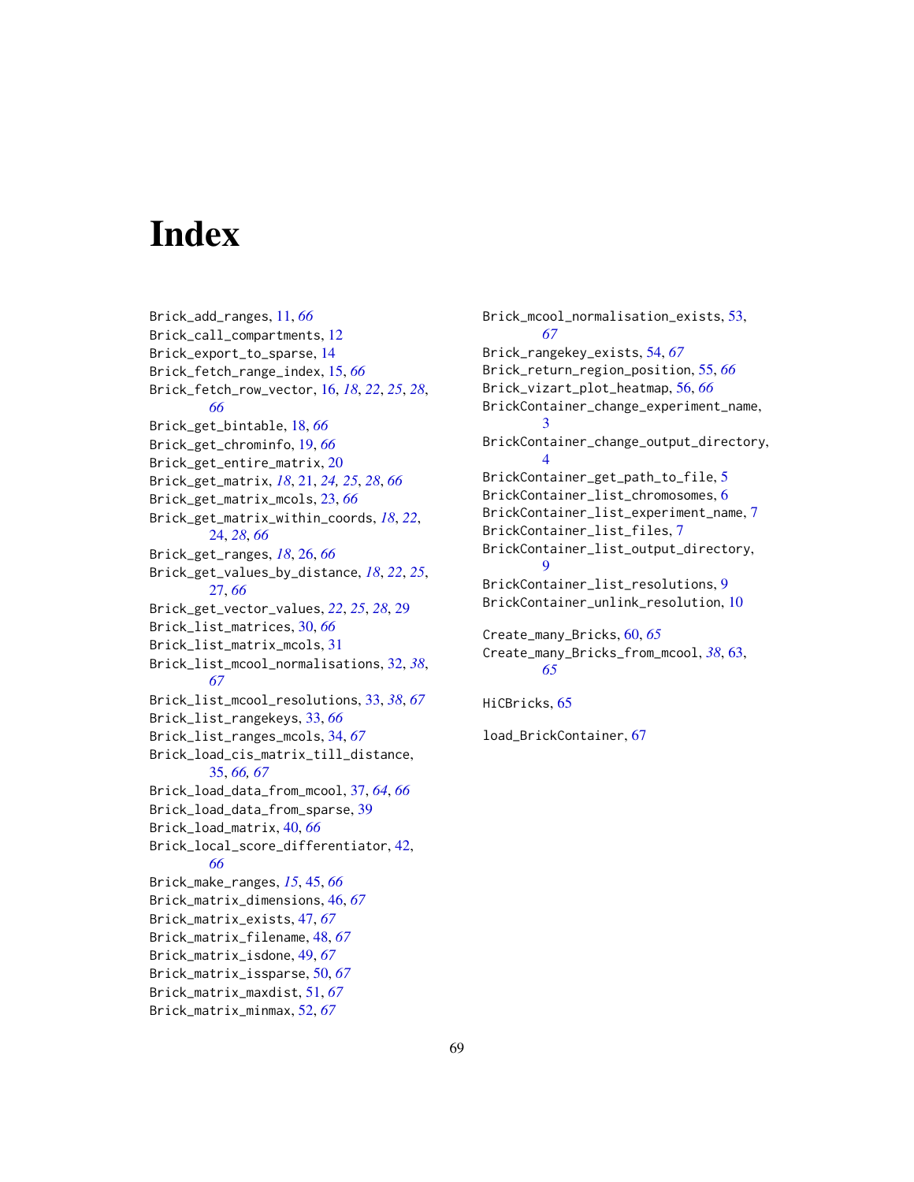# Index

Brick_add_ranges, 11, *66*
Brick_call_compartments, 12
Brick_export_to_sparse, 14
Brick_fetch_range_index, 15, *66*
Brick_fetch_row_vector, 16, *18*, *22*, *25*, *28*, *66*
Brick_get_bintable, 18, *66*
Brick_get_chrominfo, 19, *66*
Brick_get_entire_matrix, 20
Brick_get_matrix, *18*, 21, *24, 25*, *28*, *66*
Brick_get_matrix_mcols, 23, *66*
Brick_get_matrix_within_coords, *18*, *22*, 24, *28*, *66*
Brick_get_ranges, *18*, 26, *66*
Brick_get_values_by_distance, *18*, *22*, *25*, 27, *66*
Brick_get_vector_values, *22*, *25*, *28*, 29
Brick_list_matrices, 30, *66*
Brick_list_matrix_mcols, 31
Brick_list_mcool_normalisations, 32, *38*, *67*
Brick_list_mcool_resolutions, 33, *38*, *67*
Brick_list_rangekeys, 33, *66*
Brick_list_ranges_mcols, 34, *67*
Brick_load_cis_matrix_till_distance, 35, *66, 67*
Brick_load_data_from_mcool, 37, *64*, *66*
Brick_load_data_from_sparse, 39
Brick_load_matrix, 40, *66*
Brick_local_score_differentiator, 42, *66*
Brick_make_ranges, *15*, 45, *66*
Brick_matrix_dimensions, 46, *67*
Brick_matrix_exists, 47, *67*
Brick_matrix_filename, 48, *67*
Brick_matrix_isdone, 49, *67*
Brick_matrix_issparse, 50, *67*
Brick_matrix_maxdist, 51, *67*
Brick_matrix_minmax, 52, *67*
Brick_mcool_normalisation_exists, 53, *67*
Brick_rangekey_exists, 54, *67*
Brick_return_region_position, 55, *66*
Brick_vizart_plot_heatmap, 56, *66*
BrickContainer_change_experiment_name, 3
BrickContainer_change_output_directory, 4
BrickContainer_get_path_to_file, 5
BrickContainer_list_chromosomes, 6
BrickContainer_list_experiment_name, 7
BrickContainer_list_files, 7
BrickContainer_list_output_directory, 9
BrickContainer_list_resolutions, 9
BrickContainer_unlink_resolution, 10

Create_many_Bricks, 60, *65*
Create_many_Bricks_from_mcool, *38*, 63, *65*

HiCBricks, 65

load_BrickContainer, 67